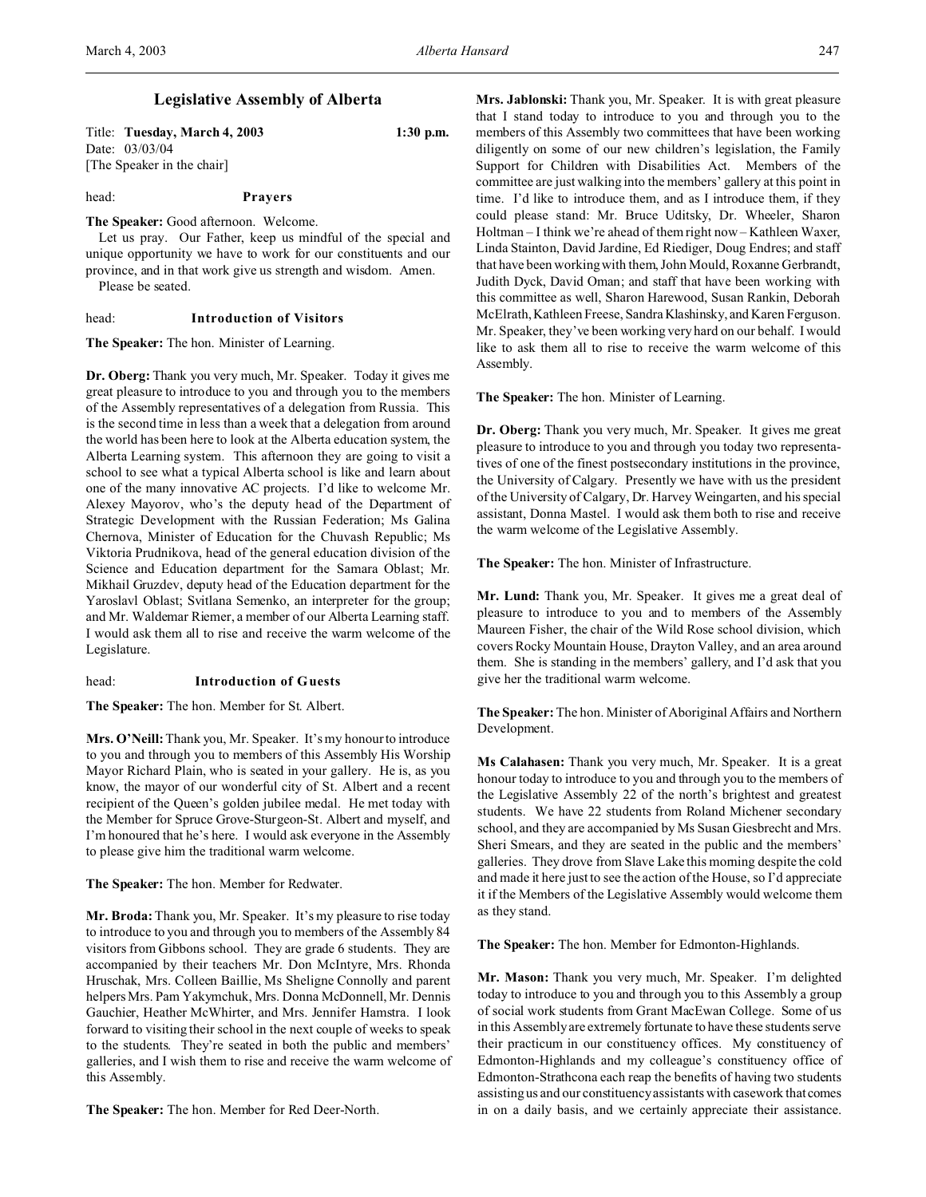# Legislative Assembly of Alberta

Title: **Tuesday, March 4, 2003** **1:30 p.m.**
Date: 03/03/04
[The Speaker in the chair]

head: **Prayers**

**The Speaker:** Good afternoon. Welcome.

Let us pray. Our Father, keep us mindful of the special and unique opportunity we have to work for our constituents and our province, and in that work give us strength and wisdom. Amen.

Please be seated.

head: **Introduction of Visitors**

**The Speaker:** The hon. Minister of Learning.

**Dr. Oberg:** Thank you very much, Mr. Speaker. Today it gives me great pleasure to introduce to you and through you to the members of the Assembly representatives of a delegation from Russia. This is the second time in less than a week that a delegation from around the world has been here to look at the Alberta education system, the Alberta Learning system. This afternoon they are going to visit a school to see what a typical Alberta school is like and learn about one of the many innovative AC projects. I'd like to welcome Mr. Alexey Mayorov, who's the deputy head of the Department of Strategic Development with the Russian Federation; Ms Galina Chernova, Minister of Education for the Chuvash Republic; Ms Viktoria Prudnikova, head of the general education division of the Science and Education department for the Samara Oblast; Mr. Mikhail Gruzdev, deputy head of the Education department for the Yaroslavl Oblast; Svitlana Semenko, an interpreter for the group; and Mr. Waldemar Riemer, a member of our Alberta Learning staff. I would ask them all to rise and receive the warm welcome of the Legislature.

head: **Introduction of Guests**

**The Speaker:** The hon. Member for St. Albert.

**Mrs. O'Neill:** Thank you, Mr. Speaker. It's my honour to introduce to you and through you to members of this Assembly His Worship Mayor Richard Plain, who is seated in your gallery. He is, as you know, the mayor of our wonderful city of St. Albert and a recent recipient of the Queen's golden jubilee medal. He met today with the Member for Spruce Grove-Sturgeon-St. Albert and myself, and I'm honoured that he's here. I would ask everyone in the Assembly to please give him the traditional warm welcome.

**The Speaker:** The hon. Member for Redwater.

**Mr. Broda:** Thank you, Mr. Speaker. It's my pleasure to rise today to introduce to you and through you to members of the Assembly 84 visitors from Gibbons school. They are grade 6 students. They are accompanied by their teachers Mr. Don McIntyre, Mrs. Rhonda Hruschak, Mrs. Colleen Baillie, Ms Sheligne Connolly and parent helpers Mrs. Pam Yakymchuk, Mrs. Donna McDonnell, Mr. Dennis Gauchier, Heather McWhirter, and Mrs. Jennifer Hamstra. I look forward to visiting their school in the next couple of weeks to speak to the students. They're seated in both the public and members' galleries, and I wish them to rise and receive the warm welcome of this Assembly.

**The Speaker:** The hon. Member for Red Deer-North.

**Mrs. Jablonski:** Thank you, Mr. Speaker. It is with great pleasure that I stand today to introduce to you and through you to the members of this Assembly two committees that have been working diligently on some of our new children's legislation, the Family Support for Children with Disabilities Act. Members of the committee are just walking into the members' gallery at this point in time. I'd like to introduce them, and as I introduce them, if they could please stand: Mr. Bruce Uditsky, Dr. Wheeler, Sharon Holtman – I think we're ahead of them right now – Kathleen Waxer, Linda Stainton, David Jardine, Ed Riediger, Doug Endres; and staff that have been working with them, John Mould, Roxanne Gerbrandt, Judith Dyck, David Oman; and staff that have been working with this committee as well, Sharon Harewood, Susan Rankin, Deborah McElrath, Kathleen Freese, Sandra Klashinsky, and Karen Ferguson. Mr. Speaker, they've been working very hard on our behalf. I would like to ask them all to rise to receive the warm welcome of this Assembly.

**The Speaker:** The hon. Minister of Learning.

**Dr. Oberg:** Thank you very much, Mr. Speaker. It gives me great pleasure to introduce to you and through you today two representatives of one of the finest postsecondary institutions in the province, the University of Calgary. Presently we have with us the president of the University of Calgary, Dr. Harvey Weingarten, and his special assistant, Donna Mastel. I would ask them both to rise and receive the warm welcome of the Legislative Assembly.

**The Speaker:** The hon. Minister of Infrastructure.

**Mr. Lund:** Thank you, Mr. Speaker. It gives me a great deal of pleasure to introduce to you and to members of the Assembly Maureen Fisher, the chair of the Wild Rose school division, which covers Rocky Mountain House, Drayton Valley, and an area around them. She is standing in the members' gallery, and I'd ask that you give her the traditional warm welcome.

**The Speaker:** The hon. Minister of Aboriginal Affairs and Northern Development.

**Ms Calahasen:** Thank you very much, Mr. Speaker. It is a great honour today to introduce to you and through you to the members of the Legislative Assembly 22 of the north's brightest and greatest students. We have 22 students from Roland Michener secondary school, and they are accompanied by Ms Susan Giesbrecht and Mrs. Sheri Smears, and they are seated in the public and the members' galleries. They drove from Slave Lake this morning despite the cold and made it here just to see the action of the House, so I'd appreciate it if the Members of the Legislative Assembly would welcome them as they stand.

**The Speaker:** The hon. Member for Edmonton-Highlands.

**Mr. Mason:** Thank you very much, Mr. Speaker. I'm delighted today to introduce to you and through you to this Assembly a group of social work students from Grant MacEwan College. Some of us in this Assembly are extremely fortunate to have these students serve their practicum in our constituency offices. My constituency of Edmonton-Highlands and my colleague's constituency office of Edmonton-Strathcona each reap the benefits of having two students assisting us and our constituency assistants with casework that comes in on a daily basis, and we certainly appreciate their assistance.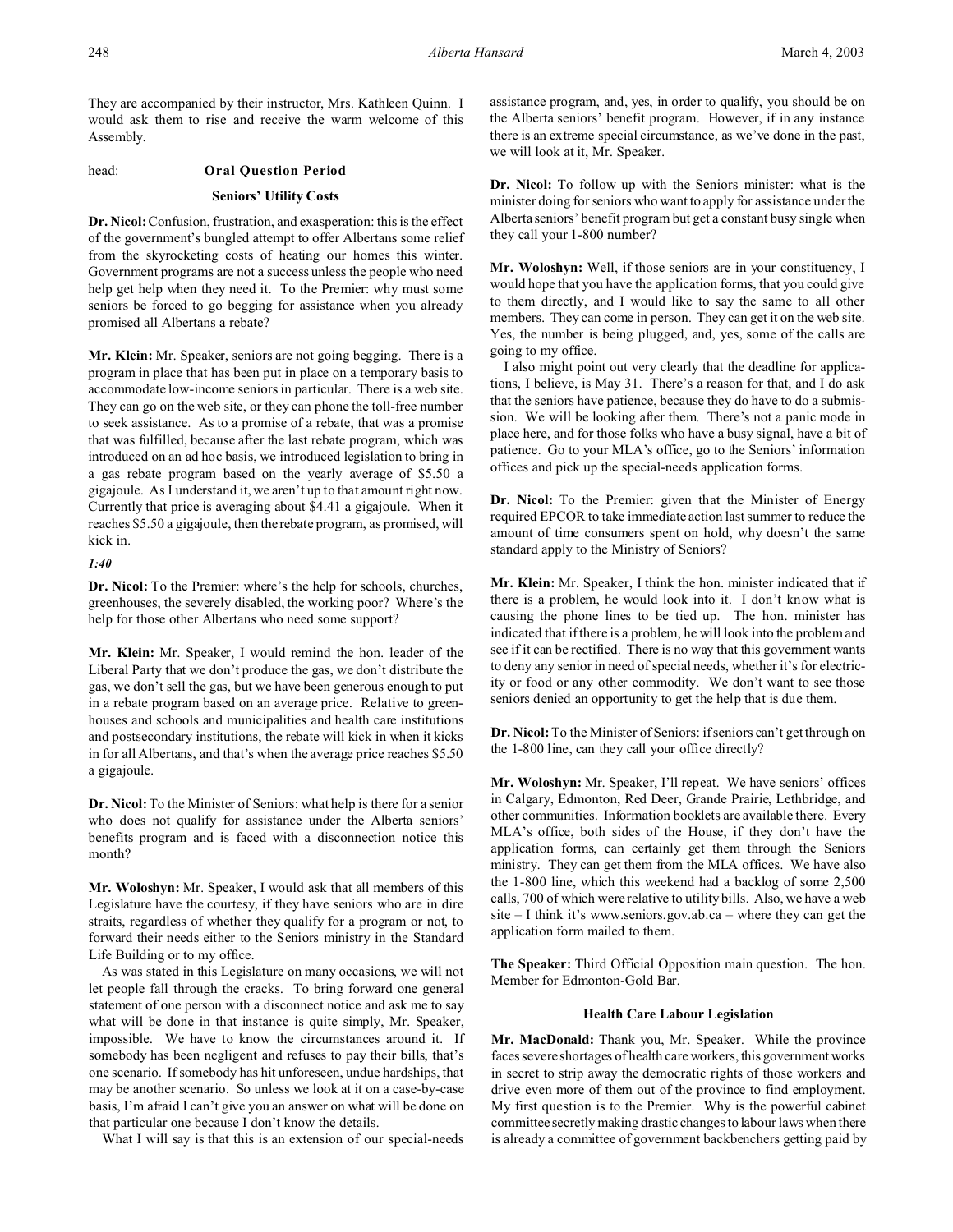They are accompanied by their instructor, Mrs. Kathleen Quinn. I would ask them to rise and receive the warm welcome of this Assembly.

head: **Oral Question Period**

### Seniors' Utility Costs

**Dr. Nicol:** Confusion, frustration, and exasperation: this is the effect of the government's bungled attempt to offer Albertans some relief from the skyrocketing costs of heating our homes this winter. Government programs are not a success unless the people who need help get help when they need it. To the Premier: why must some seniors be forced to go begging for assistance when you already promised all Albertans a rebate?

**Mr. Klein:** Mr. Speaker, seniors are not going begging. There is a program in place that has been put in place on a temporary basis to accommodate low-income seniors in particular. There is a web site. They can go on the web site, or they can phone the toll-free number to seek assistance. As to a promise of a rebate, that was a promise that was fulfilled, because after the last rebate program, which was introduced on an ad hoc basis, we introduced legislation to bring in a gas rebate program based on the yearly average of $5.50 a gigajoule. As I understand it, we aren't up to that amount right now. Currently that price is averaging about $4.41 a gigajoule. When it reaches $5.50 a gigajoule, then the rebate program, as promised, will kick in.

*1:40*

**Dr. Nicol:** To the Premier: where's the help for schools, churches, greenhouses, the severely disabled, the working poor? Where's the help for those other Albertans who need some support?

**Mr. Klein:** Mr. Speaker, I would remind the hon. leader of the Liberal Party that we don't produce the gas, we don't distribute the gas, we don't sell the gas, but we have been generous enough to put in a rebate program based on an average price. Relative to greenhouses and schools and municipalities and health care institutions and postsecondary institutions, the rebate will kick in when it kicks in for all Albertans, and that's when the average price reaches $5.50 a gigajoule.

**Dr. Nicol:** To the Minister of Seniors: what help is there for a senior who does not qualify for assistance under the Alberta seniors' benefits program and is faced with a disconnection notice this month?

**Mr. Woloshyn:** Mr. Speaker, I would ask that all members of this Legislature have the courtesy, if they have seniors who are in dire straits, regardless of whether they qualify for a program or not, to forward their needs either to the Seniors ministry in the Standard Life Building or to my office.

As was stated in this Legislature on many occasions, we will not let people fall through the cracks. To bring forward one general statement of one person with a disconnect notice and ask me to say what will be done in that instance is quite simply, Mr. Speaker, impossible. We have to know the circumstances around it. If somebody has been negligent and refuses to pay their bills, that's one scenario. If somebody has hit unforeseen, undue hardships, that may be another scenario. So unless we look at it on a case-by-case basis, I'm afraid I can't give you an answer on what will be done on that particular one because I don't know the details.

What I will say is that this is an extension of our special-needs assistance program, and, yes, in order to qualify, you should be on the Alberta seniors' benefit program. However, if in any instance there is an extreme special circumstance, as we've done in the past, we will look at it, Mr. Speaker.

**Dr. Nicol:** To follow up with the Seniors minister: what is the minister doing for seniors who want to apply for assistance under the Alberta seniors' benefit program but get a constant busy single when they call your 1-800 number?

**Mr. Woloshyn:** Well, if those seniors are in your constituency, I would hope that you have the application forms, that you could give to them directly, and I would like to say the same to all other members. They can come in person. They can get it on the web site. Yes, the number is being plugged, and, yes, some of the calls are going to my office.

I also might point out very clearly that the deadline for applications, I believe, is May 31. There's a reason for that, and I do ask that the seniors have patience, because they do have to do a submission. We will be looking after them. There's not a panic mode in place here, and for those folks who have a busy signal, have a bit of patience. Go to your MLA's office, go to the Seniors' information offices and pick up the special-needs application forms.

**Dr. Nicol:** To the Premier: given that the Minister of Energy required EPCOR to take immediate action last summer to reduce the amount of time consumers spent on hold, why doesn't the same standard apply to the Ministry of Seniors?

**Mr. Klein:** Mr. Speaker, I think the hon. minister indicated that if there is a problem, he would look into it. I don't know what is causing the phone lines to be tied up. The hon. minister has indicated that if there is a problem, he will look into the problem and see if it can be rectified. There is no way that this government wants to deny any senior in need of special needs, whether it's for electricity or food or any other commodity. We don't want to see those seniors denied an opportunity to get the help that is due them.

**Dr. Nicol:** To the Minister of Seniors: if seniors can't get through on the 1-800 line, can they call your office directly?

**Mr. Woloshyn:** Mr. Speaker, I'll repeat. We have seniors' offices in Calgary, Edmonton, Red Deer, Grande Prairie, Lethbridge, and other communities. Information booklets are available there. Every MLA's office, both sides of the House, if they don't have the application forms, can certainly get them through the Seniors ministry. They can get them from the MLA offices. We have also the 1-800 line, which this weekend had a backlog of some 2,500 calls, 700 of which were relative to utility bills. Also, we have a web site – I think it's www.seniors.gov.ab.ca – where they can get the application form mailed to them.

**The Speaker:** Third Official Opposition main question. The hon. Member for Edmonton-Gold Bar.

### Health Care Labour Legislation

**Mr. MacDonald:** Thank you, Mr. Speaker. While the province faces severe shortages of health care workers, this government works in secret to strip away the democratic rights of those workers and drive even more of them out of the province to find employment. My first question is to the Premier. Why is the powerful cabinet committee secretly making drastic changes to labour laws when there is already a committee of government backbenchers getting paid by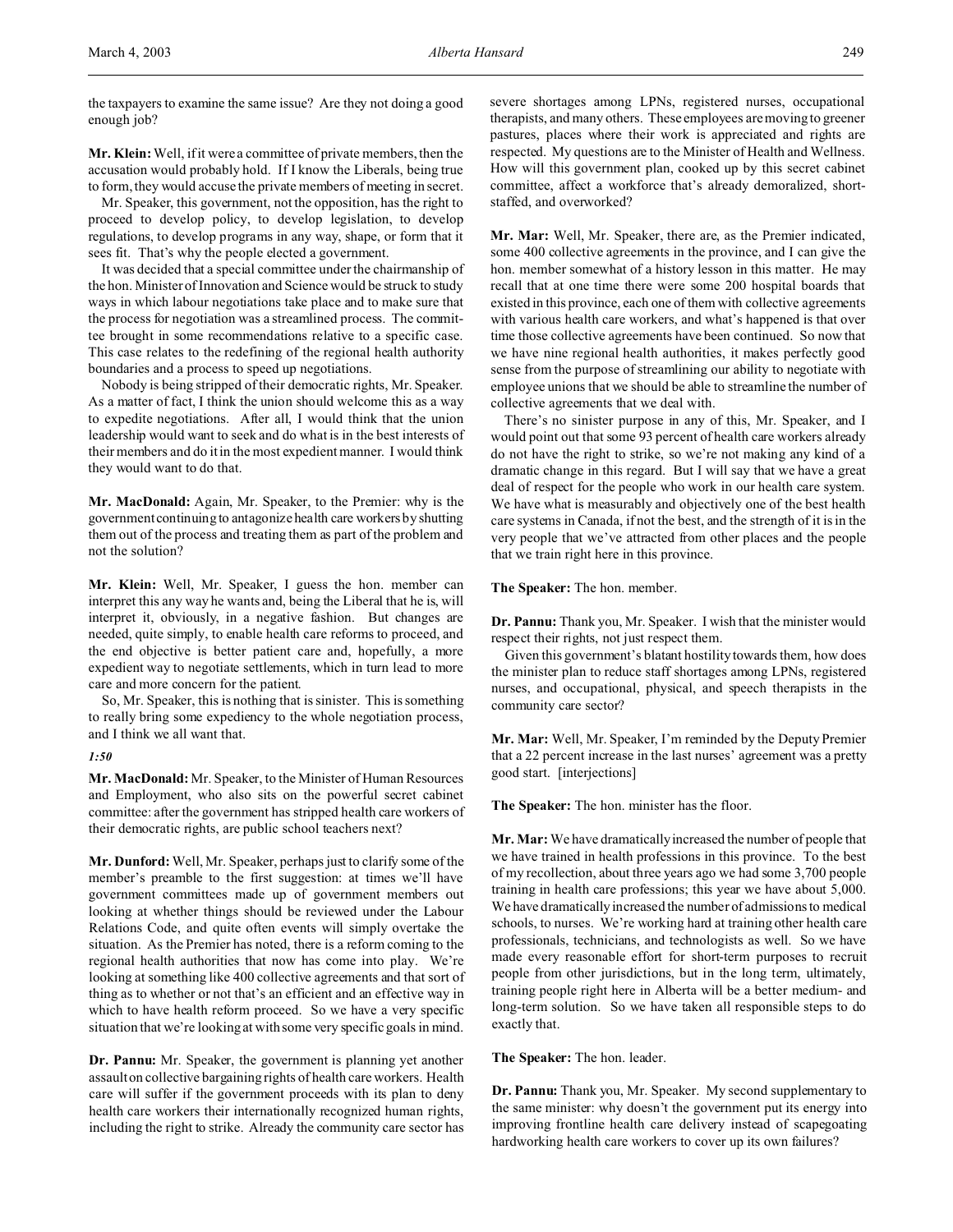the taxpayers to examine the same issue? Are they not doing a good enough job?

**Mr. Klein:** Well, if it were a committee of private members, then the accusation would probably hold. If I know the Liberals, being true to form, they would accuse the private members of meeting in secret.

Mr. Speaker, this government, not the opposition, has the right to proceed to develop policy, to develop legislation, to develop regulations, to develop programs in any way, shape, or form that it sees fit. That's why the people elected a government.

It was decided that a special committee under the chairmanship of the hon. Minister of Innovation and Science would be struck to study ways in which labour negotiations take place and to make sure that the process for negotiation was a streamlined process. The committee brought in some recommendations relative to a specific case. This case relates to the redefining of the regional health authority boundaries and a process to speed up negotiations.

Nobody is being stripped of their democratic rights, Mr. Speaker. As a matter of fact, I think the union should welcome this as a way to expedite negotiations. After all, I would think that the union leadership would want to seek and do what is in the best interests of their members and do it in the most expedient manner. I would think they would want to do that.

**Mr. MacDonald:** Again, Mr. Speaker, to the Premier: why is the government continuing to antagonize health care workers by shutting them out of the process and treating them as part of the problem and not the solution?

**Mr. Klein:** Well, Mr. Speaker, I guess the hon. member can interpret this any way he wants and, being the Liberal that he is, will interpret it, obviously, in a negative fashion. But changes are needed, quite simply, to enable health care reforms to proceed, and the end objective is better patient care and, hopefully, a more expedient way to negotiate settlements, which in turn lead to more care and more concern for the patient.

So, Mr. Speaker, this is nothing that is sinister. This is something to really bring some expediency to the whole negotiation process, and I think we all want that.

*1:50*

**Mr. MacDonald:** Mr. Speaker, to the Minister of Human Resources and Employment, who also sits on the powerful secret cabinet committee: after the government has stripped health care workers of their democratic rights, are public school teachers next?

**Mr. Dunford:** Well, Mr. Speaker, perhaps just to clarify some of the member's preamble to the first suggestion: at times we'll have government committees made up of government members out looking at whether things should be reviewed under the Labour Relations Code, and quite often events will simply overtake the situation. As the Premier has noted, there is a reform coming to the regional health authorities that now has come into play. We're looking at something like 400 collective agreements and that sort of thing as to whether or not that's an efficient and an effective way in which to have health reform proceed. So we have a very specific situation that we're looking at with some very specific goals in mind.

**Dr. Pannu:** Mr. Speaker, the government is planning yet another assault on collective bargaining rights of health care workers. Health care will suffer if the government proceeds with its plan to deny health care workers their internationally recognized human rights, including the right to strike. Already the community care sector has severe shortages among LPNs, registered nurses, occupational therapists, and many others. These employees are moving to greener pastures, places where their work is appreciated and rights are respected. My questions are to the Minister of Health and Wellness. How will this government plan, cooked up by this secret cabinet committee, affect a workforce that's already demoralized, short-staffed, and overworked?

**Mr. Mar:** Well, Mr. Speaker, there are, as the Premier indicated, some 400 collective agreements in the province, and I can give the hon. member somewhat of a history lesson in this matter. He may recall that at one time there were some 200 hospital boards that existed in this province, each one of them with collective agreements with various health care workers, and what's happened is that over time those collective agreements have been continued. So now that we have nine regional health authorities, it makes perfectly good sense from the purpose of streamlining our ability to negotiate with employee unions that we should be able to streamline the number of collective agreements that we deal with.

There's no sinister purpose in any of this, Mr. Speaker, and I would point out that some 93 percent of health care workers already do not have the right to strike, so we're not making any kind of a dramatic change in this regard. But I will say that we have a great deal of respect for the people who work in our health care system. We have what is measurably and objectively one of the best health care systems in Canada, if not the best, and the strength of it is in the very people that we've attracted from other places and the people that we train right here in this province.

**The Speaker:** The hon. member.

**Dr. Pannu:** Thank you, Mr. Speaker. I wish that the minister would respect their rights, not just respect them.

Given this government's blatant hostility towards them, how does the minister plan to reduce staff shortages among LPNs, registered nurses, and occupational, physical, and speech therapists in the community care sector?

**Mr. Mar:** Well, Mr. Speaker, I'm reminded by the Deputy Premier that a 22 percent increase in the last nurses' agreement was a pretty good start. [interjections]

**The Speaker:** The hon. minister has the floor.

**Mr. Mar:** We have dramatically increased the number of people that we have trained in health professions in this province. To the best of my recollection, about three years ago we had some 3,700 people training in health care professions; this year we have about 5,000. We have dramatically increased the number of admissions to medical schools, to nurses. We're working hard at training other health care professionals, technicians, and technologists as well. So we have made every reasonable effort for short-term purposes to recruit people from other jurisdictions, but in the long term, ultimately, training people right here in Alberta will be a better medium- and long-term solution. So we have taken all responsible steps to do exactly that.

**The Speaker:** The hon. leader.

**Dr. Pannu:** Thank you, Mr. Speaker. My second supplementary to the same minister: why doesn't the government put its energy into improving frontline health care delivery instead of scapegoating hardworking health care workers to cover up its own failures?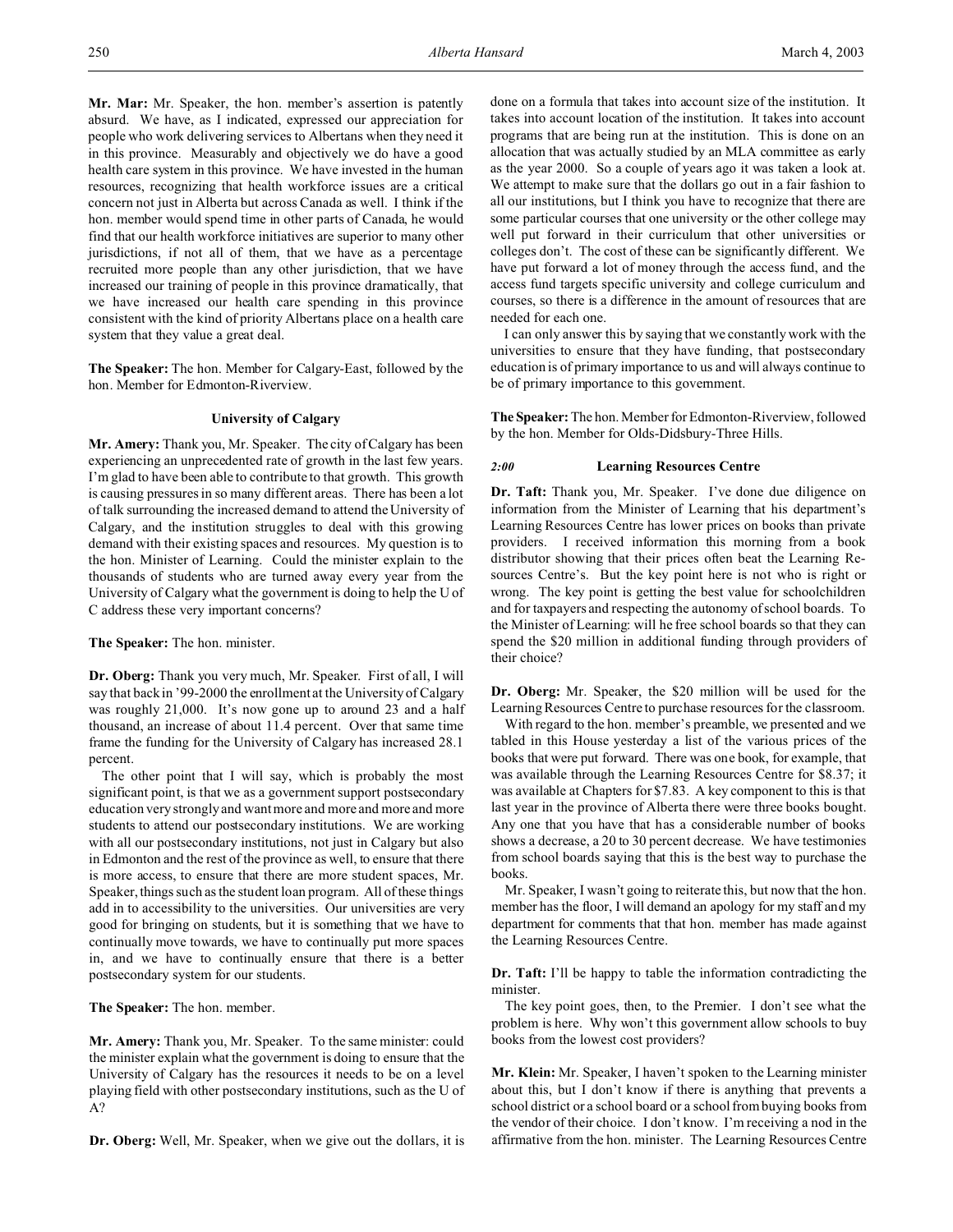**Mr. Mar:** Mr. Speaker, the hon. member's assertion is patently absurd. We have, as I indicated, expressed our appreciation for people who work delivering services to Albertans when they need it in this province. Measurably and objectively we do have a good health care system in this province. We have invested in the human resources, recognizing that health workforce issues are a critical concern not just in Alberta but across Canada as well. I think if the hon. member would spend time in other parts of Canada, he would find that our health workforce initiatives are superior to many other jurisdictions, if not all of them, that we have as a percentage recruited more people than any other jurisdiction, that we have increased our training of people in this province dramatically, that we have increased our health care spending in this province consistent with the kind of priority Albertans place on a health care system that they value a great deal.

**The Speaker:** The hon. Member for Calgary-East, followed by the hon. Member for Edmonton-Riverview.

### University of Calgary

**Mr. Amery:** Thank you, Mr. Speaker. The city of Calgary has been experiencing an unprecedented rate of growth in the last few years. I'm glad to have been able to contribute to that growth. This growth is causing pressures in so many different areas. There has been a lot of talk surrounding the increased demand to attend the University of Calgary, and the institution struggles to deal with this growing demand with their existing spaces and resources. My question is to the hon. Minister of Learning. Could the minister explain to the thousands of students who are turned away every year from the University of Calgary what the government is doing to help the U of C address these very important concerns?

**The Speaker:** The hon. minister.

**Dr. Oberg:** Thank you very much, Mr. Speaker. First of all, I will say that back in '99-2000 the enrollment at the University of Calgary was roughly 21,000. It's now gone up to around 23 and a half thousand, an increase of about 11.4 percent. Over that same time frame the funding for the University of Calgary has increased 28.1 percent.

The other point that I will say, which is probably the most significant point, is that we as a government support postsecondary education very strongly and want more and more and more and more students to attend our postsecondary institutions. We are working with all our postsecondary institutions, not just in Calgary but also in Edmonton and the rest of the province as well, to ensure that there is more access, to ensure that there are more student spaces, Mr. Speaker, things such as the student loan program. All of these things add in to accessibility to the universities. Our universities are very good for bringing on students, but it is something that we have to continually move towards, we have to continually put more spaces in, and we have to continually ensure that there is a better postsecondary system for our students.

**The Speaker:** The hon. member.

**Mr. Amery:** Thank you, Mr. Speaker. To the same minister: could the minister explain what the government is doing to ensure that the University of Calgary has the resources it needs to be on a level playing field with other postsecondary institutions, such as the U of A?

**Dr. Oberg:** Well, Mr. Speaker, when we give out the dollars, it is done on a formula that takes into account size of the institution. It takes into account location of the institution. It takes into account programs that are being run at the institution. This is done on an allocation that was actually studied by an MLA committee as early as the year 2000. So a couple of years ago it was taken a look at. We attempt to make sure that the dollars go out in a fair fashion to all our institutions, but I think you have to recognize that there are some particular courses that one university or the other college may well put forward in their curriculum that other universities or colleges don't. The cost of these can be significantly different. We have put forward a lot of money through the access fund, and the access fund targets specific university and college curriculum and courses, so there is a difference in the amount of resources that are needed for each one.

I can only answer this by saying that we constantly work with the universities to ensure that they have funding, that postsecondary education is of primary importance to us and will always continue to be of primary importance to this government.

**The Speaker:** The hon. Member for Edmonton-Riverview, followed by the hon. Member for Olds-Didsbury-Three Hills.

### *2:00* Learning Resources Centre

**Dr. Taft:** Thank you, Mr. Speaker. I've done due diligence on information from the Minister of Learning that his department's Learning Resources Centre has lower prices on books than private providers. I received information this morning from a book distributor showing that their prices often beat the Learning Resources Centre's. But the key point here is not who is right or wrong. The key point is getting the best value for schoolchildren and for taxpayers and respecting the autonomy of school boards. To the Minister of Learning: will he free school boards so that they can spend the $20 million in additional funding through providers of their choice?

**Dr. Oberg:** Mr. Speaker, the $20 million will be used for the Learning Resources Centre to purchase resources for the classroom.

With regard to the hon. member's preamble, we presented and we tabled in this House yesterday a list of the various prices of the books that were put forward. There was one book, for example, that was available through the Learning Resources Centre for $8.37; it was available at Chapters for $7.83. A key component to this is that last year in the province of Alberta there were three books bought. Any one that you have that has a considerable number of books shows a decrease, a 20 to 30 percent decrease. We have testimonies from school boards saying that this is the best way to purchase the books.

Mr. Speaker, I wasn't going to reiterate this, but now that the hon. member has the floor, I will demand an apology for my staff and my department for comments that that hon. member has made against the Learning Resources Centre.

**Dr. Taft:** I'll be happy to table the information contradicting the minister.

The key point goes, then, to the Premier. I don't see what the problem is here. Why won't this government allow schools to buy books from the lowest cost providers?

**Mr. Klein:** Mr. Speaker, I haven't spoken to the Learning minister about this, but I don't know if there is anything that prevents a school district or a school board or a school from buying books from the vendor of their choice. I don't know. I'm receiving a nod in the affirmative from the hon. minister. The Learning Resources Centre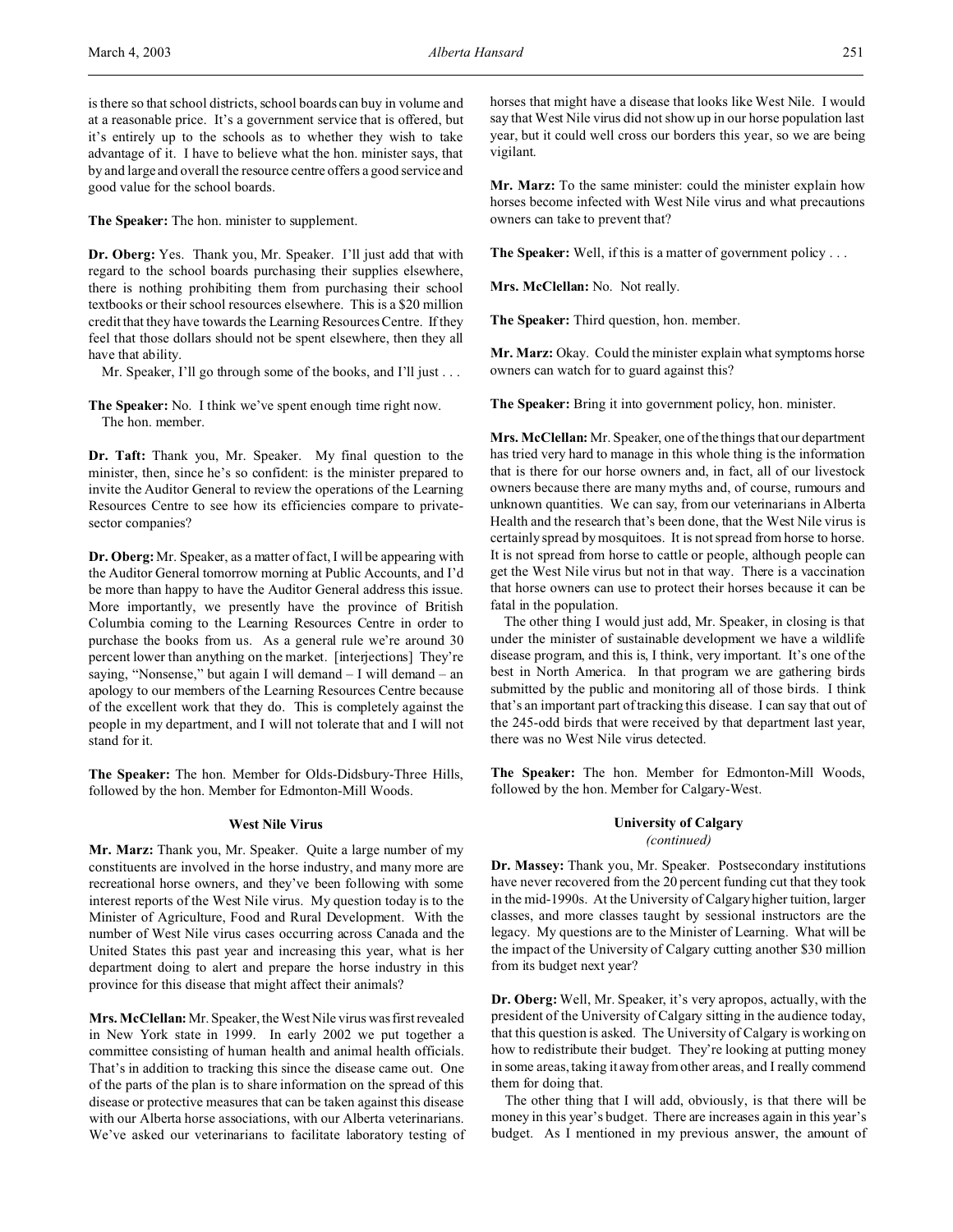is there so that school districts, school boards can buy in volume and at a reasonable price. It's a government service that is offered, but it's entirely up to the schools as to whether they wish to take advantage of it. I have to believe what the hon. minister says, that by and large and overall the resource centre offers a good service and good value for the school boards.

**The Speaker:** The hon. minister to supplement.

**Dr. Oberg:** Yes. Thank you, Mr. Speaker. I'll just add that with regard to the school boards purchasing their supplies elsewhere, there is nothing prohibiting them from purchasing their school textbooks or their school resources elsewhere. This is a $20 million credit that they have towards the Learning Resources Centre. If they feel that those dollars should not be spent elsewhere, then they all have that ability.

Mr. Speaker, I'll go through some of the books, and I'll just . . .

**The Speaker:** No. I think we've spent enough time right now.
The hon. member.

**Dr. Taft:** Thank you, Mr. Speaker. My final question to the minister, then, since he's so confident: is the minister prepared to invite the Auditor General to review the operations of the Learning Resources Centre to see how its efficiencies compare to private-sector companies?

**Dr. Oberg:** Mr. Speaker, as a matter of fact, I will be appearing with the Auditor General tomorrow morning at Public Accounts, and I'd be more than happy to have the Auditor General address this issue. More importantly, we presently have the province of British Columbia coming to the Learning Resources Centre in order to purchase the books from us. As a general rule we're around 30 percent lower than anything on the market. [interjections] They're saying, "Nonsense," but again I will demand – I will demand – an apology to our members of the Learning Resources Centre because of the excellent work that they do. This is completely against the people in my department, and I will not tolerate that and I will not stand for it.

**The Speaker:** The hon. Member for Olds-Didsbury-Three Hills, followed by the hon. Member for Edmonton-Mill Woods.

### West Nile Virus

**Mr. Marz:** Thank you, Mr. Speaker. Quite a large number of my constituents are involved in the horse industry, and many more are recreational horse owners, and they've been following with some interest reports of the West Nile virus. My question today is to the Minister of Agriculture, Food and Rural Development. With the number of West Nile virus cases occurring across Canada and the United States this past year and increasing this year, what is her department doing to alert and prepare the horse industry in this province for this disease that might affect their animals?

**Mrs. McClellan:** Mr. Speaker, the West Nile virus was first revealed in New York state in 1999. In early 2002 we put together a committee consisting of human health and animal health officials. That's in addition to tracking this since the disease came out. One of the parts of the plan is to share information on the spread of this disease or protective measures that can be taken against this disease with our Alberta horse associations, with our Alberta veterinarians. We've asked our veterinarians to facilitate laboratory testing of horses that might have a disease that looks like West Nile. I would say that West Nile virus did not show up in our horse population last year, but it could well cross our borders this year, so we are being vigilant.

**Mr. Marz:** To the same minister: could the minister explain how horses become infected with West Nile virus and what precautions owners can take to prevent that?

**The Speaker:** Well, if this is a matter of government policy . . .

**Mrs. McClellan:** No. Not really.

**The Speaker:** Third question, hon. member.

**Mr. Marz:** Okay. Could the minister explain what symptoms horse owners can watch for to guard against this?

**The Speaker:** Bring it into government policy, hon. minister.

**Mrs. McClellan:** Mr. Speaker, one of the things that our department has tried very hard to manage in this whole thing is the information that is there for our horse owners and, in fact, all of our livestock owners because there are many myths and, of course, rumours and unknown quantities. We can say, from our veterinarians in Alberta Health and the research that's been done, that the West Nile virus is certainly spread by mosquitoes. It is not spread from horse to horse. It is not spread from horse to cattle or people, although people can get the West Nile virus but not in that way. There is a vaccination that horse owners can use to protect their horses because it can be fatal in the population.

The other thing I would just add, Mr. Speaker, in closing is that under the minister of sustainable development we have a wildlife disease program, and this is, I think, very important. It's one of the best in North America. In that program we are gathering birds submitted by the public and monitoring all of those birds. I think that's an important part of tracking this disease. I can say that out of the 245-odd birds that were received by that department last year, there was no West Nile virus detected.

**The Speaker:** The hon. Member for Edmonton-Mill Woods, followed by the hon. Member for Calgary-West.

### University of Calgary
*(continued)*

**Dr. Massey:** Thank you, Mr. Speaker. Postsecondary institutions have never recovered from the 20 percent funding cut that they took in the mid-1990s. At the University of Calgary higher tuition, larger classes, and more classes taught by sessional instructors are the legacy. My questions are to the Minister of Learning. What will be the impact of the University of Calgary cutting another $30 million from its budget next year?

**Dr. Oberg:** Well, Mr. Speaker, it's very apropos, actually, with the president of the University of Calgary sitting in the audience today, that this question is asked. The University of Calgary is working on how to redistribute their budget. They're looking at putting money in some areas, taking it away from other areas, and I really commend them for doing that.

The other thing that I will add, obviously, is that there will be money in this year's budget. There are increases again in this year's budget. As I mentioned in my previous answer, the amount of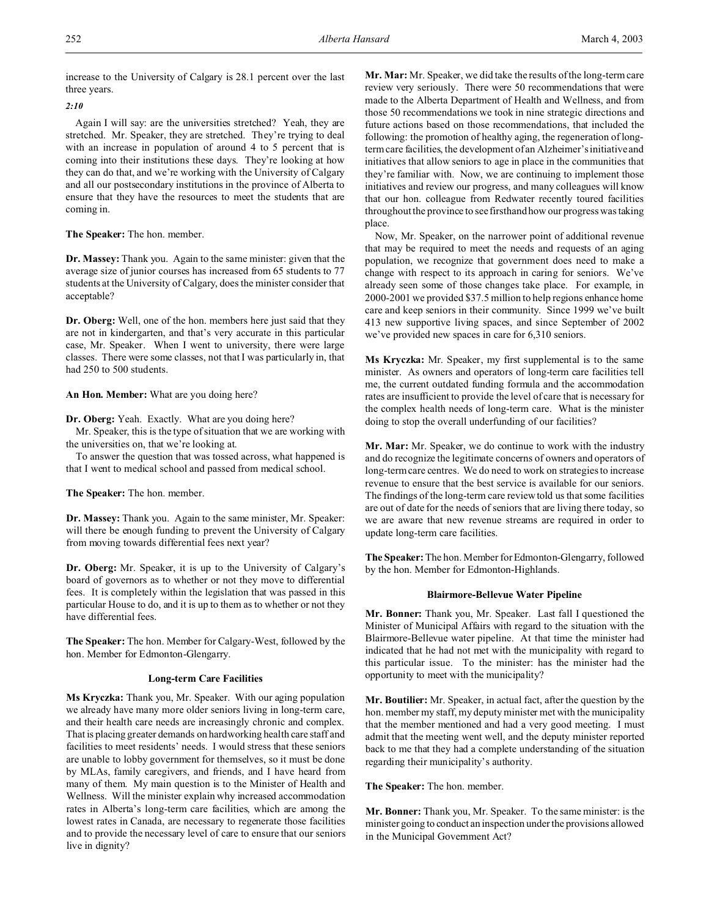increase to the University of Calgary is 28.1 percent over the last three years.

*2:10*

Again I will say: are the universities stretched? Yeah, they are stretched. Mr. Speaker, they are stretched. They're trying to deal with an increase in population of around 4 to 5 percent that is coming into their institutions these days. They're looking at how they can do that, and we're working with the University of Calgary and all our postsecondary institutions in the province of Alberta to ensure that they have the resources to meet the students that are coming in.

**The Speaker:** The hon. member.

**Dr. Massey:** Thank you. Again to the same minister: given that the average size of junior courses has increased from 65 students to 77 students at the University of Calgary, does the minister consider that acceptable?

**Dr. Oberg:** Well, one of the hon. members here just said that they are not in kindergarten, and that's very accurate in this particular case, Mr. Speaker. When I went to university, there were large classes. There were some classes, not that I was particularly in, that had 250 to 500 students.

**An Hon. Member:** What are you doing here?

**Dr. Oberg:** Yeah. Exactly. What are you doing here?

Mr. Speaker, this is the type of situation that we are working with the universities on, that we're looking at.

To answer the question that was tossed across, what happened is that I went to medical school and passed from medical school.

**The Speaker:** The hon. member.

**Dr. Massey:** Thank you. Again to the same minister, Mr. Speaker: will there be enough funding to prevent the University of Calgary from moving towards differential fees next year?

**Dr. Oberg:** Mr. Speaker, it is up to the University of Calgary's board of governors as to whether or not they move to differential fees. It is completely within the legislation that was passed in this particular House to do, and it is up to them as to whether or not they have differential fees.

**The Speaker:** The hon. Member for Calgary-West, followed by the hon. Member for Edmonton-Glengarry.

### Long-term Care Facilities

**Ms Kryczka:** Thank you, Mr. Speaker. With our aging population we already have many more older seniors living in long-term care, and their health care needs are increasingly chronic and complex. That is placing greater demands on hardworking health care staff and facilities to meet residents' needs. I would stress that these seniors are unable to lobby government for themselves, so it must be done by MLAs, family caregivers, and friends, and I have heard from many of them. My main question is to the Minister of Health and Wellness. Will the minister explain why increased accommodation rates in Alberta's long-term care facilities, which are among the lowest rates in Canada, are necessary to regenerate those facilities and to provide the necessary level of care to ensure that our seniors live in dignity?

**Mr. Mar:** Mr. Speaker, we did take the results of the long-term care review very seriously. There were 50 recommendations that were made to the Alberta Department of Health and Wellness, and from those 50 recommendations we took in nine strategic directions and future actions based on those recommendations, that included the following: the promotion of healthy aging, the regeneration of long-term care facilities, the development of an Alzheimer's initiative and initiatives that allow seniors to age in place in the communities that they're familiar with. Now, we are continuing to implement those initiatives and review our progress, and many colleagues will know that our hon. colleague from Redwater recently toured facilities throughout the province to see firsthand how our progress was taking place.

Now, Mr. Speaker, on the narrower point of additional revenue that may be required to meet the needs and requests of an aging population, we recognize that government does need to make a change with respect to its approach in caring for seniors. We've already seen some of those changes take place. For example, in 2000-2001 we provided $37.5 million to help regions enhance home care and keep seniors in their community. Since 1999 we've built 413 new supportive living spaces, and since September of 2002 we've provided new spaces in care for 6,310 seniors.

**Ms Kryczka:** Mr. Speaker, my first supplemental is to the same minister. As owners and operators of long-term care facilities tell me, the current outdated funding formula and the accommodation rates are insufficient to provide the level of care that is necessary for the complex health needs of long-term care. What is the minister doing to stop the overall underfunding of our facilities?

**Mr. Mar:** Mr. Speaker, we do continue to work with the industry and do recognize the legitimate concerns of owners and operators of long-term care centres. We do need to work on strategies to increase revenue to ensure that the best service is available for our seniors. The findings of the long-term care review told us that some facilities are out of date for the needs of seniors that are living there today, so we are aware that new revenue streams are required in order to update long-term care facilities.

**The Speaker:** The hon. Member for Edmonton-Glengarry, followed by the hon. Member for Edmonton-Highlands.

### Blairmore-Bellevue Water Pipeline

**Mr. Bonner:** Thank you, Mr. Speaker. Last fall I questioned the Minister of Municipal Affairs with regard to the situation with the Blairmore-Bellevue water pipeline. At that time the minister had indicated that he had not met with the municipality with regard to this particular issue. To the minister: has the minister had the opportunity to meet with the municipality?

**Mr. Boutilier:** Mr. Speaker, in actual fact, after the question by the hon. member my staff, my deputy minister met with the municipality that the member mentioned and had a very good meeting. I must admit that the meeting went well, and the deputy minister reported back to me that they had a complete understanding of the situation regarding their municipality's authority.

**The Speaker:** The hon. member.

**Mr. Bonner:** Thank you, Mr. Speaker. To the same minister: is the minister going to conduct an inspection under the provisions allowed in the Municipal Government Act?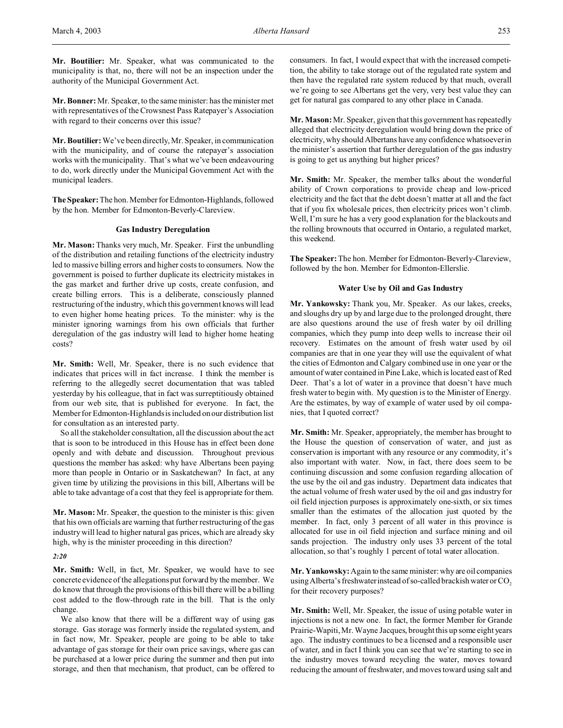**Mr. Boutilier:** Mr. Speaker, what was communicated to the municipality is that, no, there will not be an inspection under the authority of the Municipal Government Act.

**Mr. Bonner:** Mr. Speaker, to the same minister: has the minister met with representatives of the Crowsnest Pass Ratepayer's Association with regard to their concerns over this issue?

**Mr. Boutilier:** We've been directly, Mr. Speaker, in communication with the municipality, and of course the ratepayer's association works with the municipality. That's what we've been endeavouring to do, work directly under the Municipal Government Act with the municipal leaders.

**The Speaker:** The hon. Member for Edmonton-Highlands, followed by the hon. Member for Edmonton-Beverly-Clareview.

### Gas Industry Deregulation

**Mr. Mason:** Thanks very much, Mr. Speaker. First the unbundling of the distribution and retailing functions of the electricity industry led to massive billing errors and higher costs to consumers. Now the government is poised to further duplicate its electricity mistakes in the gas market and further drive up costs, create confusion, and create billing errors. This is a deliberate, consciously planned restructuring of the industry, which this government knows will lead to even higher home heating prices. To the minister: why is the minister ignoring warnings from his own officials that further deregulation of the gas industry will lead to higher home heating costs?

**Mr. Smith:** Well, Mr. Speaker, there is no such evidence that indicates that prices will in fact increase. I think the member is referring to the allegedly secret documentation that was tabled yesterday by his colleague, that in fact was surreptitiously obtained from our web site, that is published for everyone. In fact, the Member for Edmonton-Highlands is included on our distribution list for consultation as an interested party.

So all the stakeholder consultation, all the discussion about the act that is soon to be introduced in this House has in effect been done openly and with debate and discussion. Throughout previous questions the member has asked: why have Albertans been paying more than people in Ontario or in Saskatchewan? In fact, at any given time by utilizing the provisions in this bill, Albertans will be able to take advantage of a cost that they feel is appropriate for them.

**Mr. Mason:** Mr. Speaker, the question to the minister is this: given that his own officials are warning that further restructuring of the gas industry will lead to higher natural gas prices, which are already sky high, why is the minister proceeding in this direction?

*2:20*

**Mr. Smith:** Well, in fact, Mr. Speaker, we would have to see concrete evidence of the allegations put forward by the member. We do know that through the provisions of this bill there will be a billing cost added to the flow-through rate in the bill. That is the only change.

We also know that there will be a different way of using gas storage. Gas storage was formerly inside the regulated system, and in fact now, Mr. Speaker, people are going to be able to take advantage of gas storage for their own price savings, where gas can be purchased at a lower price during the summer and then put into storage, and then that mechanism, that product, can be offered to consumers. In fact, I would expect that with the increased competition, the ability to take storage out of the regulated rate system and then have the regulated rate system reduced by that much, overall we're going to see Albertans get the very, very best value they can get for natural gas compared to any other place in Canada.

**Mr. Mason:** Mr. Speaker, given that this government has repeatedly alleged that electricity deregulation would bring down the price of electricity, why should Albertans have any confidence whatsoever in the minister's assertion that further deregulation of the gas industry is going to get us anything but higher prices?

**Mr. Smith:** Mr. Speaker, the member talks about the wonderful ability of Crown corporations to provide cheap and low-priced electricity and the fact that the debt doesn't matter at all and the fact that if you fix wholesale prices, then electricity prices won't climb. Well, I'm sure he has a very good explanation for the blackouts and the rolling brownouts that occurred in Ontario, a regulated market, this weekend.

**The Speaker:** The hon. Member for Edmonton-Beverly-Clareview, followed by the hon. Member for Edmonton-Ellerslie.

### Water Use by Oil and Gas Industry

**Mr. Yankowsky:** Thank you, Mr. Speaker. As our lakes, creeks, and sloughs dry up by and large due to the prolonged drought, there are also questions around the use of fresh water by oil drilling companies, which they pump into deep wells to increase their oil recovery. Estimates on the amount of fresh water used by oil companies are that in one year they will use the equivalent of what the cities of Edmonton and Calgary combined use in one year or the amount of water contained in Pine Lake, which is located east of Red Deer. That's a lot of water in a province that doesn't have much fresh water to begin with. My question is to the Minister of Energy. Are the estimates, by way of example of water used by oil companies, that I quoted correct?

**Mr. Smith:** Mr. Speaker, appropriately, the member has brought to the House the question of conservation of water, and just as conservation is important with any resource or any commodity, it's also important with water. Now, in fact, there does seem to be continuing discussion and some confusion regarding allocation of the use by the oil and gas industry. Department data indicates that the actual volume of fresh water used by the oil and gas industry for oil field injection purposes is approximately one-sixth, or six times smaller than the estimates of the allocation just quoted by the member. In fact, only 3 percent of all water in this province is allocated for use in oil field injection and surface mining and oil sands projection. The industry only uses 33 percent of the total allocation, so that's roughly 1 percent of total water allocation.

**Mr. Yankowsky:** Again to the same minister: why are oil companies using Alberta's freshwater instead of so-called brackish water or $CO_2$ for their recovery purposes?

**Mr. Smith:** Well, Mr. Speaker, the issue of using potable water in injections is not a new one. In fact, the former Member for Grande Prairie-Wapiti, Mr. Wayne Jacques, brought this up some eight years ago. The industry continues to be a licensed and a responsible user of water, and in fact I think you can see that we're starting to see in the industry moves toward recycling the water, moves toward reducing the amount of freshwater, and moves toward using salt and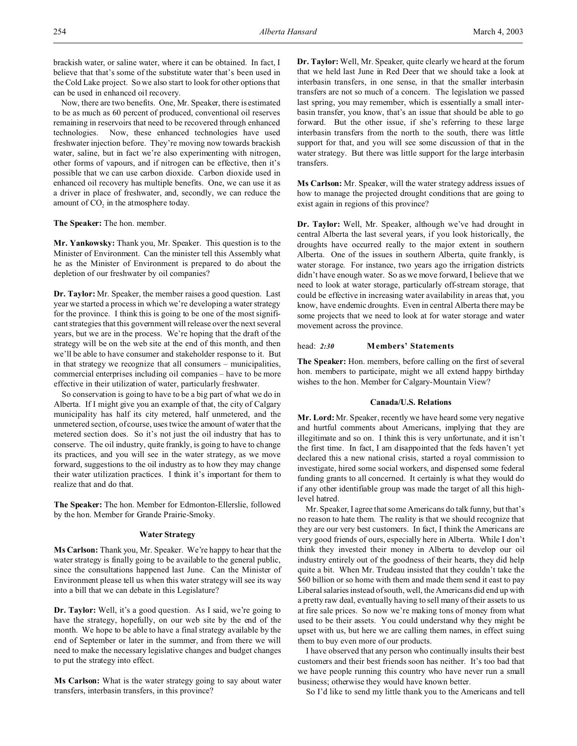brackish water, or saline water, where it can be obtained. In fact, I believe that that's some of the substitute water that's been used in the Cold Lake project. So we also start to look for other options that can be used in enhanced oil recovery.

Now, there are two benefits. One, Mr. Speaker, there is estimated to be as much as 60 percent of produced, conventional oil reserves remaining in reservoirs that need to be recovered through enhanced technologies. Now, these enhanced technologies have used freshwater injection before. They're moving now towards brackish water, saline, but in fact we're also experimenting with nitrogen, other forms of vapours, and if nitrogen can be effective, then it's possible that we can use carbon dioxide. Carbon dioxide used in enhanced oil recovery has multiple benefits. One, we can use it as a driver in place of freshwater, and, secondly, we can reduce the amount of $CO_2$ in the atmosphere today.

**The Speaker:** The hon. member.

**Mr. Yankowsky:** Thank you, Mr. Speaker. This question is to the Minister of Environment. Can the minister tell this Assembly what he as the Minister of Environment is prepared to do about the depletion of our freshwater by oil companies?

**Dr. Taylor:** Mr. Speaker, the member raises a good question. Last year we started a process in which we're developing a water strategy for the province. I think this is going to be one of the most significant strategies that this government will release over the next several years, but we are in the process. We're hoping that the draft of the strategy will be on the web site at the end of this month, and then we'll be able to have consumer and stakeholder response to it. But in that strategy we recognize that all consumers – municipalities, commercial enterprises including oil companies – have to be more effective in their utilization of water, particularly freshwater.

So conservation is going to have to be a big part of what we do in Alberta. If I might give you an example of that, the city of Calgary municipality has half its city metered, half unmetered, and the unmetered section, of course, uses twice the amount of water that the metered section does. So it's not just the oil industry that has to conserve. The oil industry, quite frankly, is going to have to change its practices, and you will see in the water strategy, as we move forward, suggestions to the oil industry as to how they may change their water utilization practices. I think it's important for them to realize that and do that.

**The Speaker:** The hon. Member for Edmonton-Ellerslie, followed by the hon. Member for Grande Prairie-Smoky.

### Water Strategy

**Ms Carlson:** Thank you, Mr. Speaker. We're happy to hear that the water strategy is finally going to be available to the general public, since the consultations happened last June. Can the Minister of Environment please tell us when this water strategy will see its way into a bill that we can debate in this Legislature?

**Dr. Taylor:** Well, it's a good question. As I said, we're going to have the strategy, hopefully, on our web site by the end of the month. We hope to be able to have a final strategy available by the end of September or later in the summer, and from there we will need to make the necessary legislative changes and budget changes to put the strategy into effect.

**Ms Carlson:** What is the water strategy going to say about water transfers, interbasin transfers, in this province?

**Dr. Taylor:** Well, Mr. Speaker, quite clearly we heard at the forum that we held last June in Red Deer that we should take a look at interbasin transfers, in one sense, in that the smaller interbasin transfers are not so much of a concern. The legislation we passed last spring, you may remember, which is essentially a small interbasin transfer, you know, that's an issue that should be able to go forward. But the other issue, if she's referring to these large interbasin transfers from the north to the south, there was little support for that, and you will see some discussion of that in the water strategy. But there was little support for the large interbasin transfers.

**Ms Carlson:** Mr. Speaker, will the water strategy address issues of how to manage the projected drought conditions that are going to exist again in regions of this province?

**Dr. Taylor:** Well, Mr. Speaker, although we've had drought in central Alberta the last several years, if you look historically, the droughts have occurred really to the major extent in southern Alberta. One of the issues in southern Alberta, quite frankly, is water storage. For instance, two years ago the irrigation districts didn't have enough water. So as we move forward, I believe that we need to look at water storage, particularly off-stream storage, that could be effective in increasing water availability in areas that, you know, have endemic droughts. Even in central Alberta there may be some projects that we need to look at for water storage and water movement across the province.

## head: *2:30* Members' Statements

**The Speaker:** Hon. members, before calling on the first of several hon. members to participate, might we all extend happy birthday wishes to the hon. Member for Calgary-Mountain View?

### Canada/U.S. Relations

**Mr. Lord:** Mr. Speaker, recently we have heard some very negative and hurtful comments about Americans, implying that they are illegitimate and so on. I think this is very unfortunate, and it isn't the first time. In fact, I am disappointed that the feds haven't yet declared this a new national crisis, started a royal commission to investigate, hired some social workers, and dispensed some federal funding grants to all concerned. It certainly is what they would do if any other identifiable group was made the target of all this high-level hatred.

Mr. Speaker, I agree that some Americans do talk funny, but that's no reason to hate them. The reality is that we should recognize that they are our very best customers. In fact, I think the Americans are very good friends of ours, especially here in Alberta. While I don't think they invested their money in Alberta to develop our oil industry entirely out of the goodness of their hearts, they did help quite a bit. When Mr. Trudeau insisted that they couldn't take the $60 billion or so home with them and made them send it east to pay Liberal salaries instead of south, well, the Americans did end up with a pretty raw deal, eventually having to sell many of their assets to us at fire sale prices. So now we're making tons of money from what used to be their assets. You could understand why they might be upset with us, but here we are calling them names, in effect suing them to buy even more of our products.

I have observed that any person who continually insults their best customers and their best friends soon has neither. It's too bad that we have people running this country who have never run a small business; otherwise they would have known better.

So I'd like to send my little thank you to the Americans and tell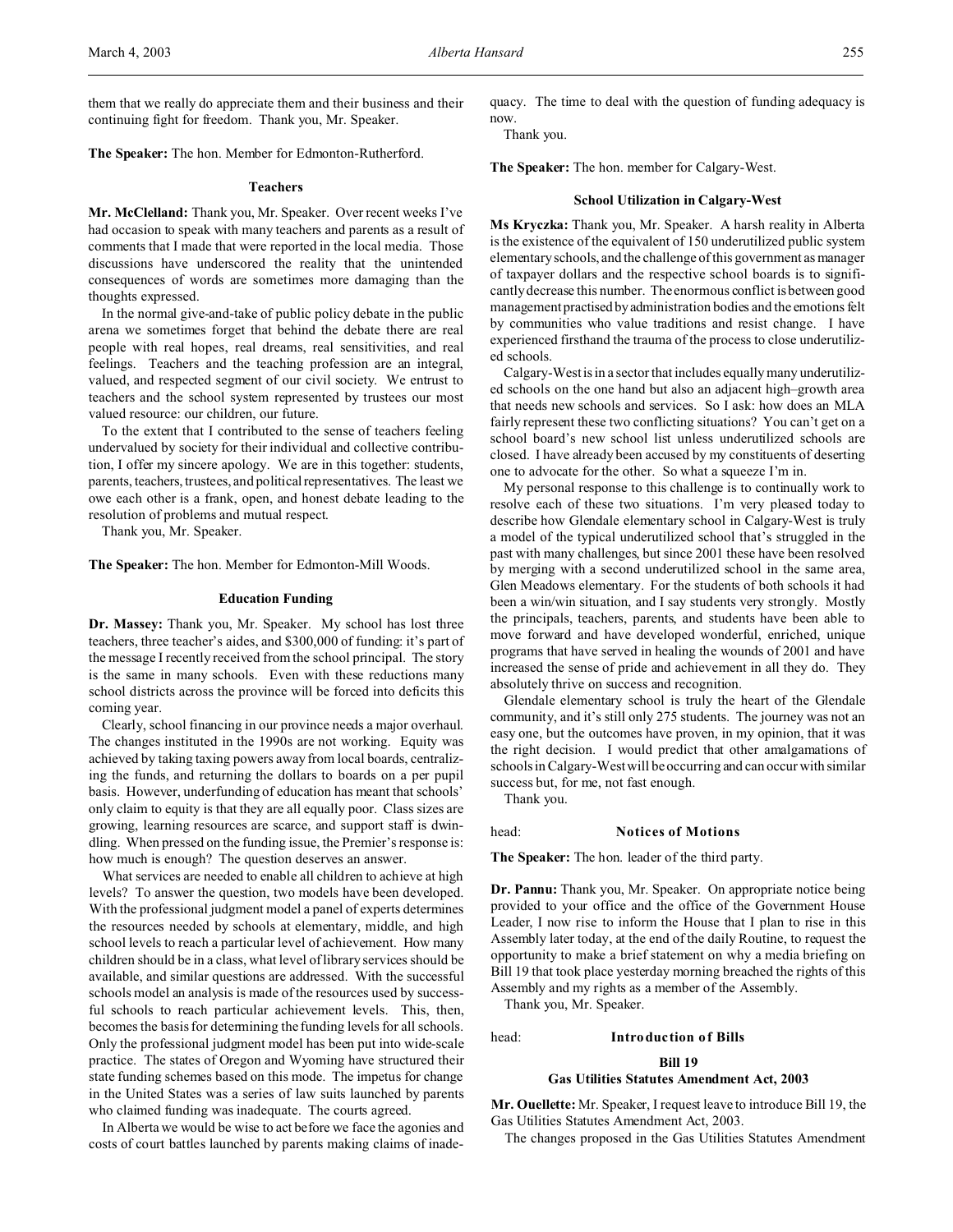them that we really do appreciate them and their business and their continuing fight for freedom. Thank you, Mr. Speaker.

**The Speaker:** The hon. Member for Edmonton-Rutherford.

### Teachers

**Mr. McClelland:** Thank you, Mr. Speaker. Over recent weeks I've had occasion to speak with many teachers and parents as a result of comments that I made that were reported in the local media. Those discussions have underscored the reality that the unintended consequences of words are sometimes more damaging than the thoughts expressed.

In the normal give-and-take of public policy debate in the public arena we sometimes forget that behind the debate there are real people with real hopes, real dreams, real sensitivities, and real feelings. Teachers and the teaching profession are an integral, valued, and respected segment of our civil society. We entrust to teachers and the school system represented by trustees our most valued resource: our children, our future.

To the extent that I contributed to the sense of teachers feeling undervalued by society for their individual and collective contribution, I offer my sincere apology. We are in this together: students, parents, teachers, trustees, and political representatives. The least we owe each other is a frank, open, and honest debate leading to the resolution of problems and mutual respect.

Thank you, Mr. Speaker.

**The Speaker:** The hon. Member for Edmonton-Mill Woods.

### Education Funding

**Dr. Massey:** Thank you, Mr. Speaker. My school has lost three teachers, three teacher's aides, and $300,000 of funding: it's part of the message I recently received from the school principal. The story is the same in many schools. Even with these reductions many school districts across the province will be forced into deficits this coming year.

Clearly, school financing in our province needs a major overhaul. The changes instituted in the 1990s are not working. Equity was achieved by taking taxing powers away from local boards, centralizing the funds, and returning the dollars to boards on a per pupil basis. However, underfunding of education has meant that schools' only claim to equity is that they are all equally poor. Class sizes are growing, learning resources are scarce, and support staff is dwindling. When pressed on the funding issue, the Premier's response is: how much is enough? The question deserves an answer.

What services are needed to enable all children to achieve at high levels? To answer the question, two models have been developed. With the professional judgment model a panel of experts determines the resources needed by schools at elementary, middle, and high school levels to reach a particular level of achievement. How many children should be in a class, what level of library services should be available, and similar questions are addressed. With the successful schools model an analysis is made of the resources used by successful schools to reach particular achievement levels. This, then, becomes the basis for determining the funding levels for all schools. Only the professional judgment model has been put into wide-scale practice. The states of Oregon and Wyoming have structured their state funding schemes based on this mode. The impetus for change in the United States was a series of law suits launched by parents who claimed funding was inadequate. The courts agreed.

In Alberta we would be wise to act before we face the agonies and costs of court battles launched by parents making claims of inadequacy. The time to deal with the question of funding adequacy is now.

Thank you.

**The Speaker:** The hon. member for Calgary-West.

### School Utilization in Calgary-West

**Ms Kryczka:** Thank you, Mr. Speaker. A harsh reality in Alberta is the existence of the equivalent of 150 underutilized public system elementary schools, and the challenge of this government as manager of taxpayer dollars and the respective school boards is to significantly decrease this number. The enormous conflict is between good management practised by administration bodies and the emotions felt by communities who value traditions and resist change. I have experienced firsthand the trauma of the process to close underutilized schools.

Calgary-West is in a sector that includes equally many underutilized schools on the one hand but also an adjacent high–growth area that needs new schools and services. So I ask: how does an MLA fairly represent these two conflicting situations? You can't get on a school board's new school list unless underutilized schools are closed. I have already been accused by my constituents of deserting one to advocate for the other. So what a squeeze I'm in.

My personal response to this challenge is to continually work to resolve each of these two situations. I'm very pleased today to describe how Glendale elementary school in Calgary-West is truly a model of the typical underutilized school that's struggled in the past with many challenges, but since 2001 these have been resolved by merging with a second underutilized school in the same area, Glen Meadows elementary. For the students of both schools it had been a win/win situation, and I say students very strongly. Mostly the principals, teachers, parents, and students have been able to move forward and have developed wonderful, enriched, unique programs that have served in healing the wounds of 2001 and have increased the sense of pride and achievement in all they do. They absolutely thrive on success and recognition.

Glendale elementary school is truly the heart of the Glendale community, and it's still only 275 students. The journey was not an easy one, but the outcomes have proven, in my opinion, that it was the right decision. I would predict that other amalgamations of schools in Calgary-West will be occurring and can occur with similar success but, for me, not fast enough.

Thank you.

## head: Notices of Motions

**The Speaker:** The hon. leader of the third party.

**Dr. Pannu:** Thank you, Mr. Speaker. On appropriate notice being provided to your office and the office of the Government House Leader, I now rise to inform the House that I plan to rise in this Assembly later today, at the end of the daily Routine, to request the opportunity to make a brief statement on why a media briefing on Bill 19 that took place yesterday morning breached the rights of this Assembly and my rights as a member of the Assembly.

Thank you, Mr. Speaker.

## head: Introduction of Bills

### Bill 19
### Gas Utilities Statutes Amendment Act, 2003

**Mr. Ouellette:** Mr. Speaker, I request leave to introduce Bill 19, the Gas Utilities Statutes Amendment Act, 2003.

The changes proposed in the Gas Utilities Statutes Amendment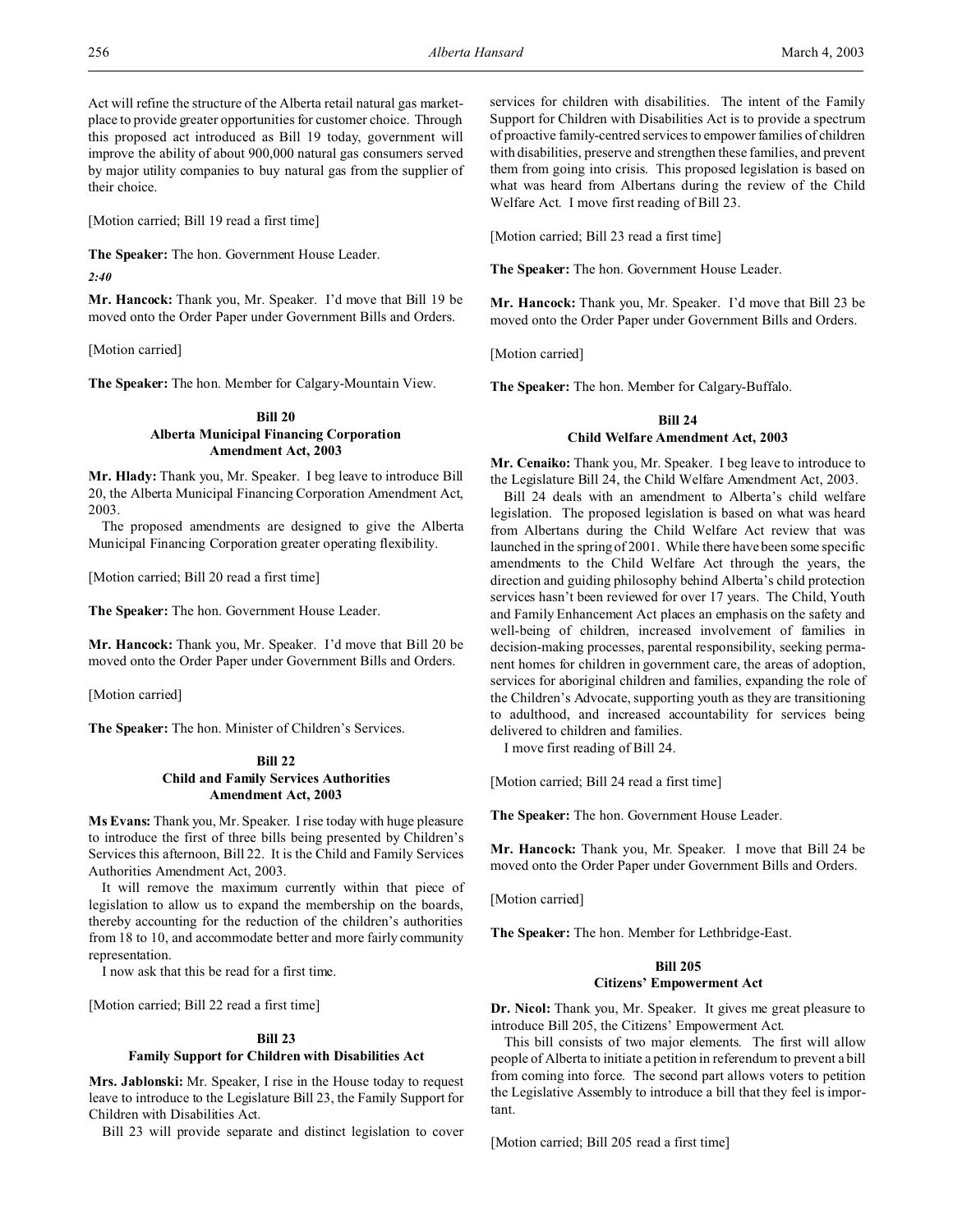Act will refine the structure of the Alberta retail natural gas marketplace to provide greater opportunities for customer choice. Through this proposed act introduced as Bill 19 today, government will improve the ability of about 900,000 natural gas consumers served by major utility companies to buy natural gas from the supplier of their choice.

[Motion carried; Bill 19 read a first time]

**The Speaker:** The hon. Government House Leader.

*2:40*

**Mr. Hancock:** Thank you, Mr. Speaker. I'd move that Bill 19 be moved onto the Order Paper under Government Bills and Orders.

[Motion carried]

**The Speaker:** The hon. Member for Calgary-Mountain View.

### Bill 20
### Alberta Municipal Financing Corporation Amendment Act, 2003

**Mr. Hlady:** Thank you, Mr. Speaker. I beg leave to introduce Bill 20, the Alberta Municipal Financing Corporation Amendment Act, 2003.

The proposed amendments are designed to give the Alberta Municipal Financing Corporation greater operating flexibility.

[Motion carried; Bill 20 read a first time]

**The Speaker:** The hon. Government House Leader.

**Mr. Hancock:** Thank you, Mr. Speaker. I'd move that Bill 20 be moved onto the Order Paper under Government Bills and Orders.

[Motion carried]

**The Speaker:** The hon. Minister of Children's Services.

### Bill 22
### Child and Family Services Authorities Amendment Act, 2003

**Ms Evans:** Thank you, Mr. Speaker. I rise today with huge pleasure to introduce the first of three bills being presented by Children's Services this afternoon, Bill 22. It is the Child and Family Services Authorities Amendment Act, 2003.

It will remove the maximum currently within that piece of legislation to allow us to expand the membership on the boards, thereby accounting for the reduction of the children's authorities from 18 to 10, and accommodate better and more fairly community representation.

I now ask that this be read for a first time.

[Motion carried; Bill 22 read a first time]

### Bill 23
### Family Support for Children with Disabilities Act

**Mrs. Jablonski:** Mr. Speaker, I rise in the House today to request leave to introduce to the Legislature Bill 23, the Family Support for Children with Disabilities Act.

Bill 23 will provide separate and distinct legislation to cover services for children with disabilities. The intent of the Family Support for Children with Disabilities Act is to provide a spectrum of proactive family-centred services to empower families of children with disabilities, preserve and strengthen these families, and prevent them from going into crisis. This proposed legislation is based on what was heard from Albertans during the review of the Child Welfare Act. I move first reading of Bill 23.

[Motion carried; Bill 23 read a first time]

**The Speaker:** The hon. Government House Leader.

**Mr. Hancock:** Thank you, Mr. Speaker. I'd move that Bill 23 be moved onto the Order Paper under Government Bills and Orders.

[Motion carried]

**The Speaker:** The hon. Member for Calgary-Buffalo.

### Bill 24
### Child Welfare Amendment Act, 2003

**Mr. Cenaiko:** Thank you, Mr. Speaker. I beg leave to introduce to the Legislature Bill 24, the Child Welfare Amendment Act, 2003.

Bill 24 deals with an amendment to Alberta's child welfare legislation. The proposed legislation is based on what was heard from Albertans during the Child Welfare Act review that was launched in the spring of 2001. While there have been some specific amendments to the Child Welfare Act through the years, the direction and guiding philosophy behind Alberta's child protection services hasn't been reviewed for over 17 years. The Child, Youth and Family Enhancement Act places an emphasis on the safety and well-being of children, increased involvement of families in decision-making processes, parental responsibility, seeking permanent homes for children in government care, the areas of adoption, services for aboriginal children and families, expanding the role of the Children's Advocate, supporting youth as they are transitioning to adulthood, and increased accountability for services being delivered to children and families.

I move first reading of Bill 24.

[Motion carried; Bill 24 read a first time]

**The Speaker:** The hon. Government House Leader.

**Mr. Hancock:** Thank you, Mr. Speaker. I move that Bill 24 be moved onto the Order Paper under Government Bills and Orders.

[Motion carried]

**The Speaker:** The hon. Member for Lethbridge-East.

### Bill 205
### Citizens' Empowerment Act

**Dr. Nicol:** Thank you, Mr. Speaker. It gives me great pleasure to introduce Bill 205, the Citizens' Empowerment Act.

This bill consists of two major elements. The first will allow people of Alberta to initiate a petition in referendum to prevent a bill from coming into force. The second part allows voters to petition the Legislative Assembly to introduce a bill that they feel is important.

[Motion carried; Bill 205 read a first time]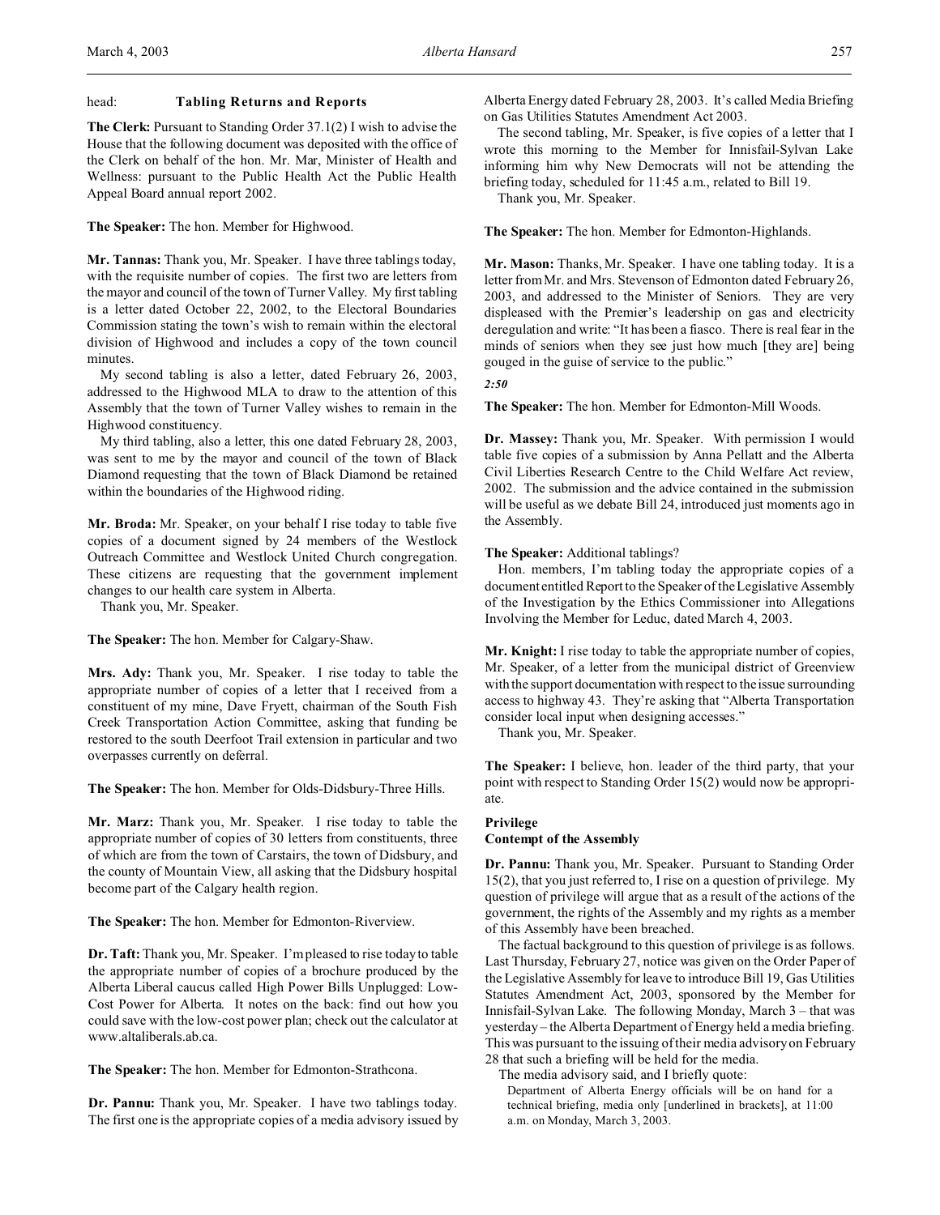head: **Tabling Returns and Reports**

**The Clerk:** Pursuant to Standing Order 37.1(2) I wish to advise the House that the following document was deposited with the office of the Clerk on behalf of the hon. Mr. Mar, Minister of Health and Wellness: pursuant to the Public Health Act the Public Health Appeal Board annual report 2002.

**The Speaker:** The hon. Member for Highwood.

**Mr. Tannas:** Thank you, Mr. Speaker. I have three tablings today, with the requisite number of copies. The first two are letters from the mayor and council of the town of Turner Valley. My first tabling is a letter dated October 22, 2002, to the Electoral Boundaries Commission stating the town's wish to remain within the electoral division of Highwood and includes a copy of the town council minutes.

My second tabling is also a letter, dated February 26, 2003, addressed to the Highwood MLA to draw to the attention of this Assembly that the town of Turner Valley wishes to remain in the Highwood constituency.

My third tabling, also a letter, this one dated February 28, 2003, was sent to me by the mayor and council of the town of Black Diamond requesting that the town of Black Diamond be retained within the boundaries of the Highwood riding.

**Mr. Broda:** Mr. Speaker, on your behalf I rise today to table five copies of a document signed by 24 members of the Westlock Outreach Committee and Westlock United Church congregation. These citizens are requesting that the government implement changes to our health care system in Alberta.

Thank you, Mr. Speaker.

**The Speaker:** The hon. Member for Calgary-Shaw.

**Mrs. Ady:** Thank you, Mr. Speaker. I rise today to table the appropriate number of copies of a letter that I received from a constituent of mine, Dave Fryett, chairman of the South Fish Creek Transportation Action Committee, asking that funding be restored to the south Deerfoot Trail extension in particular and two overpasses currently on deferral.

**The Speaker:** The hon. Member for Olds-Didsbury-Three Hills.

**Mr. Marz:** Thank you, Mr. Speaker. I rise today to table the appropriate number of copies of 30 letters from constituents, three of which are from the town of Carstairs, the town of Didsbury, and the county of Mountain View, all asking that the Didsbury hospital become part of the Calgary health region.

**The Speaker:** The hon. Member for Edmonton-Riverview.

**Dr. Taft:** Thank you, Mr. Speaker. I'm pleased to rise today to table the appropriate number of copies of a brochure produced by the Alberta Liberal caucus called High Power Bills Unplugged: Low-Cost Power for Alberta. It notes on the back: find out how you could save with the low-cost power plan; check out the calculator at www.altaliberals.ab.ca.

**The Speaker:** The hon. Member for Edmonton-Strathcona.

**Dr. Pannu:** Thank you, Mr. Speaker. I have two tablings today. The first one is the appropriate copies of a media advisory issued by Alberta Energy dated February 28, 2003. It's called Media Briefing on Gas Utilities Statutes Amendment Act 2003.

The second tabling, Mr. Speaker, is five copies of a letter that I wrote this morning to the Member for Innisfail-Sylvan Lake informing him why New Democrats will not be attending the briefing today, scheduled for 11:45 a.m., related to Bill 19.

Thank you, Mr. Speaker.

**The Speaker:** The hon. Member for Edmonton-Highlands.

**Mr. Mason:** Thanks, Mr. Speaker. I have one tabling today. It is a letter from Mr. and Mrs. Stevenson of Edmonton dated February 26, 2003, and addressed to the Minister of Seniors. They are very displeased with the Premier's leadership on gas and electricity deregulation and write: "It has been a fiasco. There is real fear in the minds of seniors when they see just how much [they are] being gouged in the guise of service to the public."

*2:50*

**The Speaker:** The hon. Member for Edmonton-Mill Woods.

**Dr. Massey:** Thank you, Mr. Speaker. With permission I would table five copies of a submission by Anna Pellatt and the Alberta Civil Liberties Research Centre to the Child Welfare Act review, 2002. The submission and the advice contained in the submission will be useful as we debate Bill 24, introduced just moments ago in the Assembly.

**The Speaker:** Additional tablings?

Hon. members, I'm tabling today the appropriate copies of a document entitled Report to the Speaker of the Legislative Assembly of the Investigation by the Ethics Commissioner into Allegations Involving the Member for Leduc, dated March 4, 2003.

**Mr. Knight:** I rise today to table the appropriate number of copies, Mr. Speaker, of a letter from the municipal district of Greenview with the support documentation with respect to the issue surrounding access to highway 43. They're asking that "Alberta Transportation consider local input when designing accesses."

Thank you, Mr. Speaker.

**The Speaker:** I believe, hon. leader of the third party, that your point with respect to Standing Order 15(2) would now be appropriate.

**Privilege**
**Contempt of the Assembly**

**Dr. Pannu:** Thank you, Mr. Speaker. Pursuant to Standing Order 15(2), that you just referred to, I rise on a question of privilege. My question of privilege will argue that as a result of the actions of the government, the rights of the Assembly and my rights as a member of this Assembly have been breached.

The factual background to this question of privilege is as follows. Last Thursday, February 27, notice was given on the Order Paper of the Legislative Assembly for leave to introduce Bill 19, Gas Utilities Statutes Amendment Act, 2003, sponsored by the Member for Innisfail-Sylvan Lake. The following Monday, March 3 – that was yesterday – the Alberta Department of Energy held a media briefing. This was pursuant to the issuing of their media advisory on February 28 that such a briefing will be held for the media.

The media advisory said, and I briefly quote:

> Department of Alberta Energy officials will be on hand for a technical briefing, media only [underlined in brackets], at 11:00 a.m. on Monday, March 3, 2003.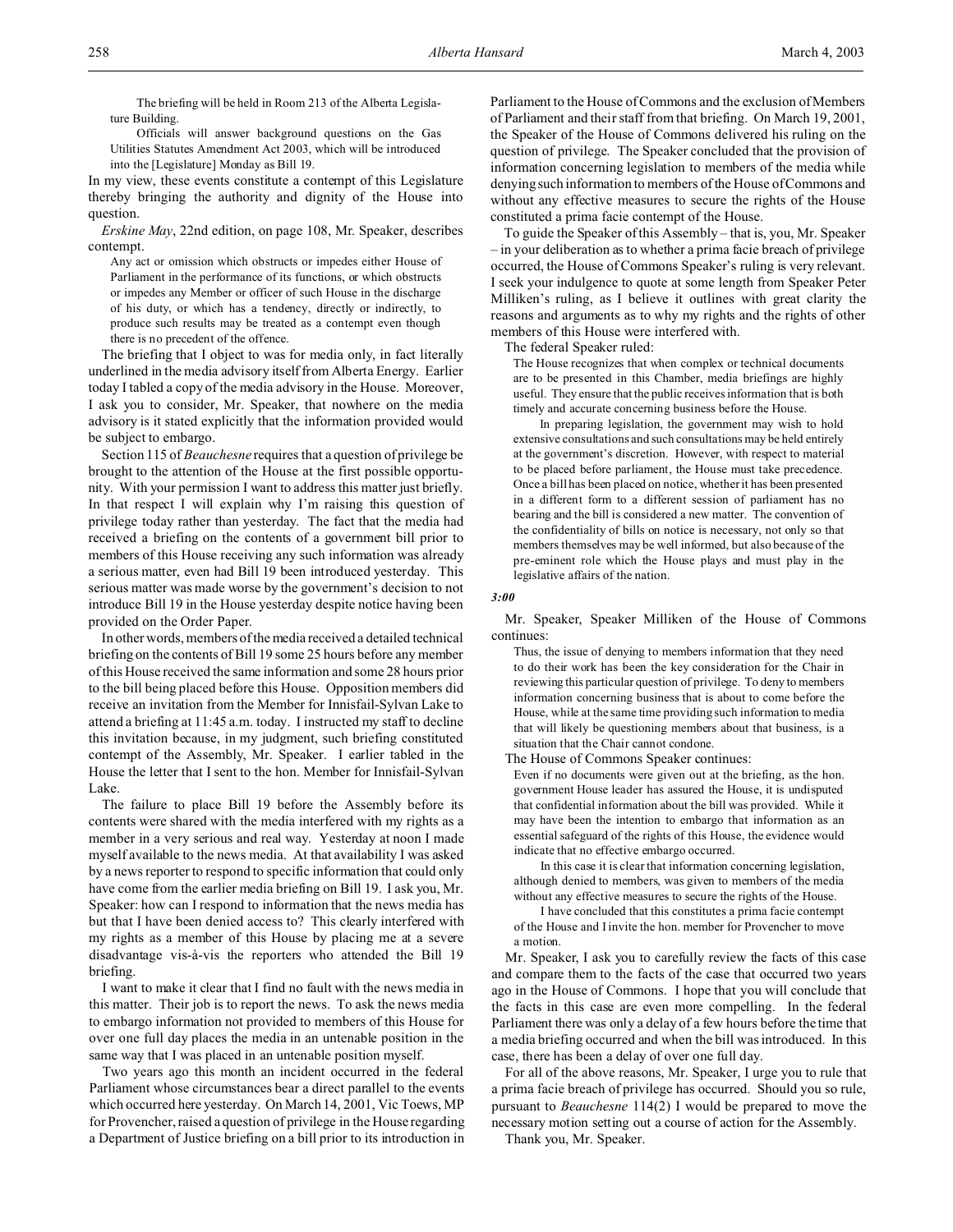> The briefing will be held in Room 213 of the Alberta Legislature Building.
>
> Officials will answer background questions on the Gas Utilities Statutes Amendment Act 2003, which will be introduced into the [Legislature] Monday as Bill 19.

In my view, these events constitute a contempt of this Legislature thereby bringing the authority and dignity of the House into question.

*Erskine May*, 22nd edition, on page 108, Mr. Speaker, describes contempt.

> Any act or omission which obstructs or impedes either House of Parliament in the performance of its functions, or which obstructs or impedes any Member or officer of such House in the discharge of his duty, or which has a tendency, directly or indirectly, to produce such results may be treated as a contempt even though there is no precedent of the offence.

The briefing that I object to was for media only, in fact literally underlined in the media advisory itself from Alberta Energy. Earlier today I tabled a copy of the media advisory in the House. Moreover, I ask you to consider, Mr. Speaker, that nowhere on the media advisory is it stated explicitly that the information provided would be subject to embargo.

Section 115 of *Beauchesne* requires that a question of privilege be brought to the attention of the House at the first possible opportunity. With your permission I want to address this matter just briefly. In that respect I will explain why I'm raising this question of privilege today rather than yesterday. The fact that the media had received a briefing on the contents of a government bill prior to members of this House receiving any such information was already a serious matter, even had Bill 19 been introduced yesterday. This serious matter was made worse by the government's decision to not introduce Bill 19 in the House yesterday despite notice having been provided on the Order Paper.

In other words, members of the media received a detailed technical briefing on the contents of Bill 19 some 25 hours before any member of this House received the same information and some 28 hours prior to the bill being placed before this House. Opposition members did receive an invitation from the Member for Innisfail-Sylvan Lake to attend a briefing at 11:45 a.m. today. I instructed my staff to decline this invitation because, in my judgment, such briefing constituted contempt of the Assembly, Mr. Speaker. I earlier tabled in the House the letter that I sent to the hon. Member for Innisfail-Sylvan Lake.

The failure to place Bill 19 before the Assembly before its contents were shared with the media interfered with my rights as a member in a very serious and real way. Yesterday at noon I made myself available to the news media. At that availability I was asked by a news reporter to respond to specific information that could only have come from the earlier media briefing on Bill 19. I ask you, Mr. Speaker: how can I respond to information that the news media has but that I have been denied access to? This clearly interfered with my rights as a member of this House by placing me at a severe disadvantage vis-à-vis the reporters who attended the Bill 19 briefing.

I want to make it clear that I find no fault with the news media in this matter. Their job is to report the news. To ask the news media to embargo information not provided to members of this House for over one full day places the media in an untenable position in the same way that I was placed in an untenable position myself.

Two years ago this month an incident occurred in the federal Parliament whose circumstances bear a direct parallel to the events which occurred here yesterday. On March 14, 2001, Vic Toews, MP for Provencher, raised a question of privilege in the House regarding a Department of Justice briefing on a bill prior to its introduction in Parliament to the House of Commons and the exclusion of Members of Parliament and their staff from that briefing. On March 19, 2001, the Speaker of the House of Commons delivered his ruling on the question of privilege. The Speaker concluded that the provision of information concerning legislation to members of the media while denying such information to members of the House of Commons and without any effective measures to secure the rights of the House constituted a prima facie contempt of the House.

To guide the Speaker of this Assembly – that is, you, Mr. Speaker – in your deliberation as to whether a prima facie breach of privilege occurred, the House of Commons Speaker's ruling is very relevant. I seek your indulgence to quote at some length from Speaker Peter Milliken's ruling, as I believe it outlines with great clarity the reasons and arguments as to why my rights and the rights of other members of this House were interfered with.

The federal Speaker ruled:

> The House recognizes that when complex or technical documents are to be presented in this Chamber, media briefings are highly useful. They ensure that the public receives information that is both timely and accurate concerning business before the House.
>
> In preparing legislation, the government may wish to hold extensive consultations and such consultations may be held entirely at the government's discretion. However, with respect to material to be placed before parliament, the House must take precedence. Once a bill has been placed on notice, whether it has been presented in a different form to a different session of parliament has no bearing and the bill is considered a new matter. The convention of the confidentiality of bills on notice is necessary, not only so that members themselves may be well informed, but also because of the pre-eminent role which the House plays and must play in the legislative affairs of the nation.

*3:00*

Mr. Speaker, Speaker Milliken of the House of Commons continues:

> Thus, the issue of denying to members information that they need to do their work has been the key consideration for the Chair in reviewing this particular question of privilege. To deny to members information concerning business that is about to come before the House, while at the same time providing such information to media that will likely be questioning members about that business, is a situation that the Chair cannot condone.

The House of Commons Speaker continues:

> Even if no documents were given out at the briefing, as the hon. government House leader has assured the House, it is undisputed that confidential information about the bill was provided. While it may have been the intention to embargo that information as an essential safeguard of the rights of this House, the evidence would indicate that no effective embargo occurred.
>
> In this case it is clear that information concerning legislation, although denied to members, was given to members of the media without any effective measures to secure the rights of the House.
>
> I have concluded that this constitutes a prima facie contempt of the House and I invite the hon. member for Provencher to move a motion.

Mr. Speaker, I ask you to carefully review the facts of this case and compare them to the facts of the case that occurred two years ago in the House of Commons. I hope that you will conclude that the facts in this case are even more compelling. In the federal Parliament there was only a delay of a few hours before the time that a media briefing occurred and when the bill was introduced. In this case, there has been a delay of over one full day.

For all of the above reasons, Mr. Speaker, I urge you to rule that a prima facie breach of privilege has occurred. Should you so rule, pursuant to *Beauchesne* 114(2) I would be prepared to move the necessary motion setting out a course of action for the Assembly.

Thank you, Mr. Speaker.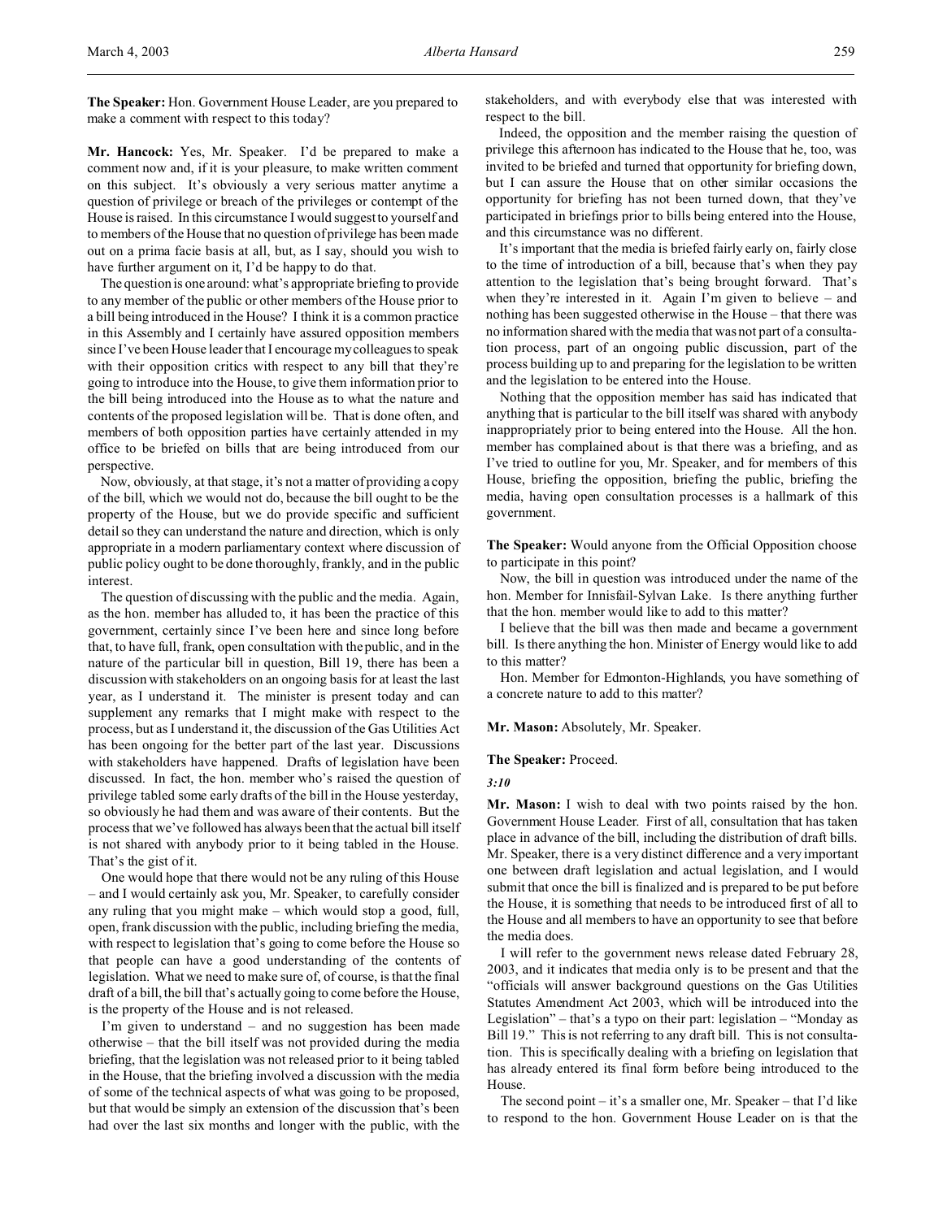**The Speaker:** Hon. Government House Leader, are you prepared to make a comment with respect to this today?

**Mr. Hancock:** Yes, Mr. Speaker. I'd be prepared to make a comment now and, if it is your pleasure, to make written comment on this subject. It's obviously a very serious matter anytime a question of privilege or breach of the privileges or contempt of the House is raised. In this circumstance I would suggest to yourself and to members of the House that no question of privilege has been made out on a prima facie basis at all, but, as I say, should you wish to have further argument on it, I'd be happy to do that.

The question is one around: what's appropriate briefing to provide to any member of the public or other members of the House prior to a bill being introduced in the House? I think it is a common practice in this Assembly and I certainly have assured opposition members since I've been House leader that I encourage my colleagues to speak with their opposition critics with respect to any bill that they're going to introduce into the House, to give them information prior to the bill being introduced into the House as to what the nature and contents of the proposed legislation will be. That is done often, and members of both opposition parties have certainly attended in my office to be briefed on bills that are being introduced from our perspective.

Now, obviously, at that stage, it's not a matter of providing a copy of the bill, which we would not do, because the bill ought to be the property of the House, but we do provide specific and sufficient detail so they can understand the nature and direction, which is only appropriate in a modern parliamentary context where discussion of public policy ought to be done thoroughly, frankly, and in the public interest.

The question of discussing with the public and the media. Again, as the hon. member has alluded to, it has been the practice of this government, certainly since I've been here and since long before that, to have full, frank, open consultation with the public, and in the nature of the particular bill in question, Bill 19, there has been a discussion with stakeholders on an ongoing basis for at least the last year, as I understand it. The minister is present today and can supplement any remarks that I might make with respect to the process, but as I understand it, the discussion of the Gas Utilities Act has been ongoing for the better part of the last year. Discussions with stakeholders have happened. Drafts of legislation have been discussed. In fact, the hon. member who's raised the question of privilege tabled some early drafts of the bill in the House yesterday, so obviously he had them and was aware of their contents. But the process that we've followed has always been that the actual bill itself is not shared with anybody prior to it being tabled in the House. That's the gist of it.

One would hope that there would not be any ruling of this House – and I would certainly ask you, Mr. Speaker, to carefully consider any ruling that you might make – which would stop a good, full, open, frank discussion with the public, including briefing the media, with respect to legislation that's going to come before the House so that people can have a good understanding of the contents of legislation. What we need to make sure of, of course, is that the final draft of a bill, the bill that's actually going to come before the House, is the property of the House and is not released.

I'm given to understand – and no suggestion has been made otherwise – that the bill itself was not provided during the media briefing, that the legislation was not released prior to it being tabled in the House, that the briefing involved a discussion with the media of some of the technical aspects of what was going to be proposed, but that would be simply an extension of the discussion that's been had over the last six months and longer with the public, with the stakeholders, and with everybody else that was interested with respect to the bill.

Indeed, the opposition and the member raising the question of privilege this afternoon has indicated to the House that he, too, was invited to be briefed and turned that opportunity for briefing down, but I can assure the House that on other similar occasions the opportunity for briefing has not been turned down, that they've participated in briefings prior to bills being entered into the House, and this circumstance was no different.

It's important that the media is briefed fairly early on, fairly close to the time of introduction of a bill, because that's when they pay attention to the legislation that's being brought forward. That's when they're interested in it. Again I'm given to believe – and nothing has been suggested otherwise in the House – that there was no information shared with the media that was not part of a consultation process, part of an ongoing public discussion, part of the process building up to and preparing for the legislation to be written and the legislation to be entered into the House.

Nothing that the opposition member has said has indicated that anything that is particular to the bill itself was shared with anybody inappropriately prior to being entered into the House. All the hon. member has complained about is that there was a briefing, and as I've tried to outline for you, Mr. Speaker, and for members of this House, briefing the opposition, briefing the public, briefing the media, having open consultation processes is a hallmark of this government.

**The Speaker:** Would anyone from the Official Opposition choose to participate in this point?

Now, the bill in question was introduced under the name of the hon. Member for Innisfail-Sylvan Lake. Is there anything further that the hon. member would like to add to this matter?

I believe that the bill was then made and became a government bill. Is there anything the hon. Minister of Energy would like to add to this matter?

Hon. Member for Edmonton-Highlands, you have something of a concrete nature to add to this matter?

**Mr. Mason:** Absolutely, Mr. Speaker.

**The Speaker:** Proceed.

*3:10*

**Mr. Mason:** I wish to deal with two points raised by the hon. Government House Leader. First of all, consultation that has taken place in advance of the bill, including the distribution of draft bills. Mr. Speaker, there is a very distinct difference and a very important one between draft legislation and actual legislation, and I would submit that once the bill is finalized and is prepared to be put before the House, it is something that needs to be introduced first of all to the House and all members to have an opportunity to see that before the media does.

I will refer to the government news release dated February 28, 2003, and it indicates that media only is to be present and that the "officials will answer background questions on the Gas Utilities Statutes Amendment Act 2003, which will be introduced into the Legislation" – that's a typo on their part: legislation – "Monday as Bill 19." This is not referring to any draft bill. This is not consultation. This is specifically dealing with a briefing on legislation that has already entered its final form before being introduced to the House.

The second point – it's a smaller one, Mr. Speaker – that I'd like to respond to the hon. Government House Leader on is that the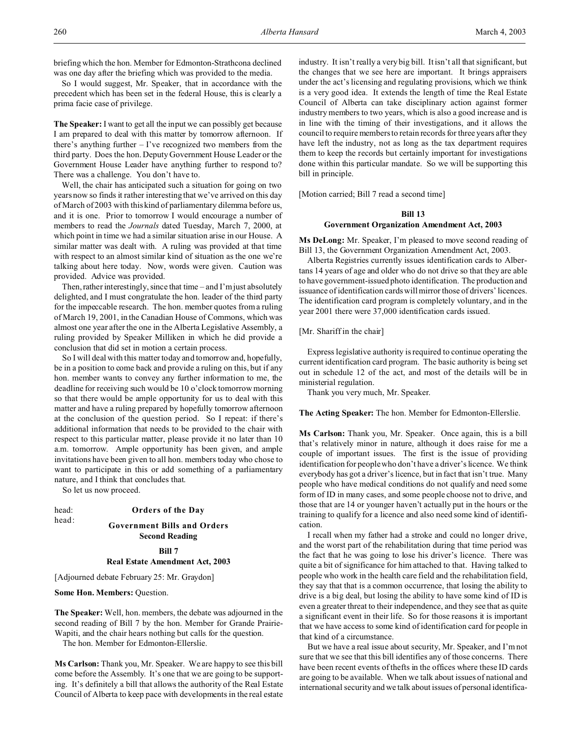briefing which the hon. Member for Edmonton-Strathcona declined was one day after the briefing which was provided to the media.

So I would suggest, Mr. Speaker, that in accordance with the precedent which has been set in the federal House, this is clearly a prima facie case of privilege.

**The Speaker:** I want to get all the input we can possibly get because I am prepared to deal with this matter by tomorrow afternoon. If there's anything further – I've recognized two members from the third party. Does the hon. Deputy Government House Leader or the Government House Leader have anything further to respond to? There was a challenge. You don't have to.

Well, the chair has anticipated such a situation for going on two years now so finds it rather interesting that we've arrived on this day of March of 2003 with this kind of parliamentary dilemma before us, and it is one. Prior to tomorrow I would encourage a number of members to read the *Journals* dated Tuesday, March 7, 2000, at which point in time we had a similar situation arise in our House. A similar matter was dealt with. A ruling was provided at that time with respect to an almost similar kind of situation as the one we're talking about here today. Now, words were given. Caution was provided. Advice was provided.

Then, rather interestingly, since that time – and I'm just absolutely delighted, and I must congratulate the hon. leader of the third party for the impeccable research. The hon. member quotes from a ruling of March 19, 2001, in the Canadian House of Commons, which was almost one year after the one in the Alberta Legislative Assembly, a ruling provided by Speaker Milliken in which he did provide a conclusion that did set in motion a certain process.

So I will deal with this matter today and tomorrow and, hopefully, be in a position to come back and provide a ruling on this, but if any hon. member wants to convey any further information to me, the deadline for receiving such would be 10 o'clock tomorrow morning so that there would be ample opportunity for us to deal with this matter and have a ruling prepared by hopefully tomorrow afternoon at the conclusion of the question period. So I repeat: if there's additional information that needs to be provided to the chair with respect to this particular matter, please provide it no later than 10 a.m. tomorrow. Ample opportunity has been given, and ample invitations have been given to all hon. members today who chose to want to participate in this or add something of a parliamentary nature, and I think that concludes that.

So let us now proceed.

head: **Orders of the Day**

head: **Government Bills and Orders**
**Second Reading**

**Bill 7**
**Real Estate Amendment Act, 2003**

[Adjourned debate February 25: Mr. Graydon]

**Some Hon. Members:** Question.

**The Speaker:** Well, hon. members, the debate was adjourned in the second reading of Bill 7 by the hon. Member for Grande Prairie-Wapiti, and the chair hears nothing but calls for the question.

The hon. Member for Edmonton-Ellerslie.

**Ms Carlson:** Thank you, Mr. Speaker. We are happy to see this bill come before the Assembly. It's one that we are going to be supporting. It's definitely a bill that allows the authority of the Real Estate Council of Alberta to keep pace with developments in the real estate industry. It isn't really a very big bill. It isn't all that significant, but the changes that we see here are important. It brings appraisers under the act's licensing and regulating provisions, which we think is a very good idea. It extends the length of time the Real Estate Council of Alberta can take disciplinary action against former industry members to two years, which is also a good increase and is in line with the timing of their investigations, and it allows the council to require members to retain records for three years after they have left the industry, not as long as the tax department requires them to keep the records but certainly important for investigations done within this particular mandate. So we will be supporting this bill in principle.

[Motion carried; Bill 7 read a second time]

**Bill 13**
**Government Organization Amendment Act, 2003**

**Ms DeLong:** Mr. Speaker, I'm pleased to move second reading of Bill 13, the Government Organization Amendment Act, 2003.

Alberta Registries currently issues identification cards to Albertans 14 years of age and older who do not drive so that they are able to have government-issued photo identification. The production and issuance of identification cards will mirror those of drivers' licences. The identification card program is completely voluntary, and in the year 2001 there were 37,000 identification cards issued.

[Mr. Shariff in the chair]

Express legislative authority is required to continue operating the current identification card program. The basic authority is being set out in schedule 12 of the act, and most of the details will be in ministerial regulation.

Thank you very much, Mr. Speaker.

**The Acting Speaker:** The hon. Member for Edmonton-Ellerslie.

**Ms Carlson:** Thank you, Mr. Speaker. Once again, this is a bill that's relatively minor in nature, although it does raise for me a couple of important issues. The first is the issue of providing identification for people who don't have a driver's licence. We think everybody has got a driver's licence, but in fact that isn't true. Many people who have medical conditions do not qualify and need some form of ID in many cases, and some people choose not to drive, and those that are 14 or younger haven't actually put in the hours or the training to qualify for a licence and also need some kind of identification.

I recall when my father had a stroke and could no longer drive, and the worst part of the rehabilitation during that time period was the fact that he was going to lose his driver's licence. There was quite a bit of significance for him attached to that. Having talked to people who work in the health care field and the rehabilitation field, they say that that is a common occurrence, that losing the ability to drive is a big deal, but losing the ability to have some kind of ID is even a greater threat to their independence, and they see that as quite a significant event in their life. So for those reasons it is important that we have access to some kind of identification card for people in that kind of a circumstance.

But we have a real issue about security, Mr. Speaker, and I'm not sure that we see that this bill identifies any of those concerns. There have been recent events of thefts in the offices where these ID cards are going to be available. When we talk about issues of national and international security and we talk about issues of personal identifica-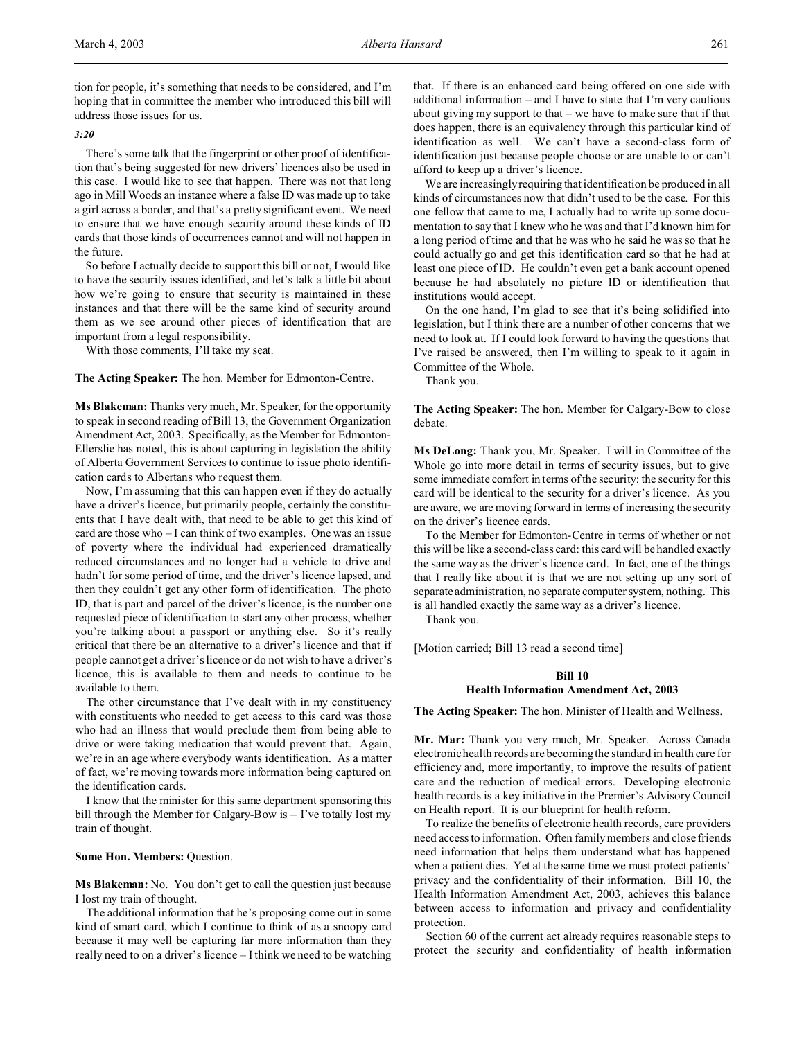tion for people, it's something that needs to be considered, and I'm hoping that in committee the member who introduced this bill will address those issues for us.

*3:20*

There's some talk that the fingerprint or other proof of identification that's being suggested for new drivers' licences also be used in this case. I would like to see that happen. There was not that long ago in Mill Woods an instance where a false ID was made up to take a girl across a border, and that's a pretty significant event. We need to ensure that we have enough security around these kinds of ID cards that those kinds of occurrences cannot and will not happen in the future.

So before I actually decide to support this bill or not, I would like to have the security issues identified, and let's talk a little bit about how we're going to ensure that security is maintained in these instances and that there will be the same kind of security around them as we see around other pieces of identification that are important from a legal responsibility.

With those comments, I'll take my seat.

**The Acting Speaker:** The hon. Member for Edmonton-Centre.

**Ms Blakeman:** Thanks very much, Mr. Speaker, for the opportunity to speak in second reading of Bill 13, the Government Organization Amendment Act, 2003. Specifically, as the Member for Edmonton-Ellerslie has noted, this is about capturing in legislation the ability of Alberta Government Services to continue to issue photo identification cards to Albertans who request them.

Now, I'm assuming that this can happen even if they do actually have a driver's licence, but primarily people, certainly the constituents that I have dealt with, that need to be able to get this kind of card are those who – I can think of two examples. One was an issue of poverty where the individual had experienced dramatically reduced circumstances and no longer had a vehicle to drive and hadn't for some period of time, and the driver's licence lapsed, and then they couldn't get any other form of identification. The photo ID, that is part and parcel of the driver's licence, is the number one requested piece of identification to start any other process, whether you're talking about a passport or anything else. So it's really critical that there be an alternative to a driver's licence and that if people cannot get a driver's licence or do not wish to have a driver's licence, this is available to them and needs to continue to be available to them.

The other circumstance that I've dealt with in my constituency with constituents who needed to get access to this card was those who had an illness that would preclude them from being able to drive or were taking medication that would prevent that. Again, we're in an age where everybody wants identification. As a matter of fact, we're moving towards more information being captured on the identification cards.

I know that the minister for this same department sponsoring this bill through the Member for Calgary-Bow is – I've totally lost my train of thought.

**Some Hon. Members:** Question.

**Ms Blakeman:** No. You don't get to call the question just because I lost my train of thought.

The additional information that he's proposing come out in some kind of smart card, which I continue to think of as a snoopy card because it may well be capturing far more information than they really need to on a driver's licence – I think we need to be watching that. If there is an enhanced card being offered on one side with additional information – and I have to state that I'm very cautious about giving my support to that – we have to make sure that if that does happen, there is an equivalency through this particular kind of identification as well. We can't have a second-class form of identification just because people choose or are unable to or can't afford to keep up a driver's licence.

We are increasingly requiring that identification be produced in all kinds of circumstances now that didn't used to be the case. For this one fellow that came to me, I actually had to write up some documentation to say that I knew who he was and that I'd known him for a long period of time and that he was who he said he was so that he could actually go and get this identification card so that he had at least one piece of ID. He couldn't even get a bank account opened because he had absolutely no picture ID or identification that institutions would accept.

On the one hand, I'm glad to see that it's being solidified into legislation, but I think there are a number of other concerns that we need to look at. If I could look forward to having the questions that I've raised be answered, then I'm willing to speak to it again in Committee of the Whole.

Thank you.

**The Acting Speaker:** The hon. Member for Calgary-Bow to close debate.

**Ms DeLong:** Thank you, Mr. Speaker. I will in Committee of the Whole go into more detail in terms of security issues, but to give some immediate comfort in terms of the security: the security for this card will be identical to the security for a driver's licence. As you are aware, we are moving forward in terms of increasing the security on the driver's licence cards.

To the Member for Edmonton-Centre in terms of whether or not this will be like a second-class card: this card will be handled exactly the same way as the driver's licence card. In fact, one of the things that I really like about it is that we are not setting up any sort of separate administration, no separate computer system, nothing. This is all handled exactly the same way as a driver's licence.

Thank you.

[Motion carried; Bill 13 read a second time]

### Bill 10
### Health Information Amendment Act, 2003

**The Acting Speaker:** The hon. Minister of Health and Wellness.

**Mr. Mar:** Thank you very much, Mr. Speaker. Across Canada electronic health records are becoming the standard in health care for efficiency and, more importantly, to improve the results of patient care and the reduction of medical errors. Developing electronic health records is a key initiative in the Premier's Advisory Council on Health report. It is our blueprint for health reform.

To realize the benefits of electronic health records, care providers need access to information. Often family members and close friends need information that helps them understand what has happened when a patient dies. Yet at the same time we must protect patients' privacy and the confidentiality of their information. Bill 10, the Health Information Amendment Act, 2003, achieves this balance between access to information and privacy and confidentiality protection.

Section 60 of the current act already requires reasonable steps to protect the security and confidentiality of health information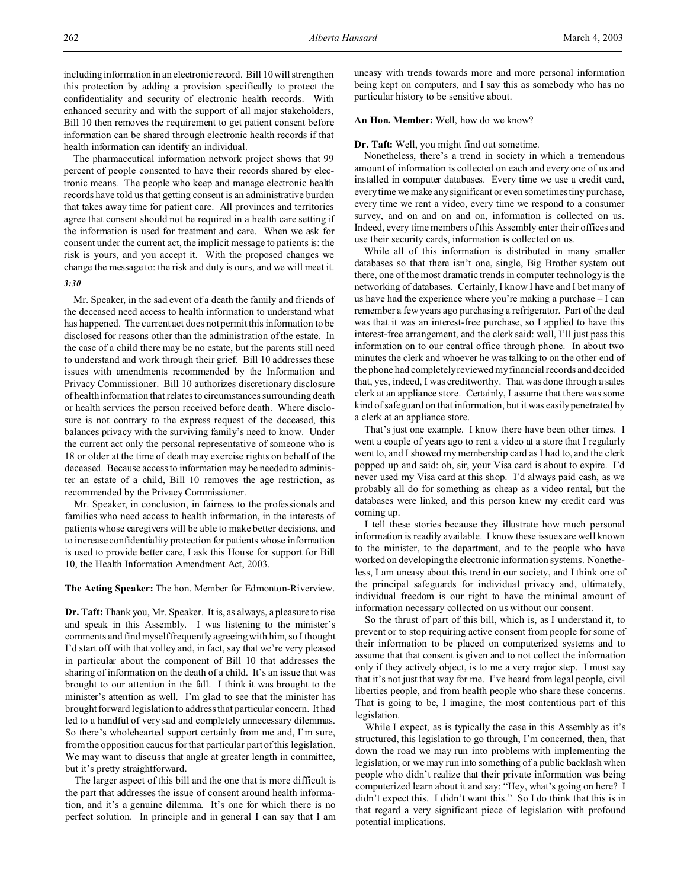including information in an electronic record. Bill 10 will strengthen this protection by adding a provision specifically to protect the confidentiality and security of electronic health records. With enhanced security and with the support of all major stakeholders, Bill 10 then removes the requirement to get patient consent before information can be shared through electronic health records if that health information can identify an individual.

The pharmaceutical information network project shows that 99 percent of people consented to have their records shared by electronic means. The people who keep and manage electronic health records have told us that getting consent is an administrative burden that takes away time for patient care. All provinces and territories agree that consent should not be required in a health care setting if the information is used for treatment and care. When we ask for consent under the current act, the implicit message to patients is: the risk is yours, and you accept it. With the proposed changes we change the message to: the risk and duty is ours, and we will meet it.

*3:30*

Mr. Speaker, in the sad event of a death the family and friends of the deceased need access to health information to understand what has happened. The current act does not permit this information to be disclosed for reasons other than the administration of the estate. In the case of a child there may be no estate, but the parents still need to understand and work through their grief. Bill 10 addresses these issues with amendments recommended by the Information and Privacy Commissioner. Bill 10 authorizes discretionary disclosure of health information that relates to circumstances surrounding death or health services the person received before death. Where disclosure is not contrary to the express request of the deceased, this balances privacy with the surviving family's need to know. Under the current act only the personal representative of someone who is 18 or older at the time of death may exercise rights on behalf of the deceased. Because access to information may be needed to administer an estate of a child, Bill 10 removes the age restriction, as recommended by the Privacy Commissioner.

Mr. Speaker, in conclusion, in fairness to the professionals and families who need access to health information, in the interests of patients whose caregivers will be able to make better decisions, and to increase confidentiality protection for patients whose information is used to provide better care, I ask this House for support for Bill 10, the Health Information Amendment Act, 2003.

**The Acting Speaker:** The hon. Member for Edmonton-Riverview.

**Dr. Taft:** Thank you, Mr. Speaker. It is, as always, a pleasure to rise and speak in this Assembly. I was listening to the minister's comments and find myself frequently agreeing with him, so I thought I'd start off with that volley and, in fact, say that we're very pleased in particular about the component of Bill 10 that addresses the sharing of information on the death of a child. It's an issue that was brought to our attention in the fall. I think it was brought to the minister's attention as well. I'm glad to see that the minister has brought forward legislation to address that particular concern. It had led to a handful of very sad and completely unnecessary dilemmas. So there's wholehearted support certainly from me and, I'm sure, from the opposition caucus for that particular part of this legislation. We may want to discuss that angle at greater length in committee, but it's pretty straightforward.

The larger aspect of this bill and the one that is more difficult is the part that addresses the issue of consent around health information, and it's a genuine dilemma. It's one for which there is no perfect solution. In principle and in general I can say that I am uneasy with trends towards more and more personal information being kept on computers, and I say this as somebody who has no particular history to be sensitive about.

**An Hon. Member:** Well, how do we know?

**Dr. Taft:** Well, you might find out sometime.

Nonetheless, there's a trend in society in which a tremendous amount of information is collected on each and every one of us and installed in computer databases. Every time we use a credit card, every time we make any significant or even sometimes tiny purchase, every time we rent a video, every time we respond to a consumer survey, and on and on and on, information is collected on us. Indeed, every time members of this Assembly enter their offices and use their security cards, information is collected on us.

While all of this information is distributed in many smaller databases so that there isn't one, single, Big Brother system out there, one of the most dramatic trends in computer technology is the networking of databases. Certainly, I know I have and I bet many of us have had the experience where you're making a purchase – I can remember a few years ago purchasing a refrigerator. Part of the deal was that it was an interest-free purchase, so I applied to have this interest-free arrangement, and the clerk said: well, I'll just pass this information on to our central office through phone. In about two minutes the clerk and whoever he was talking to on the other end of the phone had completely reviewed my financial records and decided that, yes, indeed, I was creditworthy. That was done through a sales clerk at an appliance store. Certainly, I assume that there was some kind of safeguard on that information, but it was easily penetrated by a clerk at an appliance store.

That's just one example. I know there have been other times. I went a couple of years ago to rent a video at a store that I regularly went to, and I showed my membership card as I had to, and the clerk popped up and said: oh, sir, your Visa card is about to expire. I'd never used my Visa card at this shop. I'd always paid cash, as we probably all do for something as cheap as a video rental, but the databases were linked, and this person knew my credit card was coming up.

I tell these stories because they illustrate how much personal information is readily available. I know these issues are well known to the minister, to the department, and to the people who have worked on developing the electronic information systems. Nonetheless, I am uneasy about this trend in our society, and I think one of the principal safeguards for individual privacy and, ultimately, individual freedom is our right to have the minimal amount of information necessary collected on us without our consent.

So the thrust of part of this bill, which is, as I understand it, to prevent or to stop requiring active consent from people for some of their information to be placed on computerized systems and to assume that that consent is given and to not collect the information only if they actively object, is to me a very major step. I must say that it's not just that way for me. I've heard from legal people, civil liberties people, and from health people who share these concerns. That is going to be, I imagine, the most contentious part of this legislation.

While I expect, as is typically the case in this Assembly as it's structured, this legislation to go through, I'm concerned, then, that down the road we may run into problems with implementing the legislation, or we may run into something of a public backlash when people who didn't realize that their private information was being computerized learn about it and say: "Hey, what's going on here? I didn't expect this. I didn't want this." So I do think that this is in that regard a very significant piece of legislation with profound potential implications.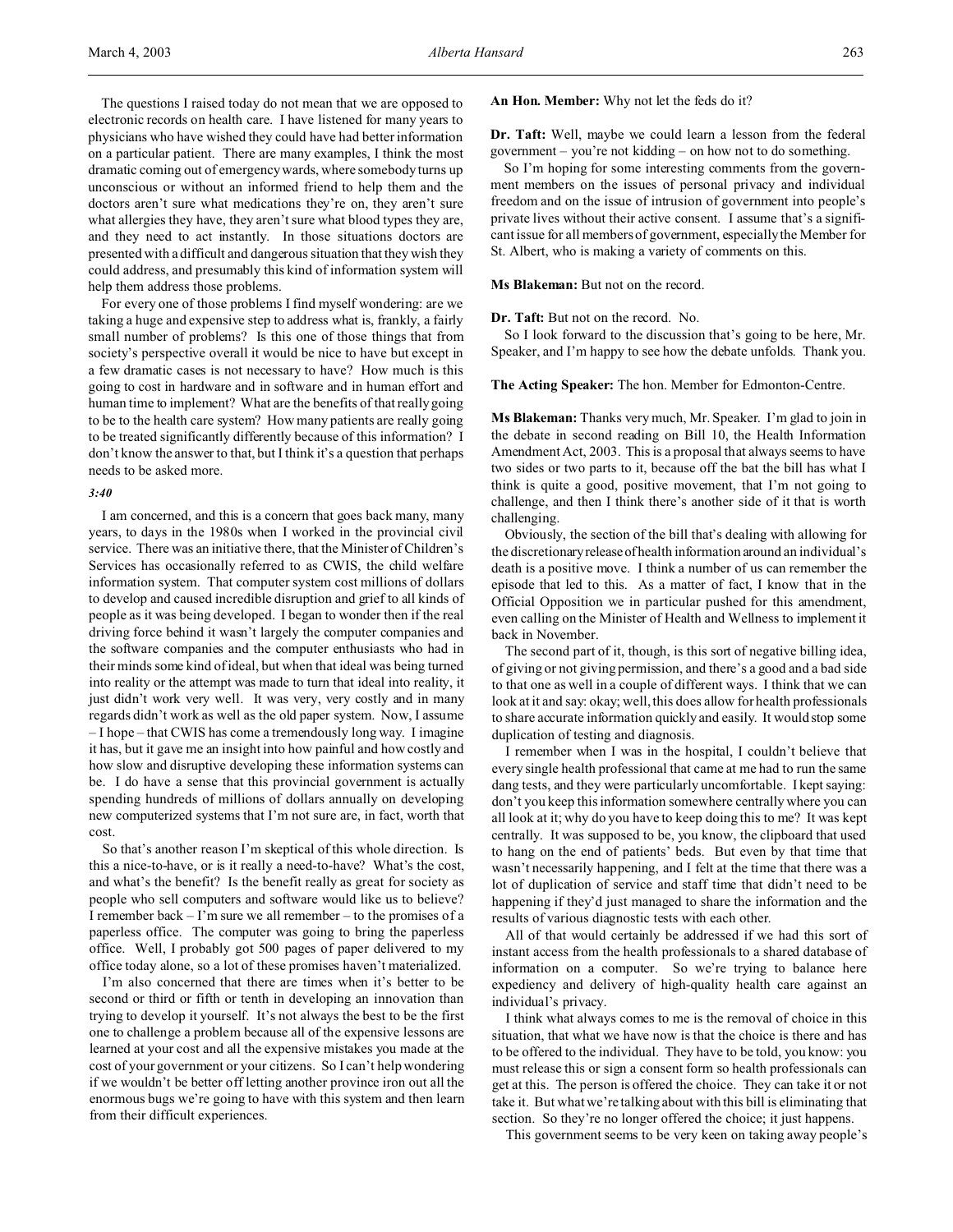The questions I raised today do not mean that we are opposed to electronic records on health care. I have listened for many years to physicians who have wished they could have had better information on a particular patient. There are many examples, I think the most dramatic coming out of emergency wards, where somebody turns up unconscious or without an informed friend to help them and the doctors aren't sure what medications they're on, they aren't sure what allergies they have, they aren't sure what blood types they are, and they need to act instantly. In those situations doctors are presented with a difficult and dangerous situation that they wish they could address, and presumably this kind of information system will help them address those problems.

For every one of those problems I find myself wondering: are we taking a huge and expensive step to address what is, frankly, a fairly small number of problems? Is this one of those things that from society's perspective overall it would be nice to have but except in a few dramatic cases is not necessary to have? How much is this going to cost in hardware and in software and in human effort and human time to implement? What are the benefits of that really going to be to the health care system? How many patients are really going to be treated significantly differently because of this information? I don't know the answer to that, but I think it's a question that perhaps needs to be asked more.

*3:40*

I am concerned, and this is a concern that goes back many, many years, to days in the 1980s when I worked in the provincial civil service. There was an initiative there, that the Minister of Children's Services has occasionally referred to as CWIS, the child welfare information system. That computer system cost millions of dollars to develop and caused incredible disruption and grief to all kinds of people as it was being developed. I began to wonder then if the real driving force behind it wasn't largely the computer companies and the software companies and the computer enthusiasts who had in their minds some kind of ideal, but when that ideal was being turned into reality or the attempt was made to turn that ideal into reality, it just didn't work very well. It was very, very costly and in many regards didn't work as well as the old paper system. Now, I assume – I hope – that CWIS has come a tremendously long way. I imagine it has, but it gave me an insight into how painful and how costly and how slow and disruptive developing these information systems can be. I do have a sense that this provincial government is actually spending hundreds of millions of dollars annually on developing new computerized systems that I'm not sure are, in fact, worth that cost.

So that's another reason I'm skeptical of this whole direction. Is this a nice-to-have, or is it really a need-to-have? What's the cost, and what's the benefit? Is the benefit really as great for society as people who sell computers and software would like us to believe? I remember back – I'm sure we all remember – to the promises of a paperless office. The computer was going to bring the paperless office. Well, I probably got 500 pages of paper delivered to my office today alone, so a lot of these promises haven't materialized.

I'm also concerned that there are times when it's better to be second or third or fifth or tenth in developing an innovation than trying to develop it yourself. It's not always the best to be the first one to challenge a problem because all of the expensive lessons are learned at your cost and all the expensive mistakes you made at the cost of your government or your citizens. So I can't help wondering if we wouldn't be better off letting another province iron out all the enormous bugs we're going to have with this system and then learn from their difficult experiences.

**An Hon. Member:** Why not let the feds do it?

**Dr. Taft:** Well, maybe we could learn a lesson from the federal government – you're not kidding – on how not to do something.

So I'm hoping for some interesting comments from the government members on the issues of personal privacy and individual freedom and on the issue of intrusion of government into people's private lives without their active consent. I assume that's a significant issue for all members of government, especially the Member for St. Albert, who is making a variety of comments on this.

**Ms Blakeman:** But not on the record.

**Dr. Taft:** But not on the record. No.

So I look forward to the discussion that's going to be here, Mr. Speaker, and I'm happy to see how the debate unfolds. Thank you.

**The Acting Speaker:** The hon. Member for Edmonton-Centre.

**Ms Blakeman:** Thanks very much, Mr. Speaker. I'm glad to join in the debate in second reading on Bill 10, the Health Information Amendment Act, 2003. This is a proposal that always seems to have two sides or two parts to it, because off the bat the bill has what I think is quite a good, positive movement, that I'm not going to challenge, and then I think there's another side of it that is worth challenging.

Obviously, the section of the bill that's dealing with allowing for the discretionary release of health information around an individual's death is a positive move. I think a number of us can remember the episode that led to this. As a matter of fact, I know that in the Official Opposition we in particular pushed for this amendment, even calling on the Minister of Health and Wellness to implement it back in November.

The second part of it, though, is this sort of negative billing idea, of giving or not giving permission, and there's a good and a bad side to that one as well in a couple of different ways. I think that we can look at it and say: okay; well, this does allow for health professionals to share accurate information quickly and easily. It would stop some duplication of testing and diagnosis.

I remember when I was in the hospital, I couldn't believe that every single health professional that came at me had to run the same dang tests, and they were particularly uncomfortable. I kept saying: don't you keep this information somewhere centrally where you can all look at it; why do you have to keep doing this to me? It was kept centrally. It was supposed to be, you know, the clipboard that used to hang on the end of patients' beds. But even by that time that wasn't necessarily happening, and I felt at the time that there was a lot of duplication of service and staff time that didn't need to be happening if they'd just managed to share the information and the results of various diagnostic tests with each other.

All of that would certainly be addressed if we had this sort of instant access from the health professionals to a shared database of information on a computer. So we're trying to balance here expediency and delivery of high-quality health care against an individual's privacy.

I think what always comes to me is the removal of choice in this situation, that what we have now is that the choice is there and has to be offered to the individual. They have to be told, you know: you must release this or sign a consent form so health professionals can get at this. The person is offered the choice. They can take it or not take it. But what we're talking about with this bill is eliminating that section. So they're no longer offered the choice; it just happens.

This government seems to be very keen on taking away people's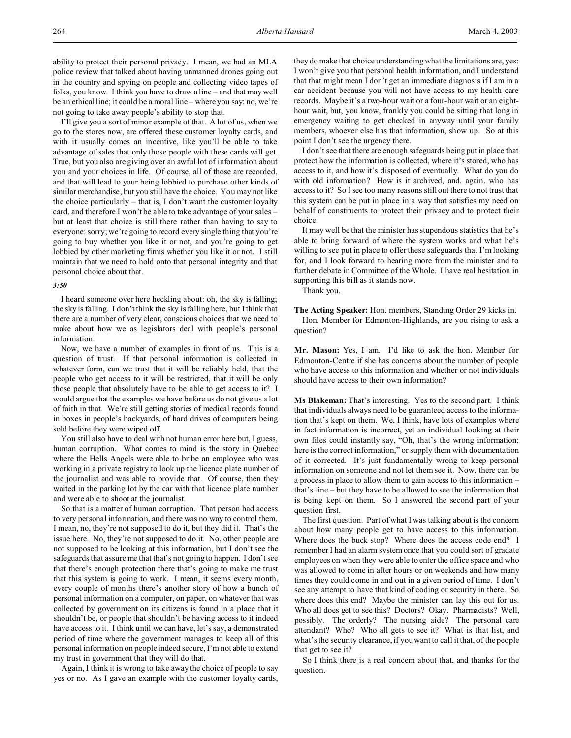ability to protect their personal privacy. I mean, we had an MLA police review that talked about having unmanned drones going out in the country and spying on people and collecting video tapes of folks, you know. I think you have to draw a line – and that may well be an ethical line; it could be a moral line – where you say: no, we're not going to take away people's ability to stop that.

I'll give you a sort of minor example of that. A lot of us, when we go to the stores now, are offered these customer loyalty cards, and with it usually comes an incentive, like you'll be able to take advantage of sales that only those people with these cards will get. True, but you also are giving over an awful lot of information about you and your choices in life. Of course, all of those are recorded, and that will lead to your being lobbied to purchase other kinds of similar merchandise, but you still have the choice. You may not like the choice particularly – that is, I don't want the customer loyalty card, and therefore I won't be able to take advantage of your sales – but at least that choice is still there rather than having to say to everyone: sorry; we're going to record every single thing that you're going to buy whether you like it or not, and you're going to get lobbied by other marketing firms whether you like it or not. I still maintain that we need to hold onto that personal integrity and that personal choice about that.

*3:50*

I heard someone over here heckling about: oh, the sky is falling; the sky is falling. I don't think the sky is falling here, but I think that there are a number of very clear, conscious choices that we need to make about how we as legislators deal with people's personal information.

Now, we have a number of examples in front of us. This is a question of trust. If that personal information is collected in whatever form, can we trust that it will be reliably held, that the people who get access to it will be restricted, that it will be only those people that absolutely have to be able to get access to it? I would argue that the examples we have before us do not give us a lot of faith in that. We're still getting stories of medical records found in boxes in people's backyards, of hard drives of computers being sold before they were wiped off.

You still also have to deal with not human error here but, I guess, human corruption. What comes to mind is the story in Quebec where the Hells Angels were able to bribe an employee who was working in a private registry to look up the licence plate number of the journalist and was able to provide that. Of course, then they waited in the parking lot by the car with that licence plate number and were able to shoot at the journalist.

So that is a matter of human corruption. That person had access to very personal information, and there was no way to control them. I mean, no, they're not supposed to do it, but they did it. That's the issue here. No, they're not supposed to do it. No, other people are not supposed to be looking at this information, but I don't see the safeguards that assure me that that's not going to happen. I don't see that there's enough protection there that's going to make me trust that this system is going to work. I mean, it seems every month, every couple of months there's another story of how a bunch of personal information on a computer, on paper, on whatever that was collected by government on its citizens is found in a place that it shouldn't be, or people that shouldn't be having access to it indeed have access to it. I think until we can have, let's say, a demonstrated period of time where the government manages to keep all of this personal information on people indeed secure, I'm not able to extend my trust in government that they will do that.

Again, I think it is wrong to take away the choice of people to say yes or no. As I gave an example with the customer loyalty cards, they do make that choice understanding what the limitations are, yes: I won't give you that personal health information, and I understand that that might mean I don't get an immediate diagnosis if I am in a car accident because you will not have access to my health care records. Maybe it's a two-hour wait or a four-hour wait or an eight-hour wait, but, you know, frankly you could be sitting that long in emergency waiting to get checked in anyway until your family members, whoever else has that information, show up. So at this point I don't see the urgency there.

I don't see that there are enough safeguards being put in place that protect how the information is collected, where it's stored, who has access to it, and how it's disposed of eventually. What do you do with old information? How is it archived, and, again, who has access to it? So I see too many reasons still out there to not trust that this system can be put in place in a way that satisfies my need on behalf of constituents to protect their privacy and to protect their choice.

It may well be that the minister has stupendous statistics that he's able to bring forward of where the system works and what he's willing to see put in place to offer these safeguards that I'm looking for, and I look forward to hearing more from the minister and to further debate in Committee of the Whole. I have real hesitation in supporting this bill as it stands now.

Thank you.

**The Acting Speaker:** Hon. members, Standing Order 29 kicks in.

Hon. Member for Edmonton-Highlands, are you rising to ask a question?

**Mr. Mason:** Yes, I am. I'd like to ask the hon. Member for Edmonton-Centre if she has concerns about the number of people who have access to this information and whether or not individuals should have access to their own information?

**Ms Blakeman:** That's interesting. Yes to the second part. I think that individuals always need to be guaranteed access to the information that's kept on them. We, I think, have lots of examples where in fact information is incorrect, yet an individual looking at their own files could instantly say, "Oh, that's the wrong information; here is the correct information," or supply them with documentation of it corrected. It's just fundamentally wrong to keep personal information on someone and not let them see it. Now, there can be a process in place to allow them to gain access to this information – that's fine – but they have to be allowed to see the information that is being kept on them. So I answered the second part of your question first.

The first question. Part of what I was talking about is the concern about how many people get to have access to this information. Where does the buck stop? Where does the access code end? I remember I had an alarm system once that you could sort of gradate employees on when they were able to enter the office space and who was allowed to come in after hours or on weekends and how many times they could come in and out in a given period of time. I don't see any attempt to have that kind of coding or security in there. So where does this end? Maybe the minister can lay this out for us. Who all does get to see this? Doctors? Okay. Pharmacists? Well, possibly. The orderly? The nursing aide? The personal care attendant? Who? Who all gets to see it? What is that list, and what's the security clearance, if you want to call it that, of the people that get to see it?

So I think there is a real concern about that, and thanks for the question.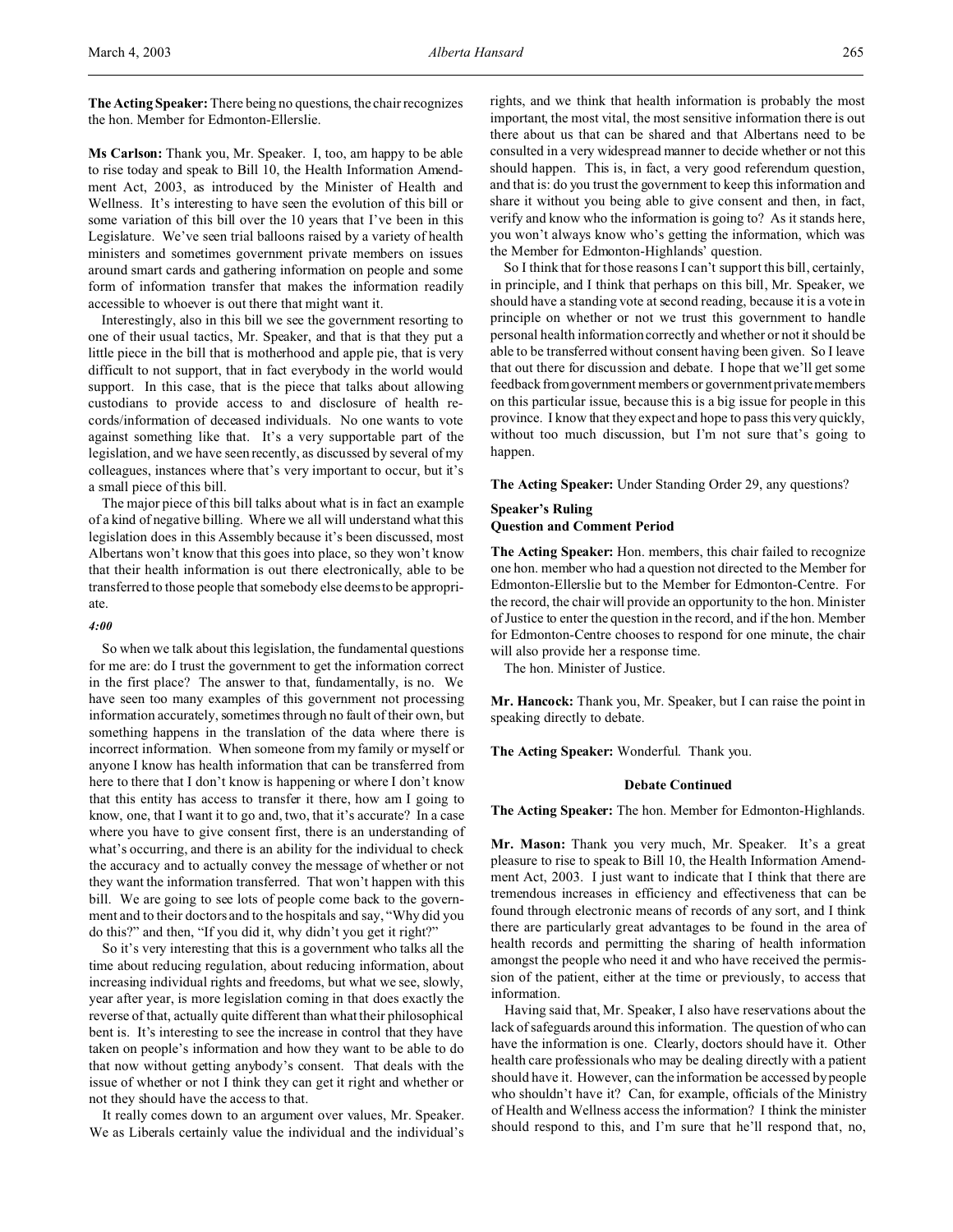**The Acting Speaker:** There being no questions, the chair recognizes the hon. Member for Edmonton-Ellerslie.

**Ms Carlson:** Thank you, Mr. Speaker. I, too, am happy to be able to rise today and speak to Bill 10, the Health Information Amendment Act, 2003, as introduced by the Minister of Health and Wellness. It's interesting to have seen the evolution of this bill or some variation of this bill over the 10 years that I've been in this Legislature. We've seen trial balloons raised by a variety of health ministers and sometimes government private members on issues around smart cards and gathering information on people and some form of information transfer that makes the information readily accessible to whoever is out there that might want it.

Interestingly, also in this bill we see the government resorting to one of their usual tactics, Mr. Speaker, and that is that they put a little piece in the bill that is motherhood and apple pie, that is very difficult to not support, that in fact everybody in the world would support. In this case, that is the piece that talks about allowing custodians to provide access to and disclosure of health records/information of deceased individuals. No one wants to vote against something like that. It's a very supportable part of the legislation, and we have seen recently, as discussed by several of my colleagues, instances where that's very important to occur, but it's a small piece of this bill.

The major piece of this bill talks about what is in fact an example of a kind of negative billing. Where we all will understand what this legislation does in this Assembly because it's been discussed, most Albertans won't know that this goes into place, so they won't know that their health information is out there electronically, able to be transferred to those people that somebody else deems to be appropriate.

*4:00*

So when we talk about this legislation, the fundamental questions for me are: do I trust the government to get the information correct in the first place? The answer to that, fundamentally, is no. We have seen too many examples of this government not processing information accurately, sometimes through no fault of their own, but something happens in the translation of the data where there is incorrect information. When someone from my family or myself or anyone I know has health information that can be transferred from here to there that I don't know is happening or where I don't know that this entity has access to transfer it there, how am I going to know, one, that I want it to go and, two, that it's accurate? In a case where you have to give consent first, there is an understanding of what's occurring, and there is an ability for the individual to check the accuracy and to actually convey the message of whether or not they want the information transferred. That won't happen with this bill. We are going to see lots of people come back to the government and to their doctors and to the hospitals and say, "Why did you do this?" and then, "If you did it, why didn't you get it right?"

So it's very interesting that this is a government who talks all the time about reducing regulation, about reducing information, about increasing individual rights and freedoms, but what we see, slowly, year after year, is more legislation coming in that does exactly the reverse of that, actually quite different than what their philosophical bent is. It's interesting to see the increase in control that they have taken on people's information and how they want to be able to do that now without getting anybody's consent. That deals with the issue of whether or not I think they can get it right and whether or not they should have the access to that.

It really comes down to an argument over values, Mr. Speaker. We as Liberals certainly value the individual and the individual's rights, and we think that health information is probably the most important, the most vital, the most sensitive information there is out there about us that can be shared and that Albertans need to be consulted in a very widespread manner to decide whether or not this should happen. This is, in fact, a very good referendum question, and that is: do you trust the government to keep this information and share it without you being able to give consent and then, in fact, verify and know who the information is going to? As it stands here, you won't always know who's getting the information, which was the Member for Edmonton-Highlands' question.

So I think that for those reasons I can't support this bill, certainly, in principle, and I think that perhaps on this bill, Mr. Speaker, we should have a standing vote at second reading, because it is a vote in principle on whether or not we trust this government to handle personal health information correctly and whether or not it should be able to be transferred without consent having been given. So I leave that out there for discussion and debate. I hope that we'll get some feedback from government members or government private members on this particular issue, because this is a big issue for people in this province. I know that they expect and hope to pass this very quickly, without too much discussion, but I'm not sure that's going to happen.

**The Acting Speaker:** Under Standing Order 29, any questions?

### Speaker's Ruling
### Question and Comment Period

**The Acting Speaker:** Hon. members, this chair failed to recognize one hon. member who had a question not directed to the Member for Edmonton-Ellerslie but to the Member for Edmonton-Centre. For the record, the chair will provide an opportunity to the hon. Minister of Justice to enter the question in the record, and if the hon. Member for Edmonton-Centre chooses to respond for one minute, the chair will also provide her a response time.

The hon. Minister of Justice.

**Mr. Hancock:** Thank you, Mr. Speaker, but I can raise the point in speaking directly to debate.

**The Acting Speaker:** Wonderful. Thank you.

### Debate Continued

**The Acting Speaker:** The hon. Member for Edmonton-Highlands.

**Mr. Mason:** Thank you very much, Mr. Speaker. It's a great pleasure to rise to speak to Bill 10, the Health Information Amendment Act, 2003. I just want to indicate that I think that there are tremendous increases in efficiency and effectiveness that can be found through electronic means of records of any sort, and I think there are particularly great advantages to be found in the area of health records and permitting the sharing of health information amongst the people who need it and who have received the permission of the patient, either at the time or previously, to access that information.

Having said that, Mr. Speaker, I also have reservations about the lack of safeguards around this information. The question of who can have the information is one. Clearly, doctors should have it. Other health care professionals who may be dealing directly with a patient should have it. However, can the information be accessed by people who shouldn't have it? Can, for example, officials of the Ministry of Health and Wellness access the information? I think the minister should respond to this, and I'm sure that he'll respond that, no,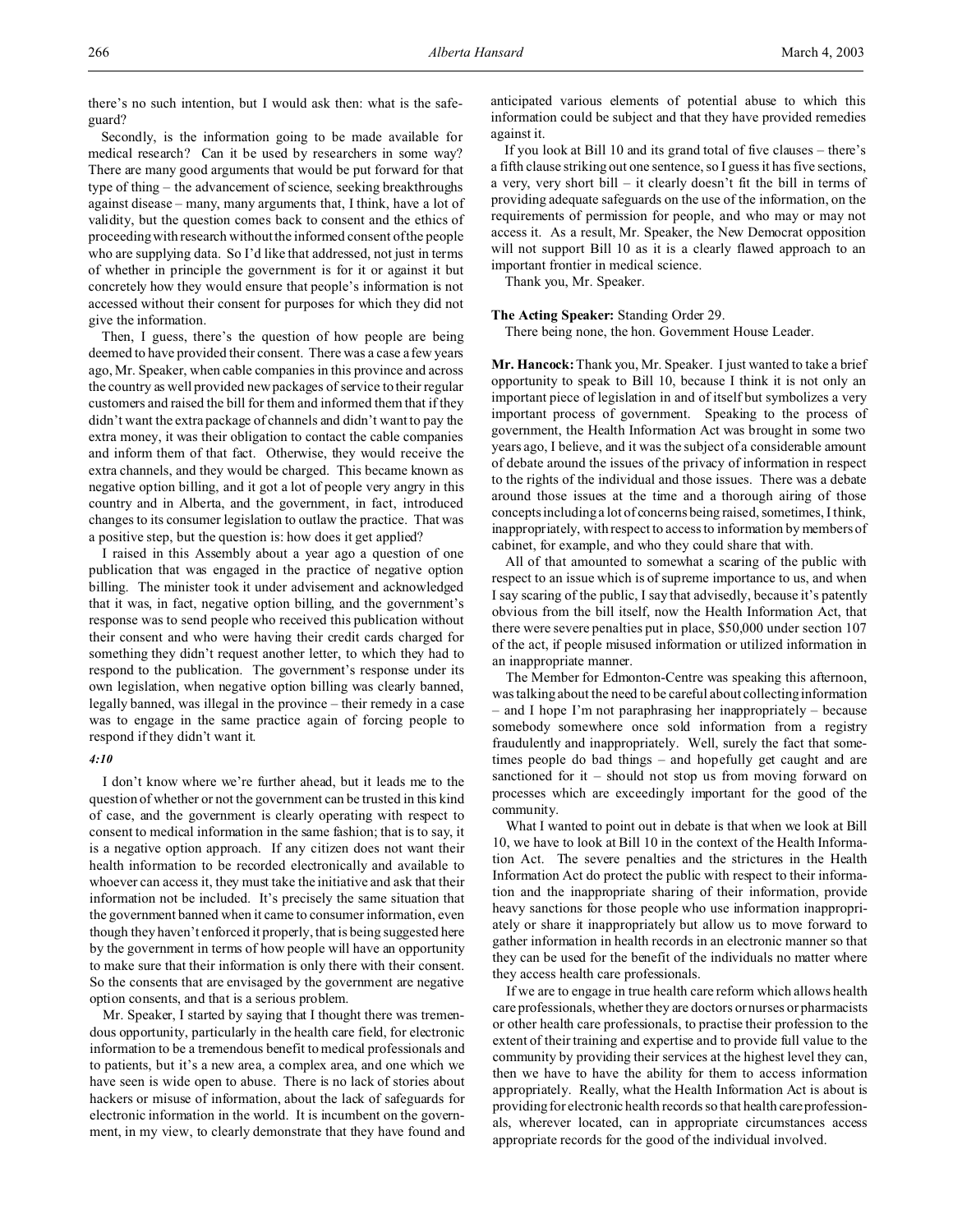there's no such intention, but I would ask then: what is the safeguard?

Secondly, is the information going to be made available for medical research? Can it be used by researchers in some way? There are many good arguments that would be put forward for that type of thing – the advancement of science, seeking breakthroughs against disease – many, many arguments that, I think, have a lot of validity, but the question comes back to consent and the ethics of proceeding with research without the informed consent of the people who are supplying data. So I'd like that addressed, not just in terms of whether in principle the government is for it or against it but concretely how they would ensure that people's information is not accessed without their consent for purposes for which they did not give the information.

Then, I guess, there's the question of how people are being deemed to have provided their consent. There was a case a few years ago, Mr. Speaker, when cable companies in this province and across the country as well provided new packages of service to their regular customers and raised the bill for them and informed them that if they didn't want the extra package of channels and didn't want to pay the extra money, it was their obligation to contact the cable companies and inform them of that fact. Otherwise, they would receive the extra channels, and they would be charged. This became known as negative option billing, and it got a lot of people very angry in this country and in Alberta, and the government, in fact, introduced changes to its consumer legislation to outlaw the practice. That was a positive step, but the question is: how does it get applied?

I raised in this Assembly about a year ago a question of one publication that was engaged in the practice of negative option billing. The minister took it under advisement and acknowledged that it was, in fact, negative option billing, and the government's response was to send people who received this publication without their consent and who were having their credit cards charged for something they didn't request another letter, to which they had to respond to the publication. The government's response under its own legislation, when negative option billing was clearly banned, legally banned, was illegal in the province – their remedy in a case was to engage in the same practice again of forcing people to respond if they didn't want it.

*4:10*

I don't know where we're further ahead, but it leads me to the question of whether or not the government can be trusted in this kind of case, and the government is clearly operating with respect to consent to medical information in the same fashion; that is to say, it is a negative option approach. If any citizen does not want their health information to be recorded electronically and available to whoever can access it, they must take the initiative and ask that their information not be included. It's precisely the same situation that the government banned when it came to consumer information, even though they haven't enforced it properly, that is being suggested here by the government in terms of how people will have an opportunity to make sure that their information is only there with their consent. So the consents that are envisaged by the government are negative option consents, and that is a serious problem.

Mr. Speaker, I started by saying that I thought there was tremendous opportunity, particularly in the health care field, for electronic information to be a tremendous benefit to medical professionals and to patients, but it's a new area, a complex area, and one which we have seen is wide open to abuse. There is no lack of stories about hackers or misuse of information, about the lack of safeguards for electronic information in the world. It is incumbent on the government, in my view, to clearly demonstrate that they have found and anticipated various elements of potential abuse to which this information could be subject and that they have provided remedies against it.

If you look at Bill 10 and its grand total of five clauses – there's a fifth clause striking out one sentence, so I guess it has five sections, a very, very short bill – it clearly doesn't fit the bill in terms of providing adequate safeguards on the use of the information, on the requirements of permission for people, and who may or may not access it. As a result, Mr. Speaker, the New Democrat opposition will not support Bill 10 as it is a clearly flawed approach to an important frontier in medical science.

Thank you, Mr. Speaker.

**The Acting Speaker:** Standing Order 29.

There being none, the hon. Government House Leader.

**Mr. Hancock:** Thank you, Mr. Speaker. I just wanted to take a brief opportunity to speak to Bill 10, because I think it is not only an important piece of legislation in and of itself but symbolizes a very important process of government. Speaking to the process of government, the Health Information Act was brought in some two years ago, I believe, and it was the subject of a considerable amount of debate around the issues of the privacy of information in respect to the rights of the individual and those issues. There was a debate around those issues at the time and a thorough airing of those concepts including a lot of concerns being raised, sometimes, I think, inappropriately, with respect to access to information by members of cabinet, for example, and who they could share that with.

All of that amounted to somewhat a scaring of the public with respect to an issue which is of supreme importance to us, and when I say scaring of the public, I say that advisedly, because it's patently obvious from the bill itself, now the Health Information Act, that there were severe penalties put in place, $50,000 under section 107 of the act, if people misused information or utilized information in an inappropriate manner.

The Member for Edmonton-Centre was speaking this afternoon, was talking about the need to be careful about collecting information – and I hope I'm not paraphrasing her inappropriately – because somebody somewhere once sold information from a registry fraudulently and inappropriately. Well, surely the fact that sometimes people do bad things – and hopefully get caught and are sanctioned for it – should not stop us from moving forward on processes which are exceedingly important for the good of the community.

What I wanted to point out in debate is that when we look at Bill 10, we have to look at Bill 10 in the context of the Health Information Act. The severe penalties and the strictures in the Health Information Act do protect the public with respect to their information and the inappropriate sharing of their information, provide heavy sanctions for those people who use information inappropriately or share it inappropriately but allow us to move forward to gather information in health records in an electronic manner so that they can be used for the benefit of the individuals no matter where they access health care professionals.

If we are to engage in true health care reform which allows health care professionals, whether they are doctors or nurses or pharmacists or other health care professionals, to practise their profession to the extent of their training and expertise and to provide full value to the community by providing their services at the highest level they can, then we have to have the ability for them to access information appropriately. Really, what the Health Information Act is about is providing for electronic health records so that health care professionals, wherever located, can in appropriate circumstances access appropriate records for the good of the individual involved.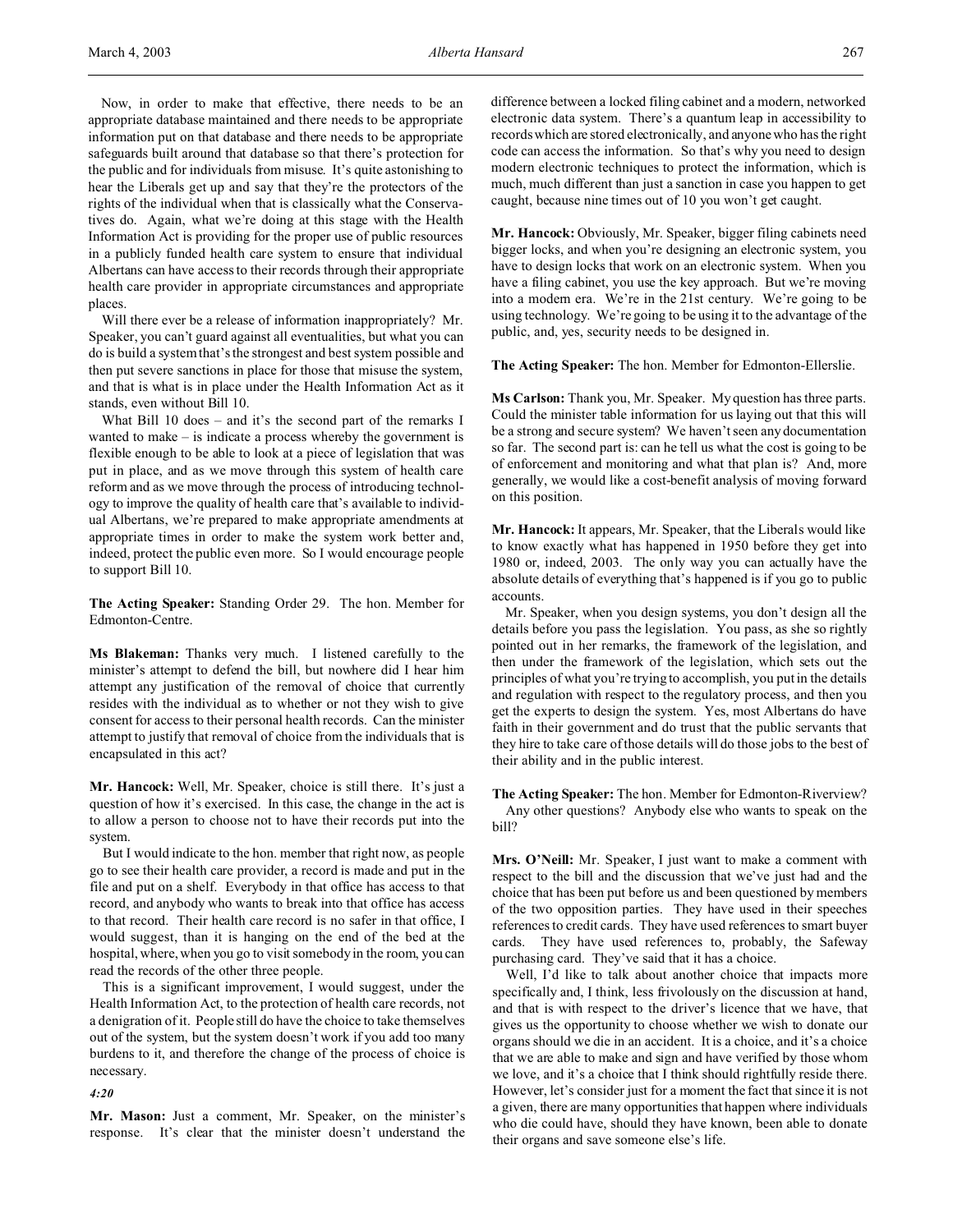Now, in order to make that effective, there needs to be an appropriate database maintained and there needs to be appropriate information put on that database and there needs to be appropriate safeguards built around that database so that there's protection for the public and for individuals from misuse. It's quite astonishing to hear the Liberals get up and say that they're the protectors of the rights of the individual when that is classically what the Conservatives do. Again, what we're doing at this stage with the Health Information Act is providing for the proper use of public resources in a publicly funded health care system to ensure that individual Albertans can have access to their records through their appropriate health care provider in appropriate circumstances and appropriate places.

Will there ever be a release of information inappropriately? Mr. Speaker, you can't guard against all eventualities, but what you can do is build a system that's the strongest and best system possible and then put severe sanctions in place for those that misuse the system, and that is what is in place under the Health Information Act as it stands, even without Bill 10.

What Bill 10 does – and it's the second part of the remarks I wanted to make – is indicate a process whereby the government is flexible enough to be able to look at a piece of legislation that was put in place, and as we move through this system of health care reform and as we move through the process of introducing technology to improve the quality of health care that's available to individual Albertans, we're prepared to make appropriate amendments at appropriate times in order to make the system work better and, indeed, protect the public even more. So I would encourage people to support Bill 10.

**The Acting Speaker:** Standing Order 29. The hon. Member for Edmonton-Centre.

**Ms Blakeman:** Thanks very much. I listened carefully to the minister's attempt to defend the bill, but nowhere did I hear him attempt any justification of the removal of choice that currently resides with the individual as to whether or not they wish to give consent for access to their personal health records. Can the minister attempt to justify that removal of choice from the individuals that is encapsulated in this act?

**Mr. Hancock:** Well, Mr. Speaker, choice is still there. It's just a question of how it's exercised. In this case, the change in the act is to allow a person to choose not to have their records put into the system.

But I would indicate to the hon. member that right now, as people go to see their health care provider, a record is made and put in the file and put on a shelf. Everybody in that office has access to that record, and anybody who wants to break into that office has access to that record. Their health care record is no safer in that office, I would suggest, than it is hanging on the end of the bed at the hospital, where, when you go to visit somebody in the room, you can read the records of the other three people.

This is a significant improvement, I would suggest, under the Health Information Act, to the protection of health care records, not a denigration of it. People still do have the choice to take themselves out of the system, but the system doesn't work if you add too many burdens to it, and therefore the change of the process of choice is necessary.

*4:20*

**Mr. Mason:** Just a comment, Mr. Speaker, on the minister's response. It's clear that the minister doesn't understand the difference between a locked filing cabinet and a modern, networked electronic data system. There's a quantum leap in accessibility to records which are stored electronically, and anyone who has the right code can access the information. So that's why you need to design modern electronic techniques to protect the information, which is much, much different than just a sanction in case you happen to get caught, because nine times out of 10 you won't get caught.

**Mr. Hancock:** Obviously, Mr. Speaker, bigger filing cabinets need bigger locks, and when you're designing an electronic system, you have to design locks that work on an electronic system. When you have a filing cabinet, you use the key approach. But we're moving into a modern era. We're in the 21st century. We're going to be using technology. We're going to be using it to the advantage of the public, and, yes, security needs to be designed in.

**The Acting Speaker:** The hon. Member for Edmonton-Ellerslie.

**Ms Carlson:** Thank you, Mr. Speaker. My question has three parts. Could the minister table information for us laying out that this will be a strong and secure system? We haven't seen any documentation so far. The second part is: can he tell us what the cost is going to be of enforcement and monitoring and what that plan is? And, more generally, we would like a cost-benefit analysis of moving forward on this position.

**Mr. Hancock:** It appears, Mr. Speaker, that the Liberals would like to know exactly what has happened in 1950 before they get into 1980 or, indeed, 2003. The only way you can actually have the absolute details of everything that's happened is if you go to public accounts.

Mr. Speaker, when you design systems, you don't design all the details before you pass the legislation. You pass, as she so rightly pointed out in her remarks, the framework of the legislation, and then under the framework of the legislation, which sets out the principles of what you're trying to accomplish, you put in the details and regulation with respect to the regulatory process, and then you get the experts to design the system. Yes, most Albertans do have faith in their government and do trust that the public servants that they hire to take care of those details will do those jobs to the best of their ability and in the public interest.

**The Acting Speaker:** The hon. Member for Edmonton-Riverview?

Any other questions? Anybody else who wants to speak on the bill?

**Mrs. O'Neill:** Mr. Speaker, I just want to make a comment with respect to the bill and the discussion that we've just had and the choice that has been put before us and been questioned by members of the two opposition parties. They have used in their speeches references to credit cards. They have used references to smart buyer cards. They have used references to, probably, the Safeway purchasing card. They've said that it has a choice.

Well, I'd like to talk about another choice that impacts more specifically and, I think, less frivolously on the discussion at hand, and that is with respect to the driver's licence that we have, that gives us the opportunity to choose whether we wish to donate our organs should we die in an accident. It is a choice, and it's a choice that we are able to make and sign and have verified by those whom we love, and it's a choice that I think should rightfully reside there. However, let's consider just for a moment the fact that since it is not a given, there are many opportunities that happen where individuals who die could have, should they have known, been able to donate their organs and save someone else's life.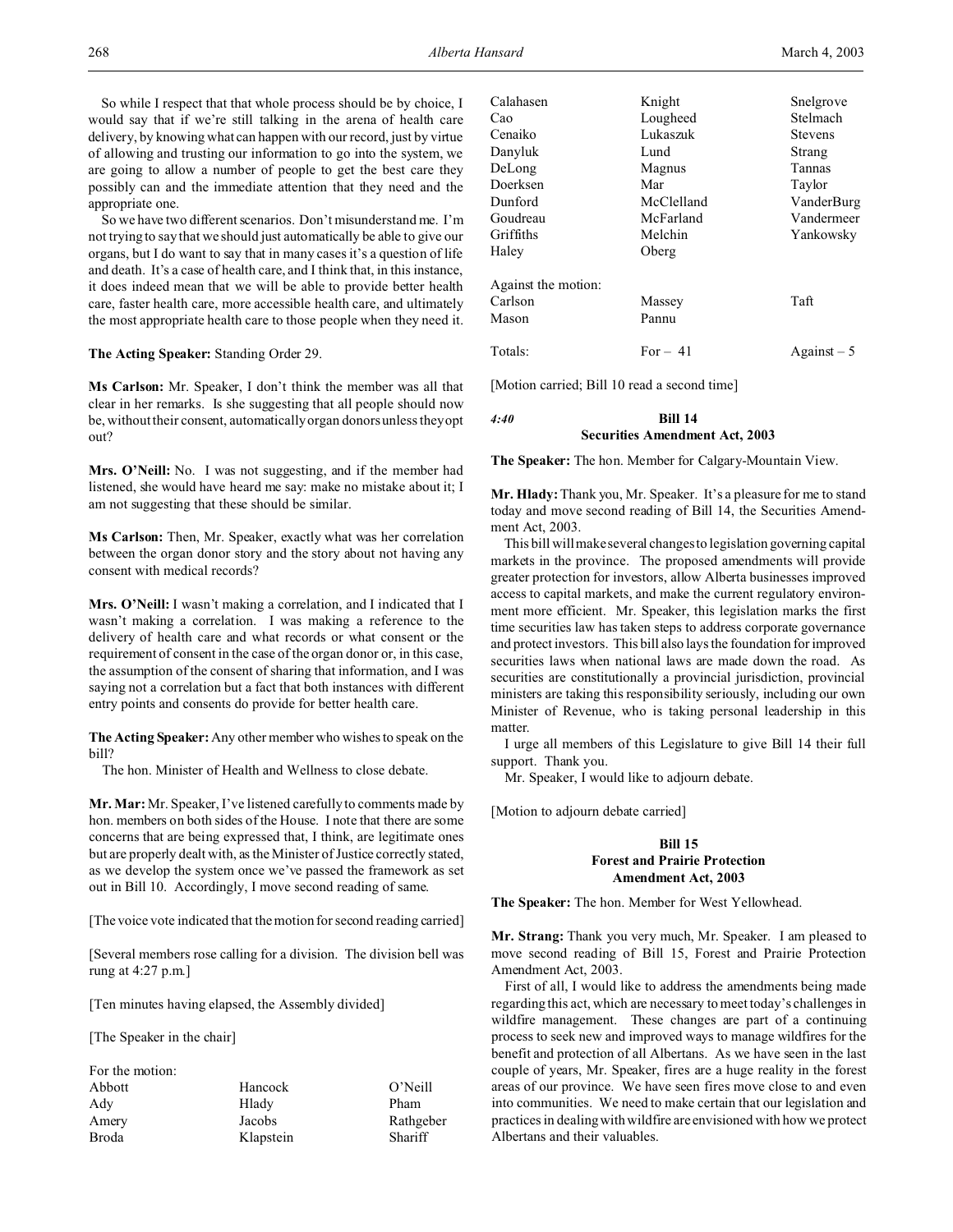So while I respect that that whole process should be by choice, I would say that if we're still talking in the arena of health care delivery, by knowing what can happen with our record, just by virtue of allowing and trusting our information to go into the system, we are going to allow a number of people to get the best care they possibly can and the immediate attention that they need and the appropriate one.

So we have two different scenarios. Don't misunderstand me. I'm not trying to say that we should just automatically be able to give our organs, but I do want to say that in many cases it's a question of life and death. It's a case of health care, and I think that, in this instance, it does indeed mean that we will be able to provide better health care, faster health care, more accessible health care, and ultimately the most appropriate health care to those people when they need it.

**The Acting Speaker:** Standing Order 29.

**Ms Carlson:** Mr. Speaker, I don't think the member was all that clear in her remarks. Is she suggesting that all people should now be, without their consent, automatically organ donors unless they opt out?

**Mrs. O'Neill:** No. I was not suggesting, and if the member had listened, she would have heard me say: make no mistake about it; I am not suggesting that these should be similar.

**Ms Carlson:** Then, Mr. Speaker, exactly what was her correlation between the organ donor story and the story about not having any consent with medical records?

**Mrs. O'Neill:** I wasn't making a correlation, and I indicated that I wasn't making a correlation. I was making a reference to the delivery of health care and what records or what consent or the requirement of consent in the case of the organ donor or, in this case, the assumption of the consent of sharing that information, and I was saying not a correlation but a fact that both instances with different entry points and consents do provide for better health care.

**The Acting Speaker:** Any other member who wishes to speak on the bill?

The hon. Minister of Health and Wellness to close debate.

**Mr. Mar:** Mr. Speaker, I've listened carefully to comments made by hon. members on both sides of the House. I note that there are some concerns that are being expressed that, I think, are legitimate ones but are properly dealt with, as the Minister of Justice correctly stated, as we develop the system once we've passed the framework as set out in Bill 10. Accordingly, I move second reading of same.

[The voice vote indicated that the motion for second reading carried]

[Several members rose calling for a division. The division bell was rung at 4:27 p.m.]

[Ten minutes having elapsed, the Assembly divided]

[The Speaker in the chair]

For the motion:

| | | |
|---|---|---|
| Abbott | Hancock | O'Neill |
| Ady | Hlady | Pham |
| Amery | Jacobs | Rathgeber |
| Broda | Klapstein | Shariff |
| Calahasen | Knight | Snelgrove |
| Cao | Lougheed | Stelmach |
| Cenaiko | Lukaszuk | Stevens |
| Danyluk | Lund | Strang |
| DeLong | Magnus | Tannas |
| Doerksen | Mar | Taylor |
| Dunford | McClelland | VanderBurg |
| Goudreau | McFarland | Vandermeer |
| Griffiths | Melchin | Yankowsky |
| Haley | Oberg | |

Against the motion:

| | | |
|---|---|---|
| Carlson | Massey | Taft |
| Mason | Pannu | |

| | | |
|---|---|---|
| Totals: | For – 41 | Against – 5 |

[Motion carried; Bill 10 read a second time]

*4:40*

## Bill 14
## Securities Amendment Act, 2003

**The Speaker:** The hon. Member for Calgary-Mountain View.

**Mr. Hlady:** Thank you, Mr. Speaker. It's a pleasure for me to stand today and move second reading of Bill 14, the Securities Amendment Act, 2003.

This bill will make several changes to legislation governing capital markets in the province. The proposed amendments will provide greater protection for investors, allow Alberta businesses improved access to capital markets, and make the current regulatory environment more efficient. Mr. Speaker, this legislation marks the first time securities law has taken steps to address corporate governance and protect investors. This bill also lays the foundation for improved securities laws when national laws are made down the road. As securities are constitutionally a provincial jurisdiction, provincial ministers are taking this responsibility seriously, including our own Minister of Revenue, who is taking personal leadership in this matter.

I urge all members of this Legislature to give Bill 14 their full support. Thank you.

Mr. Speaker, I would like to adjourn debate.

[Motion to adjourn debate carried]

## Bill 15
## Forest and Prairie Protection Amendment Act, 2003

**The Speaker:** The hon. Member for West Yellowhead.

**Mr. Strang:** Thank you very much, Mr. Speaker. I am pleased to move second reading of Bill 15, Forest and Prairie Protection Amendment Act, 2003.

First of all, I would like to address the amendments being made regarding this act, which are necessary to meet today's challenges in wildfire management. These changes are part of a continuing process to seek new and improved ways to manage wildfires for the benefit and protection of all Albertans. As we have seen in the last couple of years, Mr. Speaker, fires are a huge reality in the forest areas of our province. We have seen fires move close to and even into communities. We need to make certain that our legislation and practices in dealing with wildfire are envisioned with how we protect Albertans and their valuables.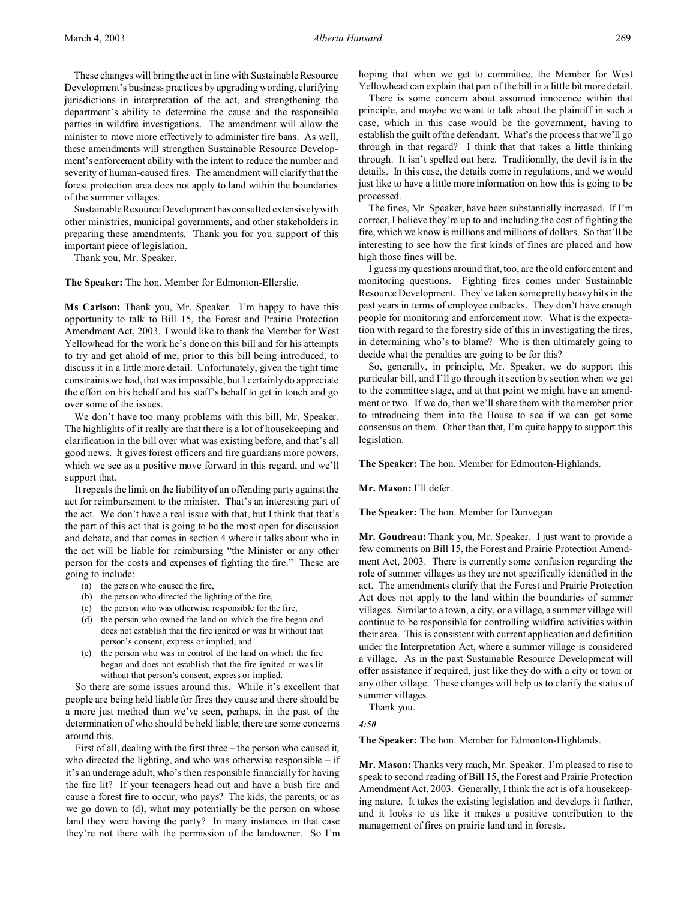These changes will bring the act in line with Sustainable Resource Development's business practices by upgrading wording, clarifying jurisdictions in interpretation of the act, and strengthening the department's ability to determine the cause and the responsible parties in wildfire investigations. The amendment will allow the minister to move more effectively to administer fire bans. As well, these amendments will strengthen Sustainable Resource Development's enforcement ability with the intent to reduce the number and severity of human-caused fires. The amendment will clarify that the forest protection area does not apply to land within the boundaries of the summer villages.

Sustainable Resource Development has consulted extensively with other ministries, municipal governments, and other stakeholders in preparing these amendments. Thank you for you support of this important piece of legislation.

Thank you, Mr. Speaker.

**The Speaker:** The hon. Member for Edmonton-Ellerslie.

**Ms Carlson:** Thank you, Mr. Speaker. I'm happy to have this opportunity to talk to Bill 15, the Forest and Prairie Protection Amendment Act, 2003. I would like to thank the Member for West Yellowhead for the work he's done on this bill and for his attempts to try and get ahold of me, prior to this bill being introduced, to discuss it in a little more detail. Unfortunately, given the tight time constraints we had, that was impossible, but I certainly do appreciate the effort on his behalf and his staff's behalf to get in touch and go over some of the issues.

We don't have too many problems with this bill, Mr. Speaker. The highlights of it really are that there is a lot of housekeeping and clarification in the bill over what was existing before, and that's all good news. It gives forest officers and fire guardians more powers, which we see as a positive move forward in this regard, and we'll support that.

It repeals the limit on the liability of an offending party against the act for reimbursement to the minister. That's an interesting part of the act. We don't have a real issue with that, but I think that that's the part of this act that is going to be the most open for discussion and debate, and that comes in section 4 where it talks about who in the act will be liable for reimbursing "the Minister or any other person for the costs and expenses of fighting the fire." These are going to include:

- (a) the person who caused the fire,
- (b) the person who directed the lighting of the fire,
- (c) the person who was otherwise responsible for the fire,
- (d) the person who owned the land on which the fire began and does not establish that the fire ignited or was lit without that person's consent, express or implied, and
- (e) the person who was in control of the land on which the fire began and does not establish that the fire ignited or was lit without that person's consent, express or implied.

So there are some issues around this. While it's excellent that people are being held liable for fires they cause and there should be a more just method than we've seen, perhaps, in the past of the determination of who should be held liable, there are some concerns around this.

First of all, dealing with the first three – the person who caused it, who directed the lighting, and who was otherwise responsible – if it's an underage adult, who's then responsible financially for having the fire lit? If your teenagers head out and have a bush fire and cause a forest fire to occur, who pays? The kids, the parents, or as we go down to (d), what may potentially be the person on whose land they were having the party? In many instances in that case they're not there with the permission of the landowner. So I'm hoping that when we get to committee, the Member for West Yellowhead can explain that part of the bill in a little bit more detail.

There is some concern about assumed innocence within that principle, and maybe we want to talk about the plaintiff in such a case, which in this case would be the government, having to establish the guilt of the defendant. What's the process that we'll go through in that regard? I think that that takes a little thinking through. It isn't spelled out here. Traditionally, the devil is in the details. In this case, the details come in regulations, and we would just like to have a little more information on how this is going to be processed.

The fines, Mr. Speaker, have been substantially increased. If I'm correct, I believe they're up to and including the cost of fighting the fire, which we know is millions and millions of dollars. So that'll be interesting to see how the first kinds of fines are placed and how high those fines will be.

I guess my questions around that, too, are the old enforcement and monitoring questions. Fighting fires comes under Sustainable Resource Development. They've taken some pretty heavy hits in the past years in terms of employee cutbacks. They don't have enough people for monitoring and enforcement now. What is the expectation with regard to the forestry side of this in investigating the fires, in determining who's to blame? Who is then ultimately going to decide what the penalties are going to be for this?

So, generally, in principle, Mr. Speaker, we do support this particular bill, and I'll go through it section by section when we get to the committee stage, and at that point we might have an amendment or two. If we do, then we'll share them with the member prior to introducing them into the House to see if we can get some consensus on them. Other than that, I'm quite happy to support this legislation.

**The Speaker:** The hon. Member for Edmonton-Highlands.

**Mr. Mason:** I'll defer.

**The Speaker:** The hon. Member for Dunvegan.

**Mr. Goudreau:** Thank you, Mr. Speaker. I just want to provide a few comments on Bill 15, the Forest and Prairie Protection Amendment Act, 2003. There is currently some confusion regarding the role of summer villages as they are not specifically identified in the act. The amendments clarify that the Forest and Prairie Protection Act does not apply to the land within the boundaries of summer villages. Similar to a town, a city, or a village, a summer village will continue to be responsible for controlling wildfire activities within their area. This is consistent with current application and definition under the Interpretation Act, where a summer village is considered a village. As in the past Sustainable Resource Development will offer assistance if required, just like they do with a city or town or any other village. These changes will help us to clarify the status of summer villages.

Thank you.

*4:50*

**The Speaker:** The hon. Member for Edmonton-Highlands.

**Mr. Mason:** Thanks very much, Mr. Speaker. I'm pleased to rise to speak to second reading of Bill 15, the Forest and Prairie Protection Amendment Act, 2003. Generally, I think the act is of a housekeeping nature. It takes the existing legislation and develops it further, and it looks to us like it makes a positive contribution to the management of fires on prairie land and in forests.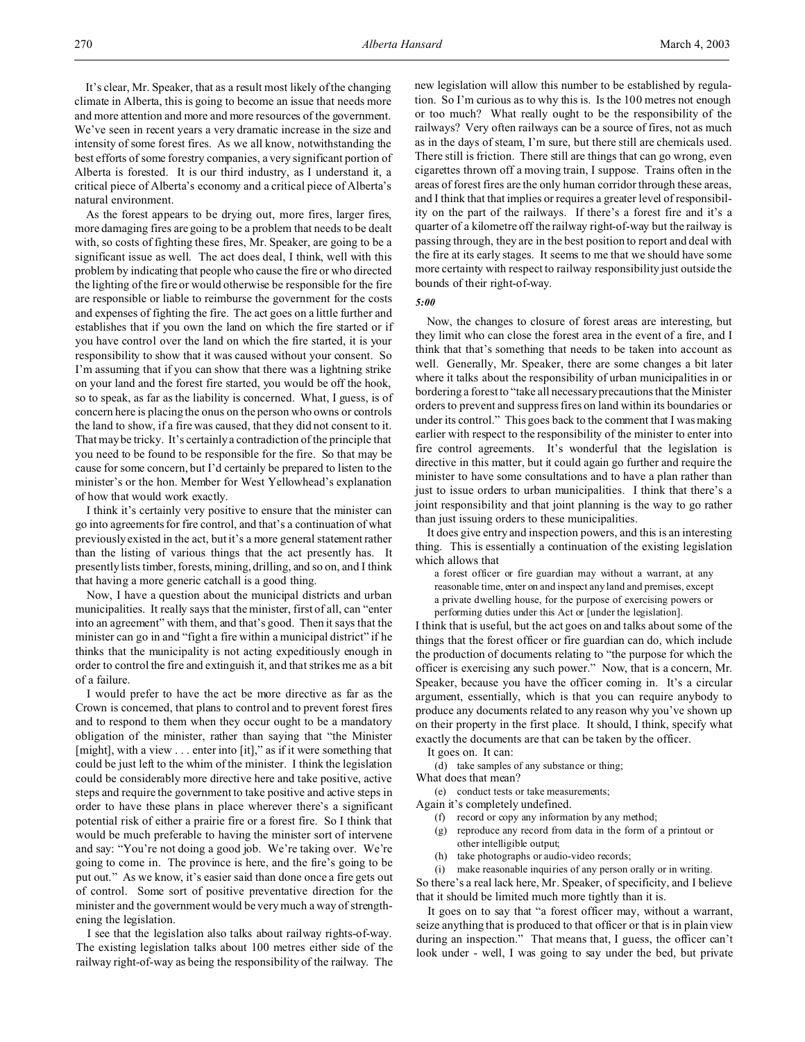It's clear, Mr. Speaker, that as a result most likely of the changing climate in Alberta, this is going to become an issue that needs more and more attention and more and more resources of the government. We've seen in recent years a very dramatic increase in the size and intensity of some forest fires. As we all know, notwithstanding the best efforts of some forestry companies, a very significant portion of Alberta is forested. It is our third industry, as I understand it, a critical piece of Alberta's economy and a critical piece of Alberta's natural environment.

As the forest appears to be drying out, more fires, larger fires, more damaging fires are going to be a problem that needs to be dealt with, so costs of fighting these fires, Mr. Speaker, are going to be a significant issue as well. The act does deal, I think, well with this problem by indicating that people who cause the fire or who directed the lighting of the fire or would otherwise be responsible for the fire are responsible or liable to reimburse the government for the costs and expenses of fighting the fire. The act goes on a little further and establishes that if you own the land on which the fire started or if you have control over the land on which the fire started, it is your responsibility to show that it was caused without your consent. So I'm assuming that if you can show that there was a lightning strike on your land and the forest fire started, you would be off the hook, so to speak, as far as the liability is concerned. What, I guess, is of concern here is placing the onus on the person who owns or controls the land to show, if a fire was caused, that they did not consent to it. That may be tricky. It's certainly a contradiction of the principle that you need to be found to be responsible for the fire. So that may be cause for some concern, but I'd certainly be prepared to listen to the minister's or the hon. Member for West Yellowhead's explanation of how that would work exactly.

I think it's certainly very positive to ensure that the minister can go into agreements for fire control, and that's a continuation of what previously existed in the act, but it's a more general statement rather than the listing of various things that the act presently has. It presently lists timber, forests, mining, drilling, and so on, and I think that having a more generic catchall is a good thing.

Now, I have a question about the municipal districts and urban municipalities. It really says that the minister, first of all, can "enter into an agreement" with them, and that's good. Then it says that the minister can go in and "fight a fire within a municipal district" if he thinks that the municipality is not acting expeditiously enough in order to control the fire and extinguish it, and that strikes me as a bit of a failure.

I would prefer to have the act be more directive as far as the Crown is concerned, that plans to control and to prevent forest fires and to respond to them when they occur ought to be a mandatory obligation of the minister, rather than saying that "the Minister [might], with a view . . . enter into [it]," as if it were something that could be just left to the whim of the minister. I think the legislation could be considerably more directive here and take positive, active steps and require the government to take positive and active steps in order to have these plans in place wherever there's a significant potential risk of either a prairie fire or a forest fire. So I think that would be much preferable to having the minister sort of intervene and say: "You're not doing a good job. We're taking over. We're going to come in. The province is here, and the fire's going to be put out." As we know, it's easier said than done once a fire gets out of control. Some sort of positive preventative direction for the minister and the government would be very much a way of strengthening the legislation.

I see that the legislation also talks about railway rights-of-way. The existing legislation talks about 100 metres either side of the railway right-of-way as being the responsibility of the railway. The new legislation will allow this number to be established by regulation. So I'm curious as to why this is. Is the 100 metres not enough or too much? What really ought to be the responsibility of the railways? Very often railways can be a source of fires, not as much as in the days of steam, I'm sure, but there still are chemicals used. There still is friction. There still are things that can go wrong, even cigarettes thrown off a moving train, I suppose. Trains often in the areas of forest fires are the only human corridor through these areas, and I think that that implies or requires a greater level of responsibility on the part of the railways. If there's a forest fire and it's a quarter of a kilometre off the railway right-of-way but the railway is passing through, they are in the best position to report and deal with the fire at its early stages. It seems to me that we should have some more certainty with respect to railway responsibility just outside the bounds of their right-of-way.

*5:00*

Now, the changes to closure of forest areas are interesting, but they limit who can close the forest area in the event of a fire, and I think that that's something that needs to be taken into account as well. Generally, Mr. Speaker, there are some changes a bit later where it talks about the responsibility of urban municipalities in or bordering a forest to "take all necessary precautions that the Minister orders to prevent and suppress fires on land within its boundaries or under its control." This goes back to the comment that I was making earlier with respect to the responsibility of the minister to enter into fire control agreements. It's wonderful that the legislation is directive in this matter, but it could again go further and require the minister to have some consultations and to have a plan rather than just to issue orders to urban municipalities. I think that there's a joint responsibility and that joint planning is the way to go rather than just issuing orders to these municipalities.

It does give entry and inspection powers, and this is an interesting thing. This is essentially a continuation of the existing legislation which allows that

> a forest officer or fire guardian may without a warrant, at any reasonable time, enter on and inspect any land and premises, except a private dwelling house, for the purpose of exercising powers or performing duties under this Act or [under the legislation].

I think that is useful, but the act goes on and talks about some of the things that the forest officer or fire guardian can do, which include the production of documents relating to "the purpose for which the officer is exercising any such power." Now, that is a concern, Mr. Speaker, because you have the officer coming in. It's a circular argument, essentially, which is that you can require anybody to produce any documents related to any reason why you've shown up on their property in the first place. It should, I think, specify what exactly the documents are that can be taken by the officer.

It goes on. It can:

> (d) take samples of any substance or thing;

What does that mean?

> (e) conduct tests or take measurements;

Again it's completely undefined.

> (f) record or copy any information by any method;
> (g) reproduce any record from data in the form of a printout or other intelligible output;
> (h) take photographs or audio-video records;
> (i) make reasonable inquiries of any person orally or in writing.

So there's a real lack here, Mr. Speaker, of specificity, and I believe that it should be limited much more tightly than it is.

It goes on to say that "a forest officer may, without a warrant, seize anything that is produced to that officer or that is in plain view during an inspection." That means that, I guess, the officer can't look under - well, I was going to say under the bed, but private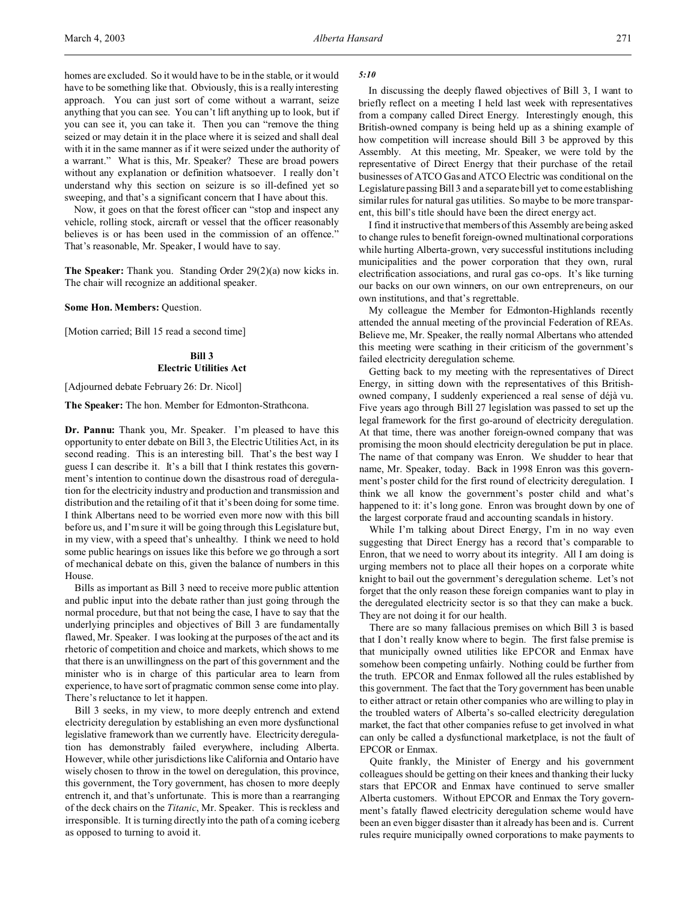homes are excluded. So it would have to be in the stable, or it would have to be something like that. Obviously, this is a really interesting approach. You can just sort of come without a warrant, seize anything that you can see. You can't lift anything up to look, but if you can see it, you can take it. Then you can "remove the thing seized or may detain it in the place where it is seized and shall deal with it in the same manner as if it were seized under the authority of a warrant." What is this, Mr. Speaker? These are broad powers without any explanation or definition whatsoever. I really don't understand why this section on seizure is so ill-defined yet so sweeping, and that's a significant concern that I have about this.

Now, it goes on that the forest officer can "stop and inspect any vehicle, rolling stock, aircraft or vessel that the officer reasonably believes is or has been used in the commission of an offence." That's reasonable, Mr. Speaker, I would have to say.

**The Speaker:** Thank you. Standing Order 29(2)(a) now kicks in. The chair will recognize an additional speaker.

**Some Hon. Members:** Question.

[Motion carried; Bill 15 read a second time]

### Bill 3
### Electric Utilities Act

[Adjourned debate February 26: Dr. Nicol]

**The Speaker:** The hon. Member for Edmonton-Strathcona.

**Dr. Pannu:** Thank you, Mr. Speaker. I'm pleased to have this opportunity to enter debate on Bill 3, the Electric Utilities Act, in its second reading. This is an interesting bill. That's the best way I guess I can describe it. It's a bill that I think restates this government's intention to continue down the disastrous road of deregulation for the electricity industry and production and transmission and distribution and the retailing of it that it's been doing for some time. I think Albertans need to be worried even more now with this bill before us, and I'm sure it will be going through this Legislature but, in my view, with a speed that's unhealthy. I think we need to hold some public hearings on issues like this before we go through a sort of mechanical debate on this, given the balance of numbers in this House.

Bills as important as Bill 3 need to receive more public attention and public input into the debate rather than just going through the normal procedure, but that not being the case, I have to say that the underlying principles and objectives of Bill 3 are fundamentally flawed, Mr. Speaker. I was looking at the purposes of the act and its rhetoric of competition and choice and markets, which shows to me that there is an unwillingness on the part of this government and the minister who is in charge of this particular area to learn from experience, to have sort of pragmatic common sense come into play. There's reluctance to let it happen.

Bill 3 seeks, in my view, to more deeply entrench and extend electricity deregulation by establishing an even more dysfunctional legislative framework than we currently have. Electricity deregulation has demonstrably failed everywhere, including Alberta. However, while other jurisdictions like California and Ontario have wisely chosen to throw in the towel on deregulation, this province, this government, the Tory government, has chosen to more deeply entrench it, and that's unfortunate. This is more than a rearranging of the deck chairs on the *Titanic*, Mr. Speaker. This is reckless and irresponsible. It is turning directly into the path of a coming iceberg as opposed to turning to avoid it.

*5:10*

In discussing the deeply flawed objectives of Bill 3, I want to briefly reflect on a meeting I held last week with representatives from a company called Direct Energy. Interestingly enough, this British-owned company is being held up as a shining example of how competition will increase should Bill 3 be approved by this Assembly. At this meeting, Mr. Speaker, we were told by the representative of Direct Energy that their purchase of the retail businesses of ATCO Gas and ATCO Electric was conditional on the Legislature passing Bill 3 and a separate bill yet to come establishing similar rules for natural gas utilities. So maybe to be more transparent, this bill's title should have been the direct energy act.

I find it instructive that members of this Assembly are being asked to change rules to benefit foreign-owned multinational corporations while hurting Alberta-grown, very successful institutions including municipalities and the power corporation that they own, rural electrification associations, and rural gas co-ops. It's like turning our backs on our own winners, on our own entrepreneurs, on our own institutions, and that's regrettable.

My colleague the Member for Edmonton-Highlands recently attended the annual meeting of the provincial Federation of REAs. Believe me, Mr. Speaker, the really normal Albertans who attended this meeting were scathing in their criticism of the government's failed electricity deregulation scheme.

Getting back to my meeting with the representatives of Direct Energy, in sitting down with the representatives of this British-owned company, I suddenly experienced a real sense of déjà vu. Five years ago through Bill 27 legislation was passed to set up the legal framework for the first go-around of electricity deregulation. At that time, there was another foreign-owned company that was promising the moon should electricity deregulation be put in place. The name of that company was Enron. We shudder to hear that name, Mr. Speaker, today. Back in 1998 Enron was this government's poster child for the first round of electricity deregulation. I think we all know the government's poster child and what's happened to it: it's long gone. Enron was brought down by one of the largest corporate fraud and accounting scandals in history.

While I'm talking about Direct Energy, I'm in no way even suggesting that Direct Energy has a record that's comparable to Enron, that we need to worry about its integrity. All I am doing is urging members not to place all their hopes on a corporate white knight to bail out the government's deregulation scheme. Let's not forget that the only reason these foreign companies want to play in the deregulated electricity sector is so that they can make a buck. They are not doing it for our health.

There are so many fallacious premises on which Bill 3 is based that I don't really know where to begin. The first false premise is that municipally owned utilities like EPCOR and Enmax have somehow been competing unfairly. Nothing could be further from the truth. EPCOR and Enmax followed all the rules established by this government. The fact that the Tory government has been unable to either attract or retain other companies who are willing to play in the troubled waters of Alberta's so-called electricity deregulation market, the fact that other companies refuse to get involved in what can only be called a dysfunctional marketplace, is not the fault of EPCOR or Enmax.

Quite frankly, the Minister of Energy and his government colleagues should be getting on their knees and thanking their lucky stars that EPCOR and Enmax have continued to serve smaller Alberta customers. Without EPCOR and Enmax the Tory government's fatally flawed electricity deregulation scheme would have been an even bigger disaster than it already has been and is. Current rules require municipally owned corporations to make payments to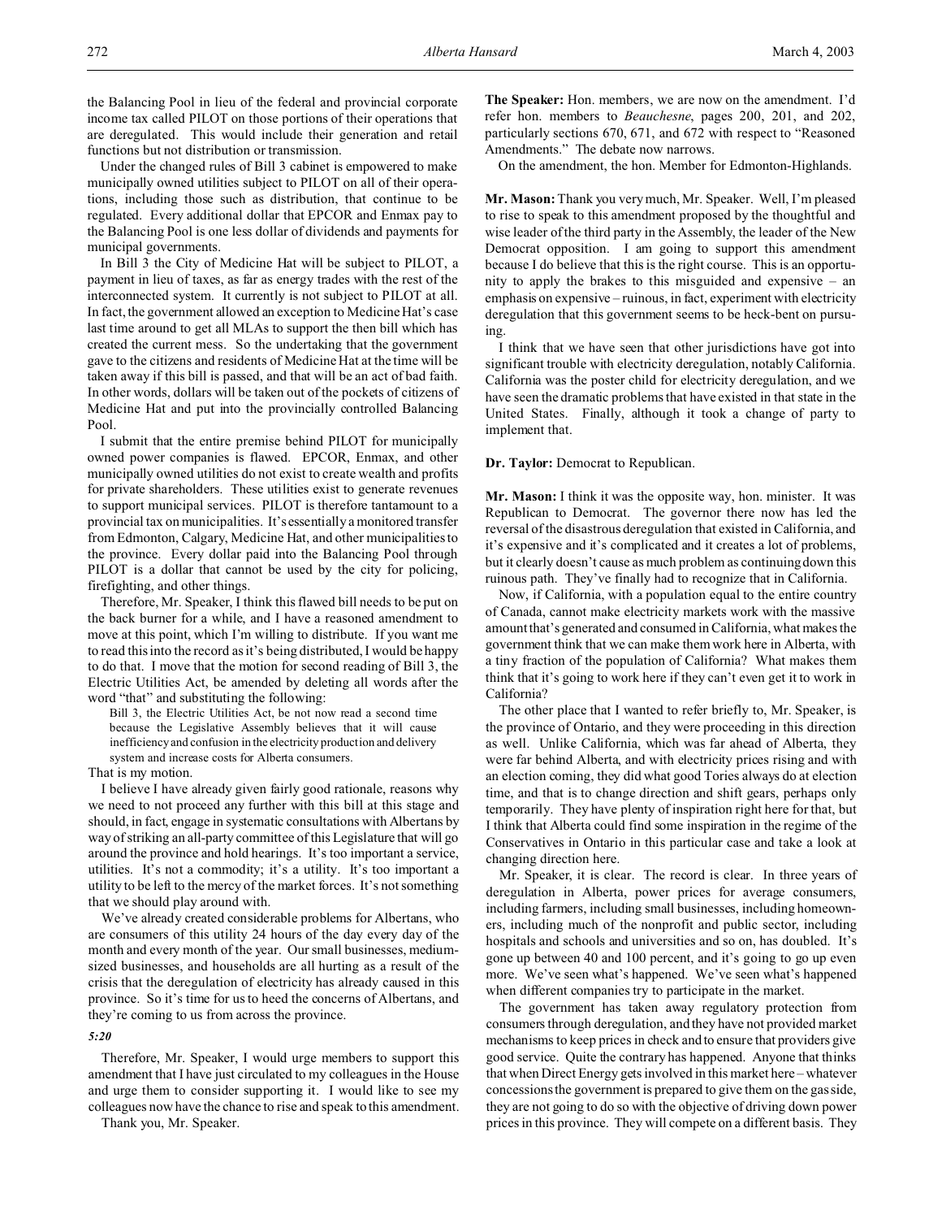the Balancing Pool in lieu of the federal and provincial corporate income tax called PILOT on those portions of their operations that are deregulated. This would include their generation and retail functions but not distribution or transmission.

Under the changed rules of Bill 3 cabinet is empowered to make municipally owned utilities subject to PILOT on all of their operations, including those such as distribution, that continue to be regulated. Every additional dollar that EPCOR and Enmax pay to the Balancing Pool is one less dollar of dividends and payments for municipal governments.

In Bill 3 the City of Medicine Hat will be subject to PILOT, a payment in lieu of taxes, as far as energy trades with the rest of the interconnected system. It currently is not subject to PILOT at all. In fact, the government allowed an exception to Medicine Hat's case last time around to get all MLAs to support the then bill which has created the current mess. So the undertaking that the government gave to the citizens and residents of Medicine Hat at the time will be taken away if this bill is passed, and that will be an act of bad faith. In other words, dollars will be taken out of the pockets of citizens of Medicine Hat and put into the provincially controlled Balancing Pool.

I submit that the entire premise behind PILOT for municipally owned power companies is flawed. EPCOR, Enmax, and other municipally owned utilities do not exist to create wealth and profits for private shareholders. These utilities exist to generate revenues to support municipal services. PILOT is therefore tantamount to a provincial tax on municipalities. It's essentially a monitored transfer from Edmonton, Calgary, Medicine Hat, and other municipalities to the province. Every dollar paid into the Balancing Pool through PILOT is a dollar that cannot be used by the city for policing, firefighting, and other things.

Therefore, Mr. Speaker, I think this flawed bill needs to be put on the back burner for a while, and I have a reasoned amendment to move at this point, which I'm willing to distribute. If you want me to read this into the record as it's being distributed, I would be happy to do that. I move that the motion for second reading of Bill 3, the Electric Utilities Act, be amended by deleting all words after the word "that" and substituting the following:

> Bill 3, the Electric Utilities Act, be not now read a second time because the Legislative Assembly believes that it will cause inefficiency and confusion in the electricity production and delivery system and increase costs for Alberta consumers.

That is my motion.

I believe I have already given fairly good rationale, reasons why we need to not proceed any further with this bill at this stage and should, in fact, engage in systematic consultations with Albertans by way of striking an all-party committee of this Legislature that will go around the province and hold hearings. It's too important a service, utilities. It's not a commodity; it's a utility. It's too important a utility to be left to the mercy of the market forces. It's not something that we should play around with.

We've already created considerable problems for Albertans, who are consumers of this utility 24 hours of the day every day of the month and every month of the year. Our small businesses, medium-sized businesses, and households are all hurting as a result of the crisis that the deregulation of electricity has already caused in this province. So it's time for us to heed the concerns of Albertans, and they're coming to us from across the province.

*5:20*

Therefore, Mr. Speaker, I would urge members to support this amendment that I have just circulated to my colleagues in the House and urge them to consider supporting it. I would like to see my colleagues now have the chance to rise and speak to this amendment.

Thank you, Mr. Speaker.

**The Speaker:** Hon. members, we are now on the amendment. I'd refer hon. members to *Beauchesne*, pages 200, 201, and 202, particularly sections 670, 671, and 672 with respect to "Reasoned Amendments." The debate now narrows.

On the amendment, the hon. Member for Edmonton-Highlands.

**Mr. Mason:** Thank you very much, Mr. Speaker. Well, I'm pleased to rise to speak to this amendment proposed by the thoughtful and wise leader of the third party in the Assembly, the leader of the New Democrat opposition. I am going to support this amendment because I do believe that this is the right course. This is an opportunity to apply the brakes to this misguided and expensive – an emphasis on expensive – ruinous, in fact, experiment with electricity deregulation that this government seems to be heck-bent on pursuing.

I think that we have seen that other jurisdictions have got into significant trouble with electricity deregulation, notably California. California was the poster child for electricity deregulation, and we have seen the dramatic problems that have existed in that state in the United States. Finally, although it took a change of party to implement that.

**Dr. Taylor:** Democrat to Republican.

**Mr. Mason:** I think it was the opposite way, hon. minister. It was Republican to Democrat. The governor there now has led the reversal of the disastrous deregulation that existed in California, and it's expensive and it's complicated and it creates a lot of problems, but it clearly doesn't cause as much problem as continuing down this ruinous path. They've finally had to recognize that in California.

Now, if California, with a population equal to the entire country of Canada, cannot make electricity markets work with the massive amount that's generated and consumed in California, what makes the government think that we can make them work here in Alberta, with a tiny fraction of the population of California? What makes them think that it's going to work here if they can't even get it to work in California?

The other place that I wanted to refer briefly to, Mr. Speaker, is the province of Ontario, and they were proceeding in this direction as well. Unlike California, which was far ahead of Alberta, they were far behind Alberta, and with electricity prices rising and with an election coming, they did what good Tories always do at election time, and that is to change direction and shift gears, perhaps only temporarily. They have plenty of inspiration right here for that, but I think that Alberta could find some inspiration in the regime of the Conservatives in Ontario in this particular case and take a look at changing direction here.

Mr. Speaker, it is clear. The record is clear. In three years of deregulation in Alberta, power prices for average consumers, including farmers, including small businesses, including homeowners, including much of the nonprofit and public sector, including hospitals and schools and universities and so on, has doubled. It's gone up between 40 and 100 percent, and it's going to go up even more. We've seen what's happened. We've seen what's happened when different companies try to participate in the market.

The government has taken away regulatory protection from consumers through deregulation, and they have not provided market mechanisms to keep prices in check and to ensure that providers give good service. Quite the contrary has happened. Anyone that thinks that when Direct Energy gets involved in this market here – whatever concessions the government is prepared to give them on the gas side, they are not going to do so with the objective of driving down power prices in this province. They will compete on a different basis. They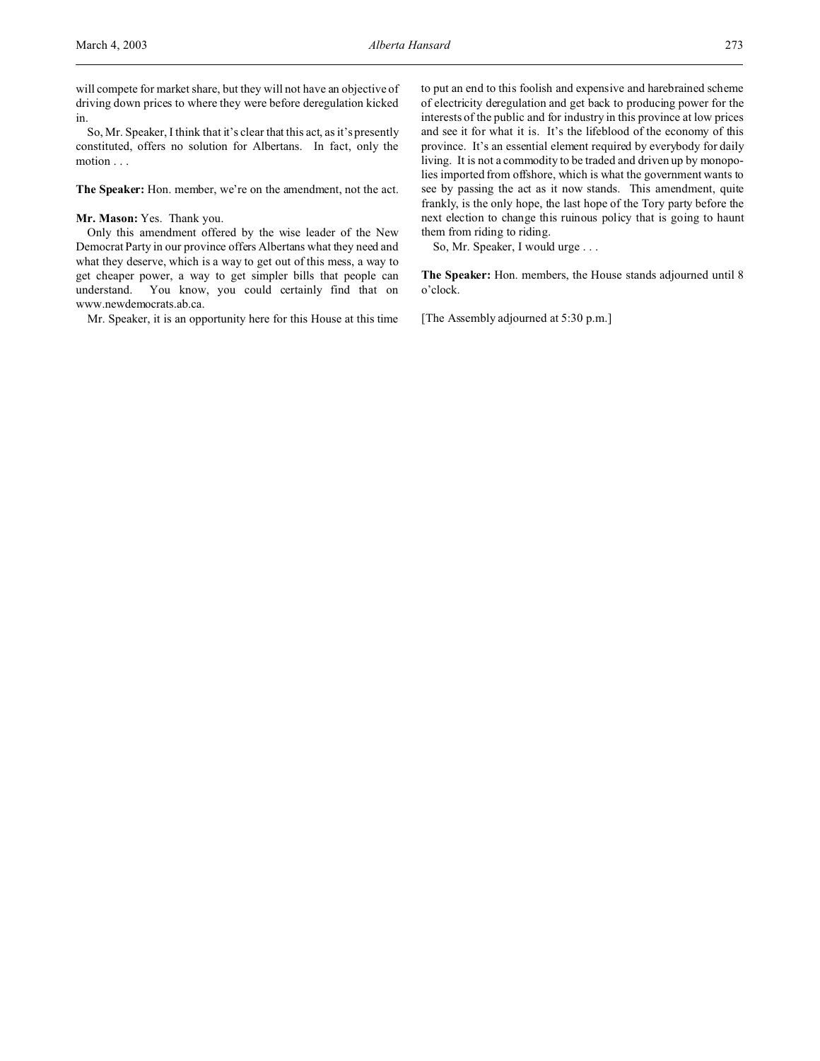will compete for market share, but they will not have an objective of driving down prices to where they were before deregulation kicked in.

So, Mr. Speaker, I think that it's clear that this act, as it's presently constituted, offers no solution for Albertans. In fact, only the motion . . .

**The Speaker:** Hon. member, we're on the amendment, not the act.

**Mr. Mason:** Yes. Thank you.

Only this amendment offered by the wise leader of the New Democrat Party in our province offers Albertans what they need and what they deserve, which is a way to get out of this mess, a way to get cheaper power, a way to get simpler bills that people can understand. You know, you could certainly find that on www.newdemocrats.ab.ca.

Mr. Speaker, it is an opportunity here for this House at this time to put an end to this foolish and expensive and harebrained scheme of electricity deregulation and get back to producing power for the interests of the public and for industry in this province at low prices and see it for what it is. It's the lifeblood of the economy of this province. It's an essential element required by everybody for daily living. It is not a commodity to be traded and driven up by monopolies imported from offshore, which is what the government wants to see by passing the act as it now stands. This amendment, quite frankly, is the only hope, the last hope of the Tory party before the next election to change this ruinous policy that is going to haunt them from riding to riding.

So, Mr. Speaker, I would urge . . .

**The Speaker:** Hon. members, the House stands adjourned until 8 o'clock.

[The Assembly adjourned at 5:30 p.m.]